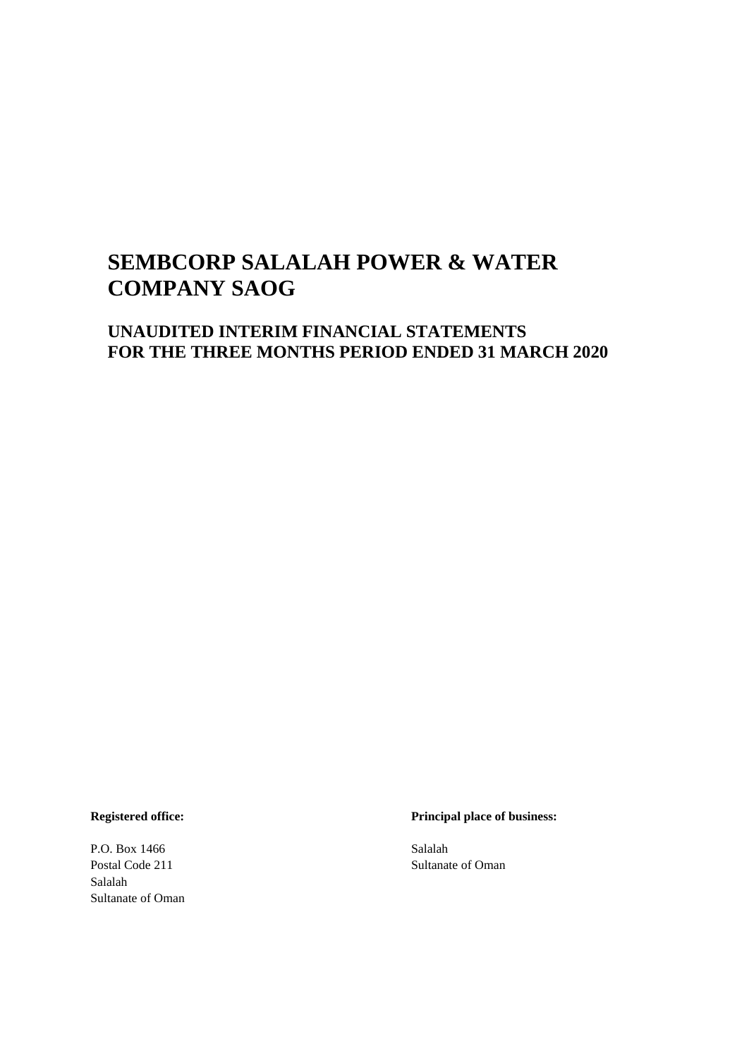# SEMBCORP SALALAH POWER & WATER COMPANY SAOG

## UNAUDITED INTERIM FINANCIAL STATEMENTS FOR THE THREE MONTHS PERIOD ENDED 31 MARCH 2020

**Registered office:**

P.O. Box 1466
Postal Code 211
Salalah
Sultanate of Oman

**Principal place of business:**

Salalah
Sultanate of Oman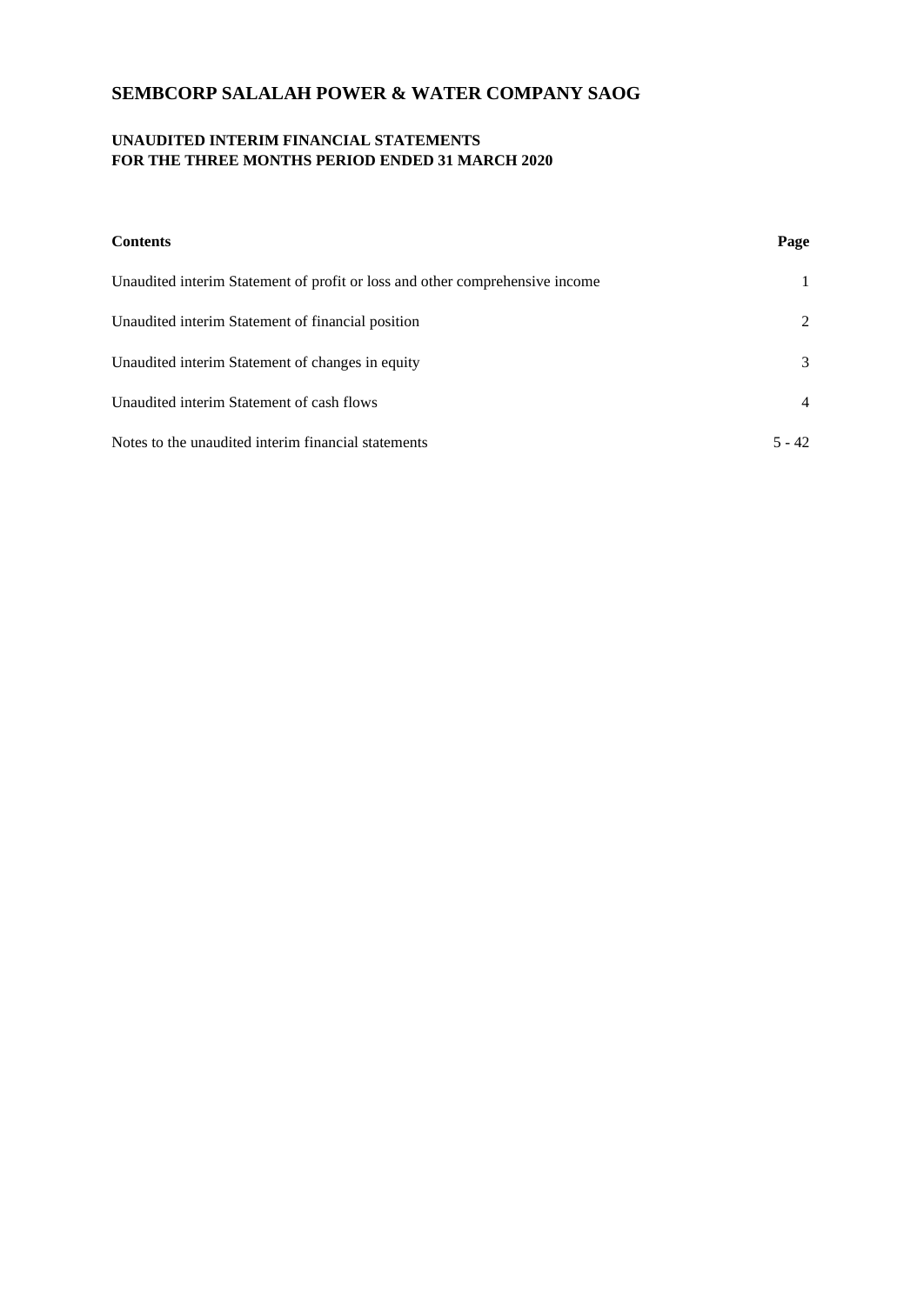# SEMBCORP SALALAH POWER & WATER COMPANY SAOG

**UNAUDITED INTERIM FINANCIAL STATEMENTS**
**FOR THE THREE MONTHS PERIOD ENDED 31 MARCH 2020**

| **Contents** | **Page** |
|---|---|
| Unaudited interim Statement of profit or loss and other comprehensive income | 1 |
| Unaudited interim Statement of financial position | 2 |
| Unaudited interim Statement of changes in equity | 3 |
| Unaudited interim Statement of cash flows | 4 |
| Notes to the unaudited interim financial statements | 5 - 42 |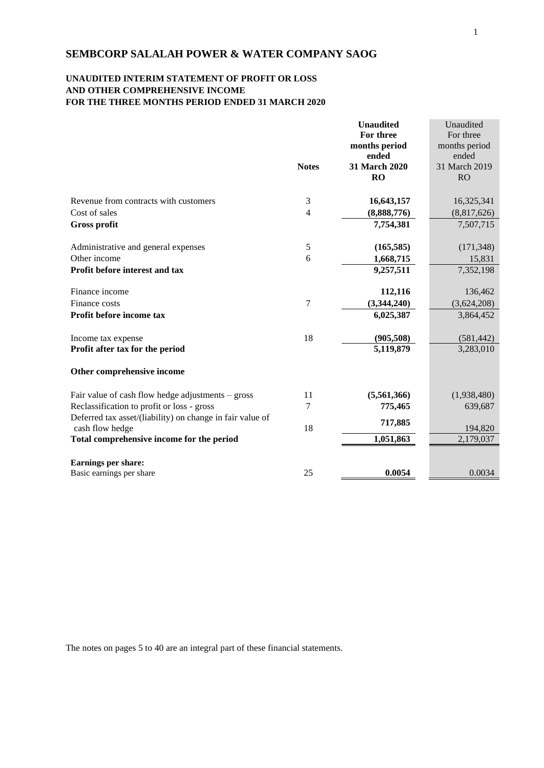# SEMBCORP SALALAH POWER & WATER COMPANY SAOG

## UNAUDITED INTERIM STATEMENT OF PROFIT OR LOSS AND OTHER COMPREHENSIVE INCOME FOR THE THREE MONTHS PERIOD ENDED 31 MARCH 2020

| | Notes | **Unaudited For three months period ended 31 March 2020 RO** | Unaudited For three months period ended 31 March 2019 RO |
|---|---|---|---|
| Revenue from contracts with customers | 3 | **16,643,157** | 16,325,341 |
| Cost of sales | 4 | **(8,888,776)** | (8,817,626) |
| **Gross profit** | | **7,754,381** | 7,507,715 |
| | | | |
| Administrative and general expenses | 5 | **(165,585)** | (171,348) |
| Other income | 6 | **1,668,715** | 15,831 |
| **Profit before interest and tax** | | **9,257,511** | 7,352,198 |
| | | | |
| Finance income | | **112,116** | 136,462 |
| Finance costs | 7 | **(3,344,240)** | (3,624,208) |
| **Profit before income tax** | | **6,025,387** | 3,864,452 |
| | | | |
| Income tax expense | 18 | **(905,508)** | (581,442) |
| **Profit after tax for the period** | | **5,119,879** | 3,283,010 |
| | | | |
| **Other comprehensive income** | | | |
| | | | |
| Fair value of cash flow hedge adjustments – gross | 11 | **(5,561,366)** | (1,938,480) |
| Reclassification to profit or loss - gross | 7 | **775,465** | 639,687 |
| Deferred tax asset/(liability) on change in fair value of cash flow hedge | 18 | **717,885** | 194,820 |
| **Total comprehensive income for the period** | | **1,051,863** | 2,179,037 |
| | | | |
| **Earnings per share:** | | | |
| Basic earnings per share | 25 | **0.0054** | 0.0034 |

The notes on pages 5 to 40 are an integral part of these financial statements.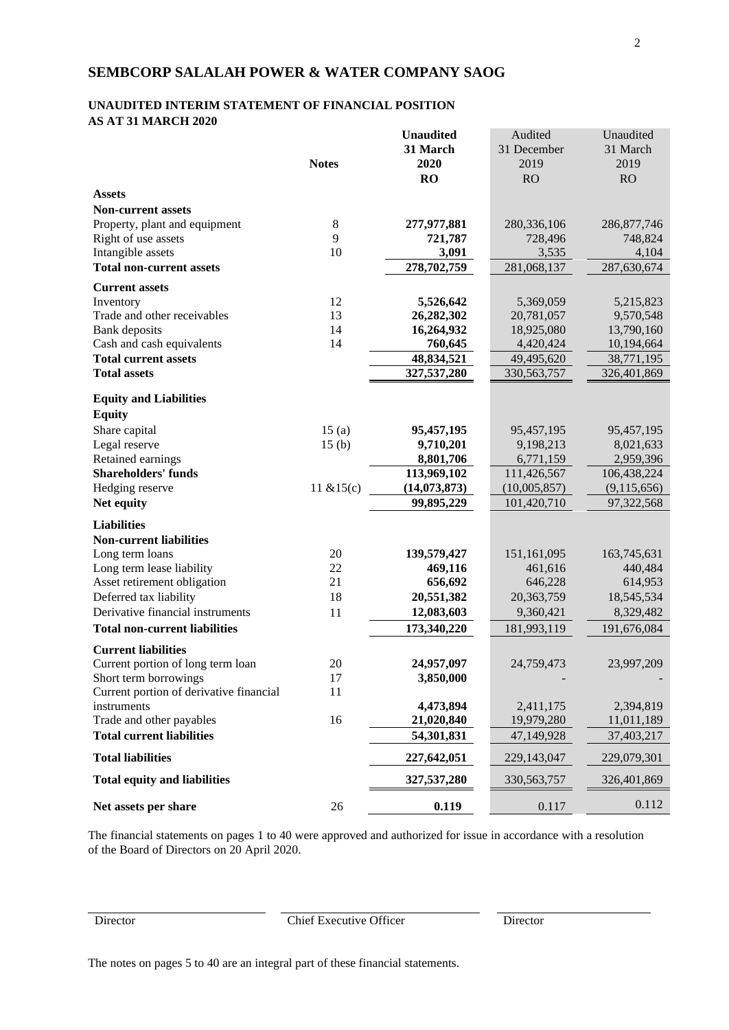# SEMBCORP SALALAH POWER & WATER COMPANY SAOG

## UNAUDITED INTERIM STATEMENT OF FINANCIAL POSITION
## AS AT 31 MARCH 2020

| | Notes | **Unaudited 31 March 2020 RO** | Audited 31 December 2019 RO | Unaudited 31 March 2019 RO |
|---|---|---|---|---|
| **Assets** | | | | |
| **Non-current assets** | | | | |
| Property, plant and equipment | 8 | **277,977,881** | 280,336,106 | 286,877,746 |
| Right of use assets | 9 | **721,787** | 728,496 | 748,824 |
| Intangible assets | 10 | **3,091** | 3,535 | 4,104 |
| **Total non-current assets** | | **278,702,759** | 281,068,137 | 287,630,674 |
| **Current assets** | | | | |
| Inventory | 12 | **5,526,642** | 5,369,059 | 5,215,823 |
| Trade and other receivables | 13 | **26,282,302** | 20,781,057 | 9,570,548 |
| Bank deposits | 14 | **16,264,932** | 18,925,080 | 13,790,160 |
| Cash and cash equivalents | 14 | **760,645** | 4,420,424 | 10,194,664 |
| **Total current assets** | | **48,834,521** | 49,495,620 | 38,771,195 |
| **Total assets** | | **327,537,280** | 330,563,757 | 326,401,869 |
| **Equity and Liabilities** | | | | |
| **Equity** | | | | |
| Share capital | 15 (a) | **95,457,195** | 95,457,195 | 95,457,195 |
| Legal reserve | 15 (b) | **9,710,201** | 9,198,213 | 8,021,633 |
| Retained earnings | | **8,801,706** | 6,771,159 | 2,959,396 |
| **Shareholders' funds** | | **113,969,102** | 111,426,567 | 106,438,224 |
| Hedging reserve | 11 &15(c) | **(14,073,873)** | (10,005,857) | (9,115,656) |
| **Net equity** | | **99,895,229** | 101,420,710 | 97,322,568 |
| **Liabilities** | | | | |
| **Non-current liabilities** | | | | |
| Long term loans | 20 | **139,579,427** | 151,161,095 | 163,745,631 |
| Long term lease liability | 22 | **469,116** | 461,616 | 440,484 |
| Asset retirement obligation | 21 | **656,692** | 646,228 | 614,953 |
| Deferred tax liability | 18 | **20,551,382** | 20,363,759 | 18,545,534 |
| Derivative financial instruments | 11 | **12,083,603** | 9,360,421 | 8,329,482 |
| **Total non-current liabilities** | | **173,340,220** | 181,993,119 | 191,676,084 |
| **Current liabilities** | | | | |
| Current portion of long term loan | 20 | **24,957,097** | 24,759,473 | 23,997,209 |
| Short term borrowings | 17 | **3,850,000** | - | - |
| Current portion of derivative financial instruments | 11 | **4,473,894** | 2,411,175 | 2,394,819 |
| Trade and other payables | 16 | **21,020,840** | 19,979,280 | 11,011,189 |
| **Total current liabilities** | | **54,301,831** | 47,149,928 | 37,403,217 |
| **Total liabilities** | | **227,642,051** | 229,143,047 | 229,079,301 |
| **Total equity and liabilities** | | **327,537,280** | 330,563,757 | 326,401,869 |
| **Net assets per share** | 26 | **0.119** | 0.117 | 0.112 |

The financial statements on pages 1 to 40 were approved and authorized for issue in accordance with a resolution of the Board of Directors on 20 April 2020.

| Director | Chief Executive Officer | Director |
|---|---|---|

The notes on pages 5 to 40 are an integral part of these financial statements.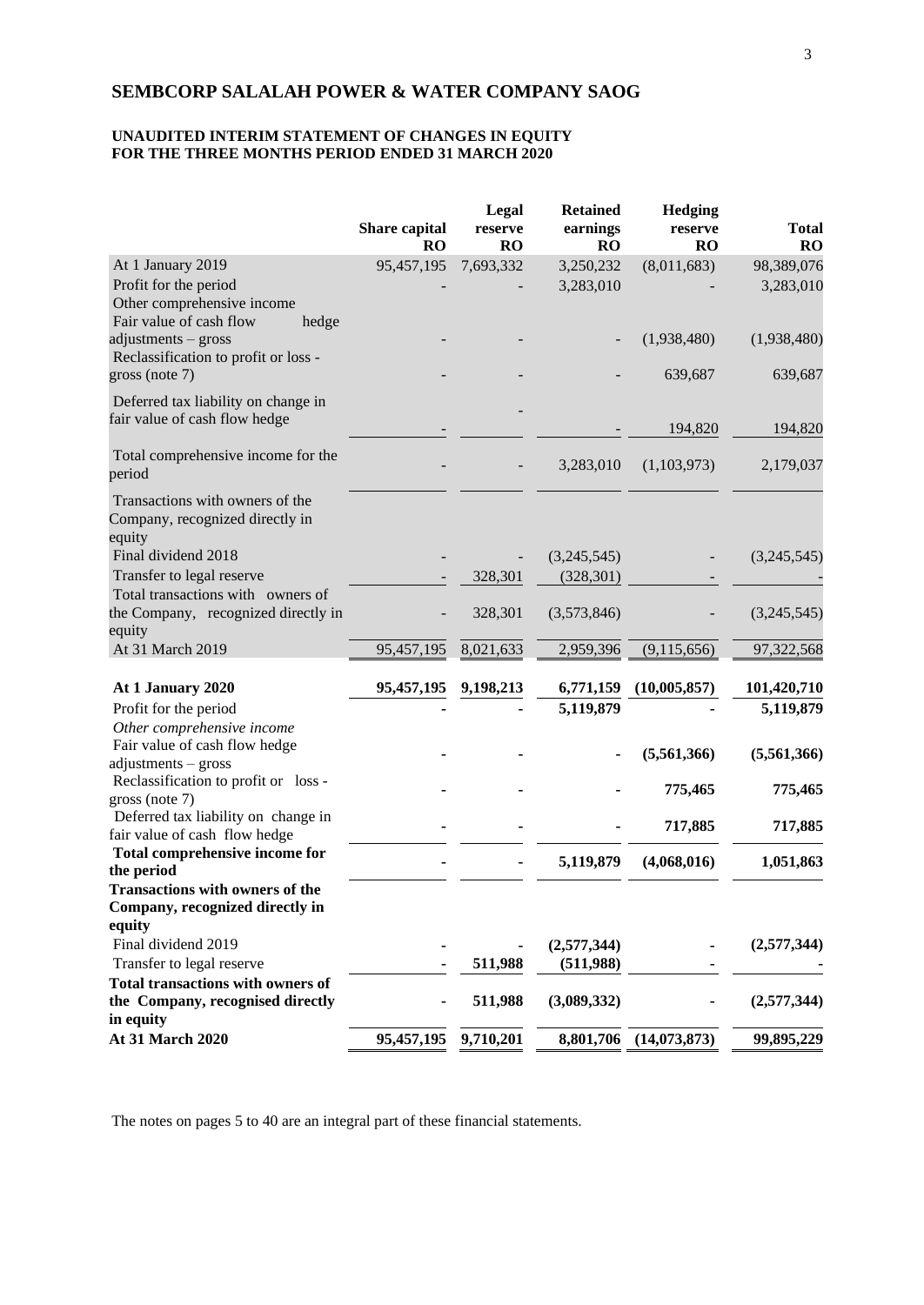# SEMBCORP SALALAH POWER & WATER COMPANY SAOG

## UNAUDITED INTERIM STATEMENT OF CHANGES IN EQUITY FOR THE THREE MONTHS PERIOD ENDED 31 MARCH 2020

| | Share capital RO | Legal reserve RO | Retained earnings RO | Hedging reserve RO | Total RO |
|---|---|---|---|---|---|
| At 1 January 2019 | 95,457,195 | 7,693,332 | 3,250,232 | (8,011,683) | 98,389,076 |
| Profit for the period | - | - | 3,283,010 | - | 3,283,010 |
| Other comprehensive income | | | | | |
| Fair value of cash flow hedge adjustments – gross | - | - | - | (1,938,480) | (1,938,480) |
| Reclassification to profit or loss - gross (note 7) | - | - | - | 639,687 | 639,687 |
| Deferred tax liability on change in fair value of cash flow hedge | - | - | - | 194,820 | 194,820 |
| Total comprehensive income for the period | - | - | 3,283,010 | (1,103,973) | 2,179,037 |
| Transactions with owners of the Company, recognized directly in equity | | | | | |
| Final dividend 2018 | - | - | (3,245,545) | - | (3,245,545) |
| Transfer to legal reserve | - | 328,301 | (328,301) | - | - |
| Total transactions with owners of the Company, recognized directly in equity | - | 328,301 | (3,573,846) | - | (3,245,545) |
| At 31 March 2019 | 95,457,195 | 8,021,633 | 2,959,396 | (9,115,656) | 97,322,568 |
| **At 1 January 2020** | **95,457,195** | **9,198,213** | **6,771,159** | **(10,005,857)** | **101,420,710** |
| Profit for the period | **-** | **-** | **5,119,879** | **-** | **5,119,879** |
| *Other comprehensive income* | | | | | |
| Fair value of cash flow hedge adjustments – gross | **-** | **-** | **-** | **(5,561,366)** | **(5,561,366)** |
| Reclassification to profit or loss - gross (note 7) | **-** | **-** | **-** | **775,465** | **775,465** |
| Deferred tax liability on change in fair value of cash flow hedge | **-** | **-** | **-** | **717,885** | **717,885** |
| **Total comprehensive income for the period** | **-** | **-** | **5,119,879** | **(4,068,016)** | **1,051,863** |
| **Transactions with owners of the Company, recognized directly in equity** | | | | | |
| Final dividend 2019 | **-** | **-** | **(2,577,344)** | **-** | **(2,577,344)** |
| Transfer to legal reserve | **-** | **511,988** | **(511,988)** | **-** | **-** |
| **Total transactions with owners of the Company, recognised directly in equity** | **-** | **511,988** | **(3,089,332)** | **-** | **(2,577,344)** |
| **At 31 March 2020** | **95,457,195** | **9,710,201** | **8,801,706** | **(14,073,873)** | **99,895,229** |

The notes on pages 5 to 40 are an integral part of these financial statements.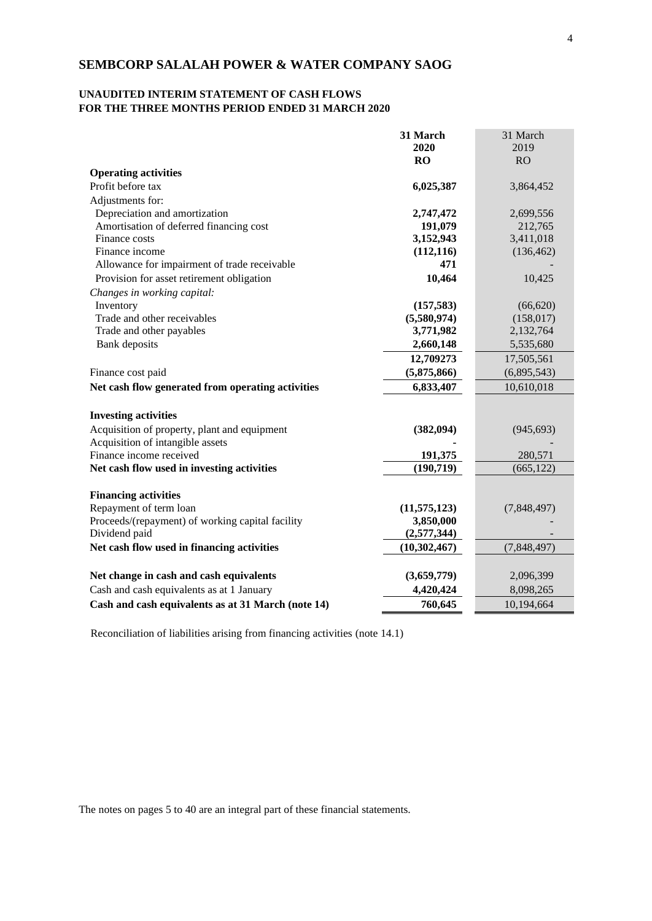# SEMBCORP SALALAH POWER & WATER COMPANY SAOG

## UNAUDITED INTERIM STATEMENT OF CASH FLOWS
## FOR THE THREE MONTHS PERIOD ENDED 31 MARCH 2020

| | 31 March 2020 RO | 31 March 2019 RO |
|---|---|---|
| **Operating activities** | | |
| Profit before tax | **6,025,387** | 3,864,452 |
| Adjustments for: | | |
| Depreciation and amortization | **2,747,472** | 2,699,556 |
| Amortisation of deferred financing cost | **191,079** | 212,765 |
| Finance costs | **3,152,943** | 3,411,018 |
| Finance income | **(112,116)** | (136,462) |
| Allowance for impairment of trade receivable | **471** | - |
| Provision for asset retirement obligation | **10,464** | 10,425 |
| *Changes in working capital:* | | |
| Inventory | **(157,583)** | (66,620) |
| Trade and other receivables | **(5,580,974)** | (158,017) |
| Trade and other payables | **3,771,982** | 2,132,764 |
| Bank deposits | **2,660,148** | 5,535,680 |
| | **12,709273** | 17,505,561 |
| Finance cost paid | **(5,875,866)** | (6,895,543) |
| **Net cash flow generated from operating activities** | **6,833,407** | 10,610,018 |
| | | |
| **Investing activities** | | |
| Acquisition of property, plant and equipment | **(382,094)** | (945,693) |
| Acquisition of intangible assets | **-** | - |
| Finance income received | **191,375** | 280,571 |
| **Net cash flow used in investing activities** | **(190,719)** | (665,122) |
| | | |
| **Financing activities** | | |
| Repayment of term loan | **(11,575,123)** | (7,848,497) |
| Proceeds/(repayment) of working capital facility | **3,850,000** | - |
| Dividend paid | **(2,577,344)** | - |
| **Net cash flow used in financing activities** | **(10,302,467)** | (7,848,497) |
| | | |
| **Net change in cash and cash equivalents** | **(3,659,779)** | 2,096,399 |
| Cash and cash equivalents as at 1 January | **4,420,424** | 8,098,265 |
| **Cash and cash equivalents as at 31 March (note 14)** | **760,645** | 10,194,664 |

Reconciliation of liabilities arising from financing activities (note 14.1)

The notes on pages 5 to 40 are an integral part of these financial statements.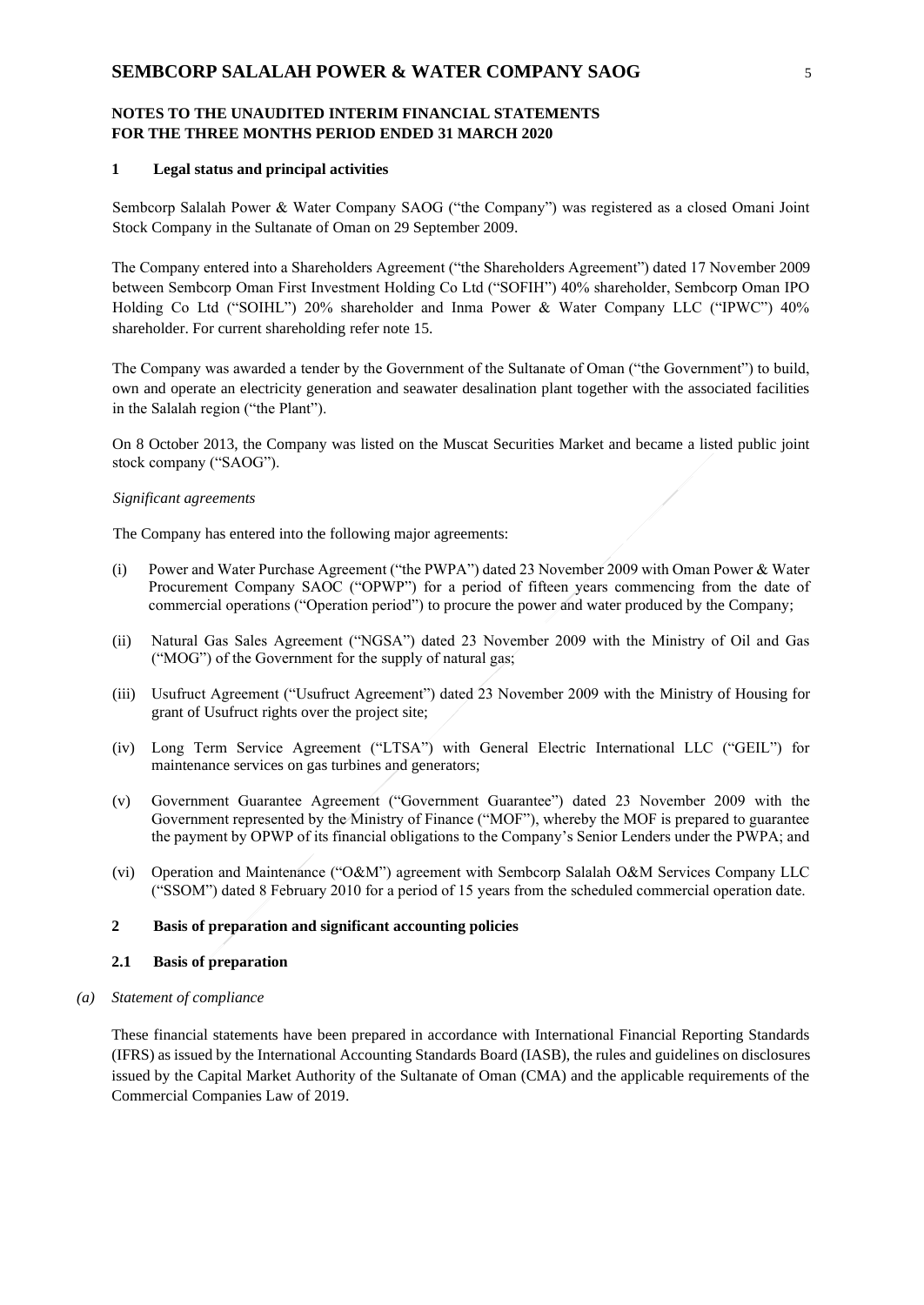# SEMBCORP SALALAH POWER & WATER COMPANY SAOG

## NOTES TO THE UNAUDITED INTERIM FINANCIAL STATEMENTS FOR THE THREE MONTHS PERIOD ENDED 31 MARCH 2020

### 1 Legal status and principal activities

Sembcorp Salalah Power & Water Company SAOG ("the Company") was registered as a closed Omani Joint Stock Company in the Sultanate of Oman on 29 September 2009.

The Company entered into a Shareholders Agreement ("the Shareholders Agreement") dated 17 November 2009 between Sembcorp Oman First Investment Holding Co Ltd ("SOFIH") 40% shareholder, Sembcorp Oman IPO Holding Co Ltd ("SOIHL") 20% shareholder and Inma Power & Water Company LLC ("IPWC") 40% shareholder. For current shareholding refer note 15.

The Company was awarded a tender by the Government of the Sultanate of Oman ("the Government") to build, own and operate an electricity generation and seawater desalination plant together with the associated facilities in the Salalah region ("the Plant").

On 8 October 2013, the Company was listed on the Muscat Securities Market and became a listed public joint stock company ("SAOG").

*Significant agreements*

The Company has entered into the following major agreements:

(i) Power and Water Purchase Agreement ("the PWPA") dated 23 November 2009 with Oman Power & Water Procurement Company SAOC ("OPWP") for a period of fifteen years commencing from the date of commercial operations ("Operation period") to procure the power and water produced by the Company;

(ii) Natural Gas Sales Agreement ("NGSA") dated 23 November 2009 with the Ministry of Oil and Gas ("MOG") of the Government for the supply of natural gas;

(iii) Usufruct Agreement ("Usufruct Agreement") dated 23 November 2009 with the Ministry of Housing for grant of Usufruct rights over the project site;

(iv) Long Term Service Agreement ("LTSA") with General Electric International LLC ("GEIL") for maintenance services on gas turbines and generators;

(v) Government Guarantee Agreement ("Government Guarantee") dated 23 November 2009 with the Government represented by the Ministry of Finance ("MOF"), whereby the MOF is prepared to guarantee the payment by OPWP of its financial obligations to the Company's Senior Lenders under the PWPA; and

(vi) Operation and Maintenance ("O&M") agreement with Sembcorp Salalah O&M Services Company LLC ("SSOM") dated 8 February 2010 for a period of 15 years from the scheduled commercial operation date.

### 2 Basis of preparation and significant accounting policies

#### 2.1 Basis of preparation

*(a) Statement of compliance*

These financial statements have been prepared in accordance with International Financial Reporting Standards (IFRS) as issued by the International Accounting Standards Board (IASB), the rules and guidelines on disclosures issued by the Capital Market Authority of the Sultanate of Oman (CMA) and the applicable requirements of the Commercial Companies Law of 2019.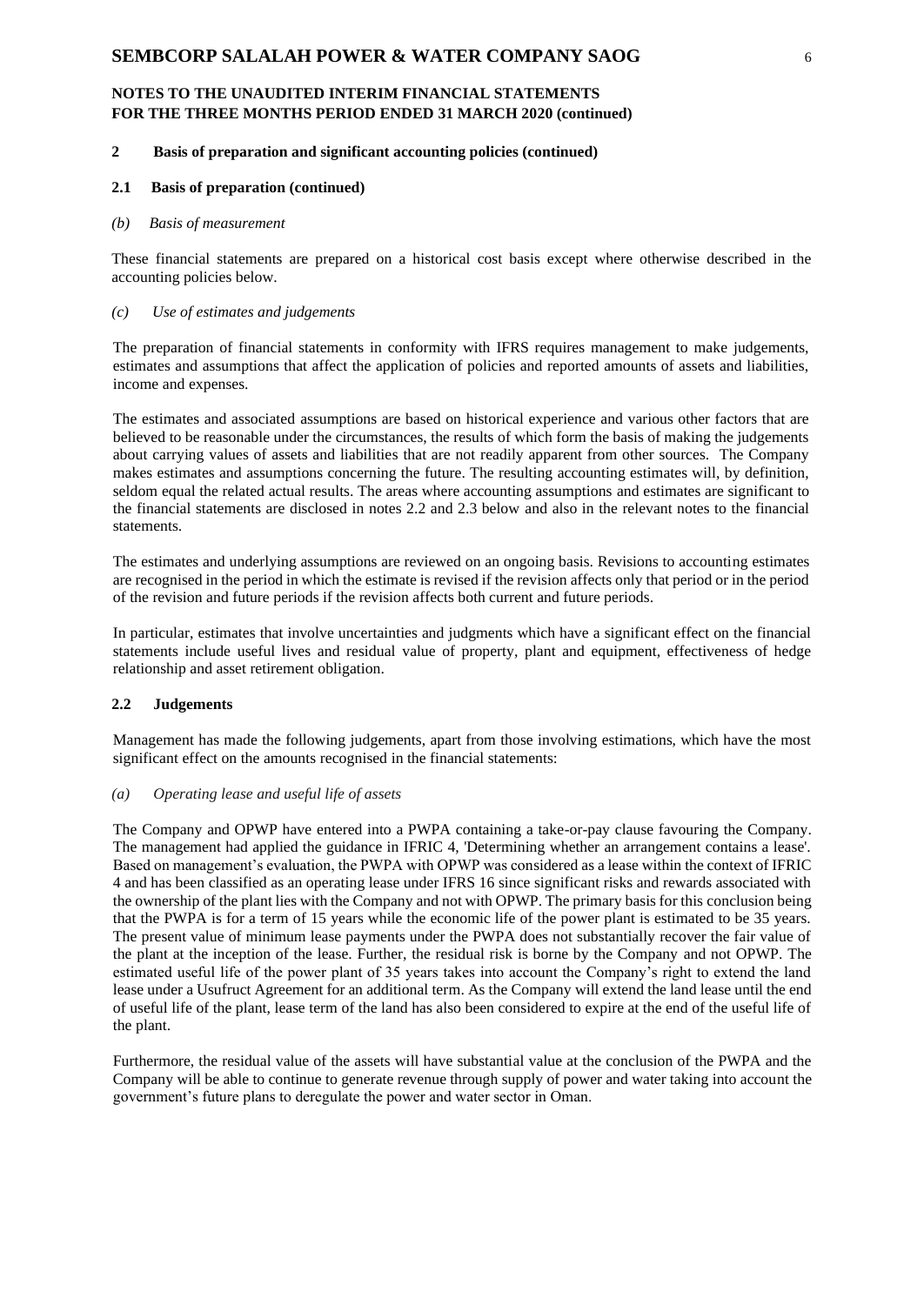## 2 Basis of preparation and significant accounting policies (continued)

### 2.1 Basis of preparation (continued)

*(b) Basis of measurement*

These financial statements are prepared on a historical cost basis except where otherwise described in the accounting policies below.

*(c) Use of estimates and judgements*

The preparation of financial statements in conformity with IFRS requires management to make judgements, estimates and assumptions that affect the application of policies and reported amounts of assets and liabilities, income and expenses.

The estimates and associated assumptions are based on historical experience and various other factors that are believed to be reasonable under the circumstances, the results of which form the basis of making the judgements about carrying values of assets and liabilities that are not readily apparent from other sources. The Company makes estimates and assumptions concerning the future. The resulting accounting estimates will, by definition, seldom equal the related actual results. The areas where accounting assumptions and estimates are significant to the financial statements are disclosed in notes 2.2 and 2.3 below and also in the relevant notes to the financial statements.

The estimates and underlying assumptions are reviewed on an ongoing basis. Revisions to accounting estimates are recognised in the period in which the estimate is revised if the revision affects only that period or in the period of the revision and future periods if the revision affects both current and future periods.

In particular, estimates that involve uncertainties and judgments which have a significant effect on the financial statements include useful lives and residual value of property, plant and equipment, effectiveness of hedge relationship and asset retirement obligation.

### 2.2 Judgements

Management has made the following judgements, apart from those involving estimations, which have the most significant effect on the amounts recognised in the financial statements:

*(a) Operating lease and useful life of assets*

The Company and OPWP have entered into a PWPA containing a take-or-pay clause favouring the Company. The management had applied the guidance in IFRIC 4, 'Determining whether an arrangement contains a lease'. Based on management's evaluation, the PWPA with OPWP was considered as a lease within the context of IFRIC 4 and has been classified as an operating lease under IFRS 16 since significant risks and rewards associated with the ownership of the plant lies with the Company and not with OPWP. The primary basis for this conclusion being that the PWPA is for a term of 15 years while the economic life of the power plant is estimated to be 35 years. The present value of minimum lease payments under the PWPA does not substantially recover the fair value of the plant at the inception of the lease. Further, the residual risk is borne by the Company and not OPWP. The estimated useful life of the power plant of 35 years takes into account the Company's right to extend the land lease under a Usufruct Agreement for an additional term. As the Company will extend the land lease until the end of useful life of the plant, lease term of the land has also been considered to expire at the end of the useful life of the plant.

Furthermore, the residual value of the assets will have substantial value at the conclusion of the PWPA and the Company will be able to continue to generate revenue through supply of power and water taking into account the government's future plans to deregulate the power and water sector in Oman.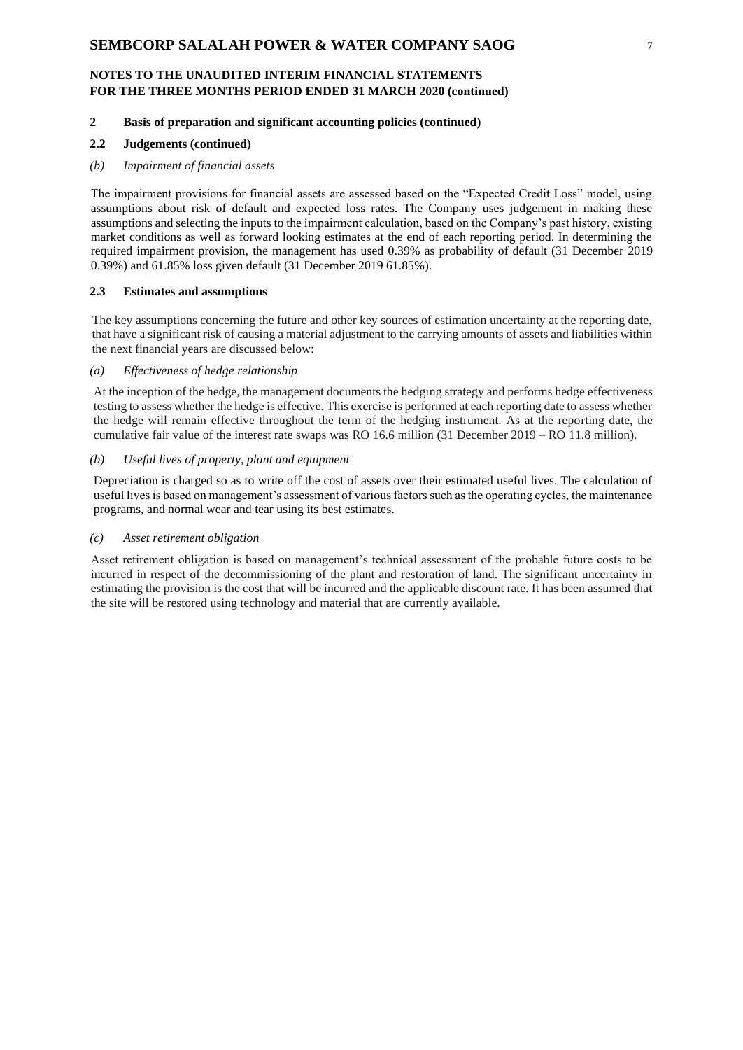**NOTES TO THE UNAUDITED INTERIM FINANCIAL STATEMENTS FOR THE THREE MONTHS PERIOD ENDED 31 MARCH 2020 (continued)**

## 2 Basis of preparation and significant accounting policies (continued)

### 2.2 Judgements (continued)

*(b) Impairment of financial assets*

The impairment provisions for financial assets are assessed based on the "Expected Credit Loss" model, using assumptions about risk of default and expected loss rates. The Company uses judgement in making these assumptions and selecting the inputs to the impairment calculation, based on the Company's past history, existing market conditions as well as forward looking estimates at the end of each reporting period. In determining the required impairment provision, the management has used 0.39% as probability of default (31 December 2019 0.39%) and 61.85% loss given default (31 December 2019 61.85%).

### 2.3 Estimates and assumptions

The key assumptions concerning the future and other key sources of estimation uncertainty at the reporting date, that have a significant risk of causing a material adjustment to the carrying amounts of assets and liabilities within the next financial years are discussed below:

*(a) Effectiveness of hedge relationship*

At the inception of the hedge, the management documents the hedging strategy and performs hedge effectiveness testing to assess whether the hedge is effective. This exercise is performed at each reporting date to assess whether the hedge will remain effective throughout the term of the hedging instrument. As at the reporting date, the cumulative fair value of the interest rate swaps was RO 16.6 million (31 December 2019 – RO 11.8 million).

*(b) Useful lives of property, plant and equipment*

Depreciation is charged so as to write off the cost of assets over their estimated useful lives. The calculation of useful lives is based on management's assessment of various factors such as the operating cycles, the maintenance programs, and normal wear and tear using its best estimates.

*(c) Asset retirement obligation*

Asset retirement obligation is based on management's technical assessment of the probable future costs to be incurred in respect of the decommissioning of the plant and restoration of land. The significant uncertainty in estimating the provision is the cost that will be incurred and the applicable discount rate. It has been assumed that the site will be restored using technology and material that are currently available.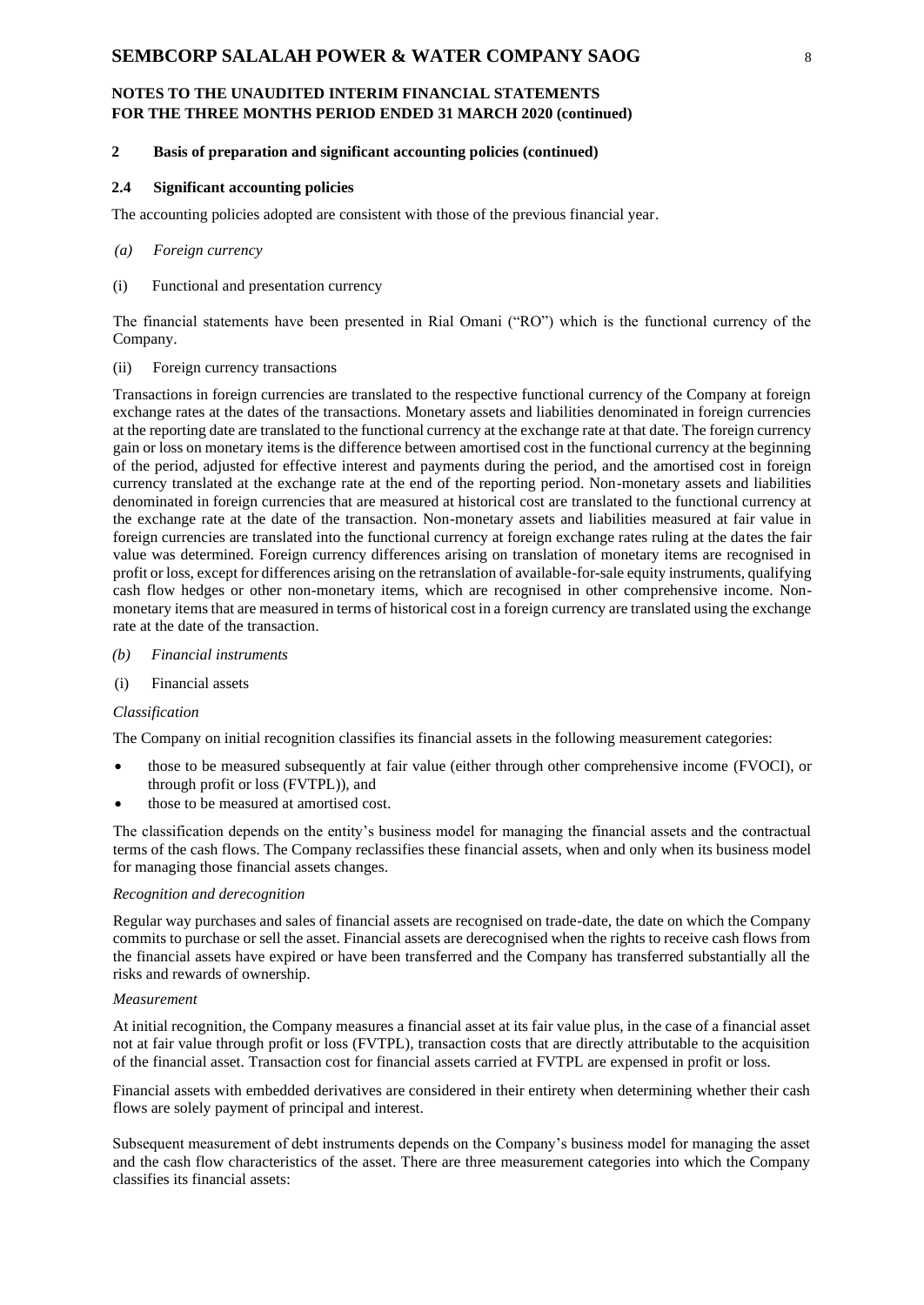## 2 Basis of preparation and significant accounting policies (continued)

### 2.4 Significant accounting policies

The accounting policies adopted are consistent with those of the previous financial year.

*(a) Foreign currency*

(i) Functional and presentation currency

The financial statements have been presented in Rial Omani ("RO") which is the functional currency of the Company.

(ii) Foreign currency transactions

Transactions in foreign currencies are translated to the respective functional currency of the Company at foreign exchange rates at the dates of the transactions. Monetary assets and liabilities denominated in foreign currencies at the reporting date are translated to the functional currency at the exchange rate at that date. The foreign currency gain or loss on monetary items is the difference between amortised cost in the functional currency at the beginning of the period, adjusted for effective interest and payments during the period, and the amortised cost in foreign currency translated at the exchange rate at the end of the reporting period. Non-monetary assets and liabilities denominated in foreign currencies that are measured at historical cost are translated to the functional currency at the exchange rate at the date of the transaction. Non-monetary assets and liabilities measured at fair value in foreign currencies are translated into the functional currency at foreign exchange rates ruling at the dates the fair value was determined. Foreign currency differences arising on translation of monetary items are recognised in profit or loss, except for differences arising on the retranslation of available-for-sale equity instruments, qualifying cash flow hedges or other non-monetary items, which are recognised in other comprehensive income. Non-monetary items that are measured in terms of historical cost in a foreign currency are translated using the exchange rate at the date of the transaction.

*(b) Financial instruments*

(i) Financial assets

*Classification*

The Company on initial recognition classifies its financial assets in the following measurement categories:

- those to be measured subsequently at fair value (either through other comprehensive income (FVOCI), or through profit or loss (FVTPL)), and
- those to be measured at amortised cost.

The classification depends on the entity's business model for managing the financial assets and the contractual terms of the cash flows. The Company reclassifies these financial assets, when and only when its business model for managing those financial assets changes.

*Recognition and derecognition*

Regular way purchases and sales of financial assets are recognised on trade-date, the date on which the Company commits to purchase or sell the asset. Financial assets are derecognised when the rights to receive cash flows from the financial assets have expired or have been transferred and the Company has transferred substantially all the risks and rewards of ownership.

*Measurement*

At initial recognition, the Company measures a financial asset at its fair value plus, in the case of a financial asset not at fair value through profit or loss (FVTPL), transaction costs that are directly attributable to the acquisition of the financial asset. Transaction cost for financial assets carried at FVTPL are expensed in profit or loss.

Financial assets with embedded derivatives are considered in their entirety when determining whether their cash flows are solely payment of principal and interest.

Subsequent measurement of debt instruments depends on the Company's business model for managing the asset and the cash flow characteristics of the asset. There are three measurement categories into which the Company classifies its financial assets: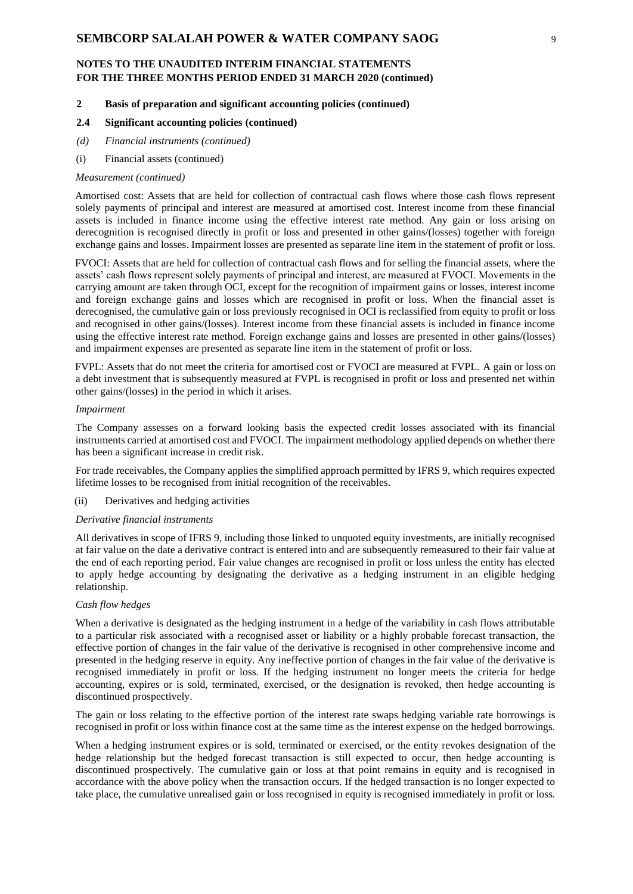## NOTES TO THE UNAUDITED INTERIM FINANCIAL STATEMENTS FOR THE THREE MONTHS PERIOD ENDED 31 MARCH 2020 (continued)

### 2 Basis of preparation and significant accounting policies (continued)

### 2.4 Significant accounting policies (continued)

*(d) Financial instruments (continued)*

(i) Financial assets (continued)

*Measurement (continued)*

Amortised cost: Assets that are held for collection of contractual cash flows where those cash flows represent solely payments of principal and interest are measured at amortised cost. Interest income from these financial assets is included in finance income using the effective interest rate method. Any gain or loss arising on derecognition is recognised directly in profit or loss and presented in other gains/(losses) together with foreign exchange gains and losses. Impairment losses are presented as separate line item in the statement of profit or loss.

FVOCI: Assets that are held for collection of contractual cash flows and for selling the financial assets, where the assets' cash flows represent solely payments of principal and interest, are measured at FVOCI. Movements in the carrying amount are taken through OCI, except for the recognition of impairment gains or losses, interest income and foreign exchange gains and losses which are recognised in profit or loss. When the financial asset is derecognised, the cumulative gain or loss previously recognised in OCI is reclassified from equity to profit or loss and recognised in other gains/(losses). Interest income from these financial assets is included in finance income using the effective interest rate method. Foreign exchange gains and losses are presented in other gains/(losses) and impairment expenses are presented as separate line item in the statement of profit or loss.

FVPL: Assets that do not meet the criteria for amortised cost or FVOCI are measured at FVPL. A gain or loss on a debt investment that is subsequently measured at FVPL is recognised in profit or loss and presented net within other gains/(losses) in the period in which it arises.

*Impairment*

The Company assesses on a forward looking basis the expected credit losses associated with its financial instruments carried at amortised cost and FVOCI. The impairment methodology applied depends on whether there has been a significant increase in credit risk.

For trade receivables, the Company applies the simplified approach permitted by IFRS 9, which requires expected lifetime losses to be recognised from initial recognition of the receivables.

(ii) Derivatives and hedging activities

*Derivative financial instruments*

All derivatives in scope of IFRS 9, including those linked to unquoted equity investments, are initially recognised at fair value on the date a derivative contract is entered into and are subsequently remeasured to their fair value at the end of each reporting period. Fair value changes are recognised in profit or loss unless the entity has elected to apply hedge accounting by designating the derivative as a hedging instrument in an eligible hedging relationship.

*Cash flow hedges*

When a derivative is designated as the hedging instrument in a hedge of the variability in cash flows attributable to a particular risk associated with a recognised asset or liability or a highly probable forecast transaction, the effective portion of changes in the fair value of the derivative is recognised in other comprehensive income and presented in the hedging reserve in equity. Any ineffective portion of changes in the fair value of the derivative is recognised immediately in profit or loss. If the hedging instrument no longer meets the criteria for hedge accounting, expires or is sold, terminated, exercised, or the designation is revoked, then hedge accounting is discontinued prospectively.

The gain or loss relating to the effective portion of the interest rate swaps hedging variable rate borrowings is recognised in profit or loss within finance cost at the same time as the interest expense on the hedged borrowings.

When a hedging instrument expires or is sold, terminated or exercised, or the entity revokes designation of the hedge relationship but the hedged forecast transaction is still expected to occur, then hedge accounting is discontinued prospectively. The cumulative gain or loss at that point remains in equity and is recognised in accordance with the above policy when the transaction occurs. If the hedged transaction is no longer expected to take place, the cumulative unrealised gain or loss recognised in equity is recognised immediately in profit or loss.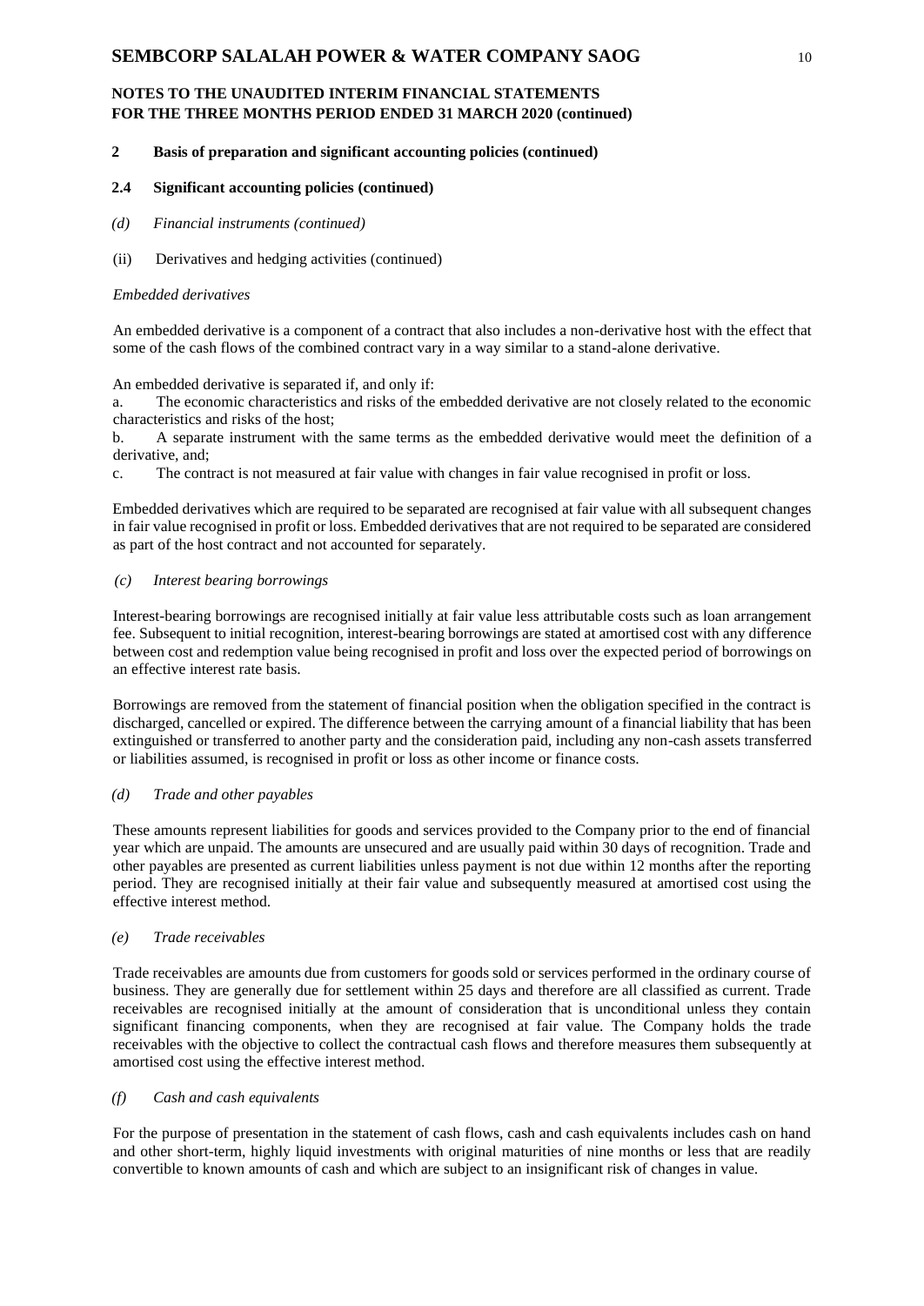## 2 Basis of preparation and significant accounting policies (continued)

### 2.4 Significant accounting policies (continued)

*(d) Financial instruments (continued)*

(ii) Derivatives and hedging activities (continued)

*Embedded derivatives*

An embedded derivative is a component of a contract that also includes a non-derivative host with the effect that some of the cash flows of the combined contract vary in a way similar to a stand-alone derivative.

An embedded derivative is separated if, and only if:

a. The economic characteristics and risks of the embedded derivative are not closely related to the economic characteristics and risks of the host;

b. A separate instrument with the same terms as the embedded derivative would meet the definition of a derivative, and;

c. The contract is not measured at fair value with changes in fair value recognised in profit or loss.

Embedded derivatives which are required to be separated are recognised at fair value with all subsequent changes in fair value recognised in profit or loss. Embedded derivatives that are not required to be separated are considered as part of the host contract and not accounted for separately.

*(c) Interest bearing borrowings*

Interest-bearing borrowings are recognised initially at fair value less attributable costs such as loan arrangement fee. Subsequent to initial recognition, interest-bearing borrowings are stated at amortised cost with any difference between cost and redemption value being recognised in profit and loss over the expected period of borrowings on an effective interest rate basis.

Borrowings are removed from the statement of financial position when the obligation specified in the contract is discharged, cancelled or expired. The difference between the carrying amount of a financial liability that has been extinguished or transferred to another party and the consideration paid, including any non-cash assets transferred or liabilities assumed, is recognised in profit or loss as other income or finance costs.

*(d) Trade and other payables*

These amounts represent liabilities for goods and services provided to the Company prior to the end of financial year which are unpaid. The amounts are unsecured and are usually paid within 30 days of recognition. Trade and other payables are presented as current liabilities unless payment is not due within 12 months after the reporting period. They are recognised initially at their fair value and subsequently measured at amortised cost using the effective interest method.

*(e) Trade receivables*

Trade receivables are amounts due from customers for goods sold or services performed in the ordinary course of business. They are generally due for settlement within 25 days and therefore are all classified as current. Trade receivables are recognised initially at the amount of consideration that is unconditional unless they contain significant financing components, when they are recognised at fair value. The Company holds the trade receivables with the objective to collect the contractual cash flows and therefore measures them subsequently at amortised cost using the effective interest method.

*(f) Cash and cash equivalents*

For the purpose of presentation in the statement of cash flows, cash and cash equivalents includes cash on hand and other short-term, highly liquid investments with original maturities of nine months or less that are readily convertible to known amounts of cash and which are subject to an insignificant risk of changes in value.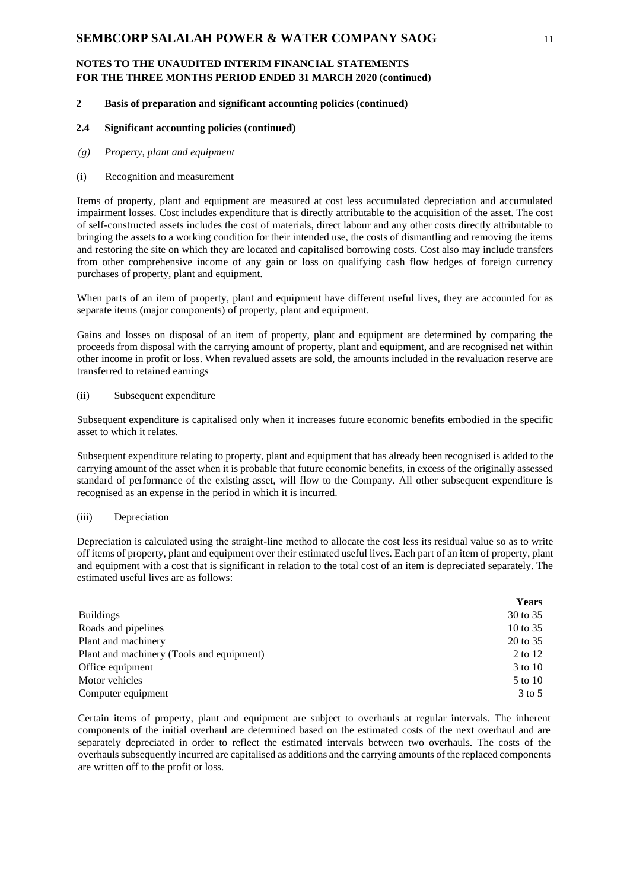# SEMBCORP SALALAH POWER & WATER COMPANY SAOG

**NOTES TO THE UNAUDITED INTERIM FINANCIAL STATEMENTS FOR THE THREE MONTHS PERIOD ENDED 31 MARCH 2020 (continued)**

## 2 Basis of preparation and significant accounting policies (continued)

### 2.4 Significant accounting policies (continued)

*(g) Property, plant and equipment*

(i) Recognition and measurement

Items of property, plant and equipment are measured at cost less accumulated depreciation and accumulated impairment losses. Cost includes expenditure that is directly attributable to the acquisition of the asset. The cost of self-constructed assets includes the cost of materials, direct labour and any other costs directly attributable to bringing the assets to a working condition for their intended use, the costs of dismantling and removing the items and restoring the site on which they are located and capitalised borrowing costs. Cost also may include transfers from other comprehensive income of any gain or loss on qualifying cash flow hedges of foreign currency purchases of property, plant and equipment.

When parts of an item of property, plant and equipment have different useful lives, they are accounted for as separate items (major components) of property, plant and equipment.

Gains and losses on disposal of an item of property, plant and equipment are determined by comparing the proceeds from disposal with the carrying amount of property, plant and equipment, and are recognised net within other income in profit or loss. When revalued assets are sold, the amounts included in the revaluation reserve are transferred to retained earnings

(ii) Subsequent expenditure

Subsequent expenditure is capitalised only when it increases future economic benefits embodied in the specific asset to which it relates.

Subsequent expenditure relating to property, plant and equipment that has already been recognised is added to the carrying amount of the asset when it is probable that future economic benefits, in excess of the originally assessed standard of performance of the existing asset, will flow to the Company. All other subsequent expenditure is recognised as an expense in the period in which it is incurred.

(iii) Depreciation

Depreciation is calculated using the straight-line method to allocate the cost less its residual value so as to write off items of property, plant and equipment over their estimated useful lives. Each part of an item of property, plant and equipment with a cost that is significant in relation to the total cost of an item is depreciated separately. The estimated useful lives are as follows:

| | Years |
|---|---|
| Buildings | 30 to 35 |
| Roads and pipelines | 10 to 35 |
| Plant and machinery | 20 to 35 |
| Plant and machinery (Tools and equipment) | 2 to 12 |
| Office equipment | 3 to 10 |
| Motor vehicles | 5 to 10 |
| Computer equipment | 3 to 5 |

Certain items of property, plant and equipment are subject to overhauls at regular intervals. The inherent components of the initial overhaul are determined based on the estimated costs of the next overhaul and are separately depreciated in order to reflect the estimated intervals between two overhauls. The costs of the overhauls subsequently incurred are capitalised as additions and the carrying amounts of the replaced components are written off to the profit or loss.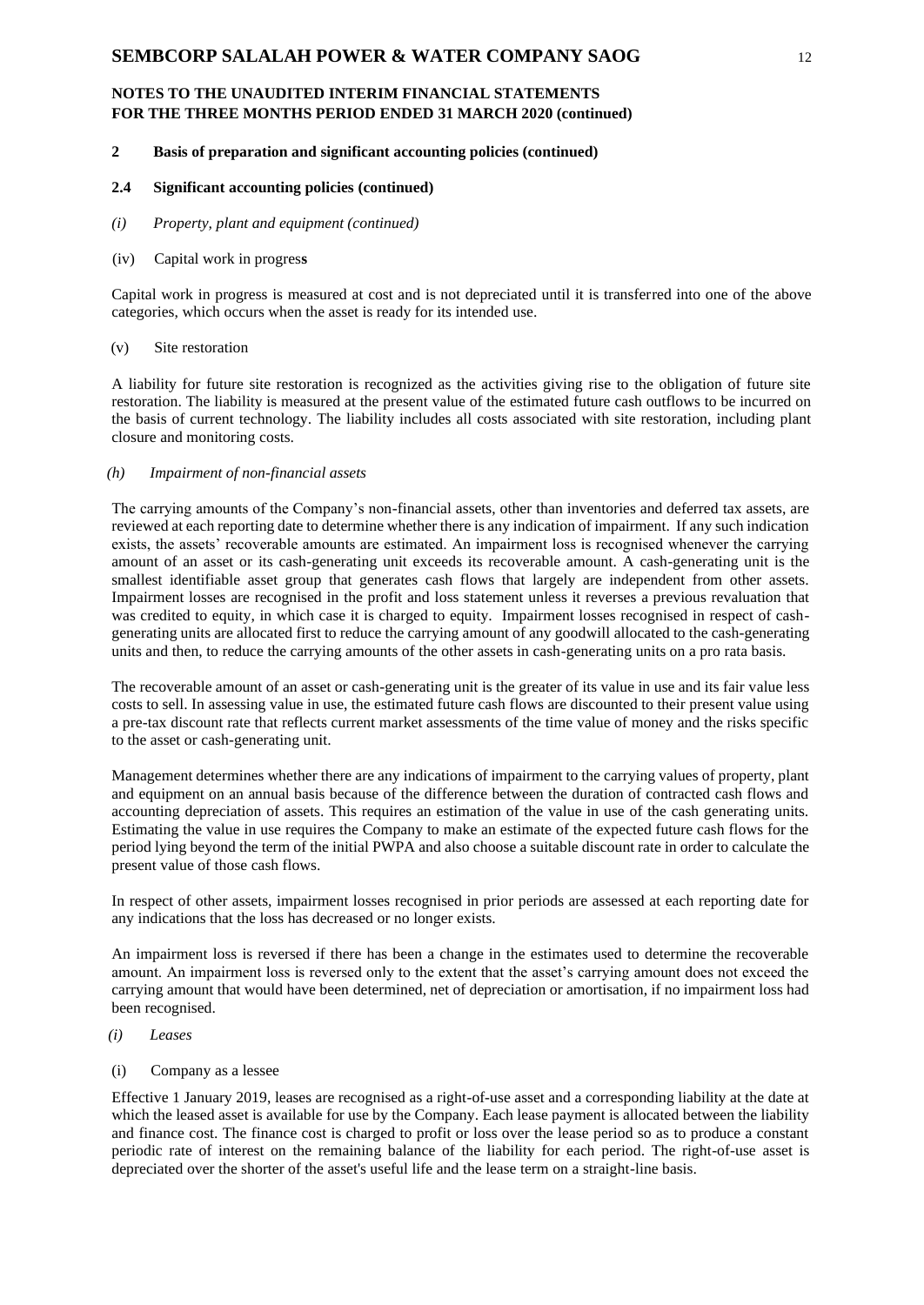**NOTES TO THE UNAUDITED INTERIM FINANCIAL STATEMENTS FOR THE THREE MONTHS PERIOD ENDED 31 MARCH 2020 (continued)**

**2 Basis of preparation and significant accounting policies (continued)**

**2.4 Significant accounting policies (continued)**

*(i) Property, plant and equipment (continued)*

(iv) Capital work in progress

Capital work in progress is measured at cost and is not depreciated until it is transferred into one of the above categories, which occurs when the asset is ready for its intended use.

(v) Site restoration

A liability for future site restoration is recognized as the activities giving rise to the obligation of future site restoration. The liability is measured at the present value of the estimated future cash outflows to be incurred on the basis of current technology. The liability includes all costs associated with site restoration, including plant closure and monitoring costs.

*(h) Impairment of non-financial assets*

The carrying amounts of the Company's non-financial assets, other than inventories and deferred tax assets, are reviewed at each reporting date to determine whether there is any indication of impairment. If any such indication exists, the assets' recoverable amounts are estimated. An impairment loss is recognised whenever the carrying amount of an asset or its cash-generating unit exceeds its recoverable amount. A cash-generating unit is the smallest identifiable asset group that generates cash flows that largely are independent from other assets. Impairment losses are recognised in the profit and loss statement unless it reverses a previous revaluation that was credited to equity, in which case it is charged to equity. Impairment losses recognised in respect of cash-generating units are allocated first to reduce the carrying amount of any goodwill allocated to the cash-generating units and then, to reduce the carrying amounts of the other assets in cash-generating units on a pro rata basis.

The recoverable amount of an asset or cash-generating unit is the greater of its value in use and its fair value less costs to sell. In assessing value in use, the estimated future cash flows are discounted to their present value using a pre-tax discount rate that reflects current market assessments of the time value of money and the risks specific to the asset or cash-generating unit.

Management determines whether there are any indications of impairment to the carrying values of property, plant and equipment on an annual basis because of the difference between the duration of contracted cash flows and accounting depreciation of assets. This requires an estimation of the value in use of the cash generating units. Estimating the value in use requires the Company to make an estimate of the expected future cash flows for the period lying beyond the term of the initial PWPA and also choose a suitable discount rate in order to calculate the present value of those cash flows.

In respect of other assets, impairment losses recognised in prior periods are assessed at each reporting date for any indications that the loss has decreased or no longer exists.

An impairment loss is reversed if there has been a change in the estimates used to determine the recoverable amount. An impairment loss is reversed only to the extent that the asset's carrying amount does not exceed the carrying amount that would have been determined, net of depreciation or amortisation, if no impairment loss had been recognised.

*(i) Leases*

(i) Company as a lessee

Effective 1 January 2019, leases are recognised as a right-of-use asset and a corresponding liability at the date at which the leased asset is available for use by the Company. Each lease payment is allocated between the liability and finance cost. The finance cost is charged to profit or loss over the lease period so as to produce a constant periodic rate of interest on the remaining balance of the liability for each period. The right-of-use asset is depreciated over the shorter of the asset's useful life and the lease term on a straight-line basis.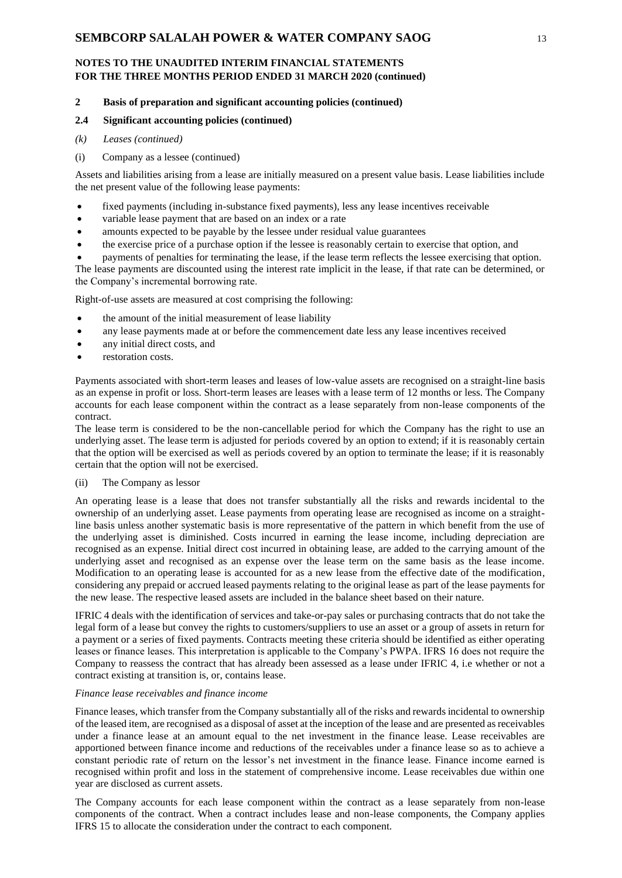**NOTES TO THE UNAUDITED INTERIM FINANCIAL STATEMENTS FOR THE THREE MONTHS PERIOD ENDED 31 MARCH 2020 (continued)**

**2 Basis of preparation and significant accounting policies (continued)**

**2.4 Significant accounting policies (continued)**

*(k) Leases (continued)*

(i) Company as a lessee (continued)

Assets and liabilities arising from a lease are initially measured on a present value basis. Lease liabilities include the net present value of the following lease payments:

- fixed payments (including in-substance fixed payments), less any lease incentives receivable
- variable lease payment that are based on an index or a rate
- amounts expected to be payable by the lessee under residual value guarantees
- the exercise price of a purchase option if the lessee is reasonably certain to exercise that option, and
- payments of penalties for terminating the lease, if the lease term reflects the lessee exercising that option.

The lease payments are discounted using the interest rate implicit in the lease, if that rate can be determined, or the Company's incremental borrowing rate.

Right-of-use assets are measured at cost comprising the following:

- the amount of the initial measurement of lease liability
- any lease payments made at or before the commencement date less any lease incentives received
- any initial direct costs, and
- restoration costs.

Payments associated with short-term leases and leases of low-value assets are recognised on a straight-line basis as an expense in profit or loss. Short-term leases are leases with a lease term of 12 months or less. The Company accounts for each lease component within the contract as a lease separately from non-lease components of the contract.

The lease term is considered to be the non-cancellable period for which the Company has the right to use an underlying asset. The lease term is adjusted for periods covered by an option to extend; if it is reasonably certain that the option will be exercised as well as periods covered by an option to terminate the lease; if it is reasonably certain that the option will not be exercised.

(ii) The Company as lessor

An operating lease is a lease that does not transfer substantially all the risks and rewards incidental to the ownership of an underlying asset. Lease payments from operating lease are recognised as income on a straight-line basis unless another systematic basis is more representative of the pattern in which benefit from the use of the underlying asset is diminished. Costs incurred in earning the lease income, including depreciation are recognised as an expense. Initial direct cost incurred in obtaining lease, are added to the carrying amount of the underlying asset and recognised as an expense over the lease term on the same basis as the lease income. Modification to an operating lease is accounted for as a new lease from the effective date of the modification, considering any prepaid or accrued leased payments relating to the original lease as part of the lease payments for the new lease. The respective leased assets are included in the balance sheet based on their nature.

IFRIC 4 deals with the identification of services and take-or-pay sales or purchasing contracts that do not take the legal form of a lease but convey the rights to customers/suppliers to use an asset or a group of assets in return for a payment or a series of fixed payments. Contracts meeting these criteria should be identified as either operating leases or finance leases. This interpretation is applicable to the Company's PWPA. IFRS 16 does not require the Company to reassess the contract that has already been assessed as a lease under IFRIC 4, i.e whether or not a contract existing at transition is, or, contains lease.

*Finance lease receivables and finance income*

Finance leases, which transfer from the Company substantially all of the risks and rewards incidental to ownership of the leased item, are recognised as a disposal of asset at the inception of the lease and are presented as receivables under a finance lease at an amount equal to the net investment in the finance lease. Lease receivables are apportioned between finance income and reductions of the receivables under a finance lease so as to achieve a constant periodic rate of return on the lessor's net investment in the finance lease. Finance income earned is recognised within profit and loss in the statement of comprehensive income. Lease receivables due within one year are disclosed as current assets.

The Company accounts for each lease component within the contract as a lease separately from non-lease components of the contract. When a contract includes lease and non-lease components, the Company applies IFRS 15 to allocate the consideration under the contract to each component.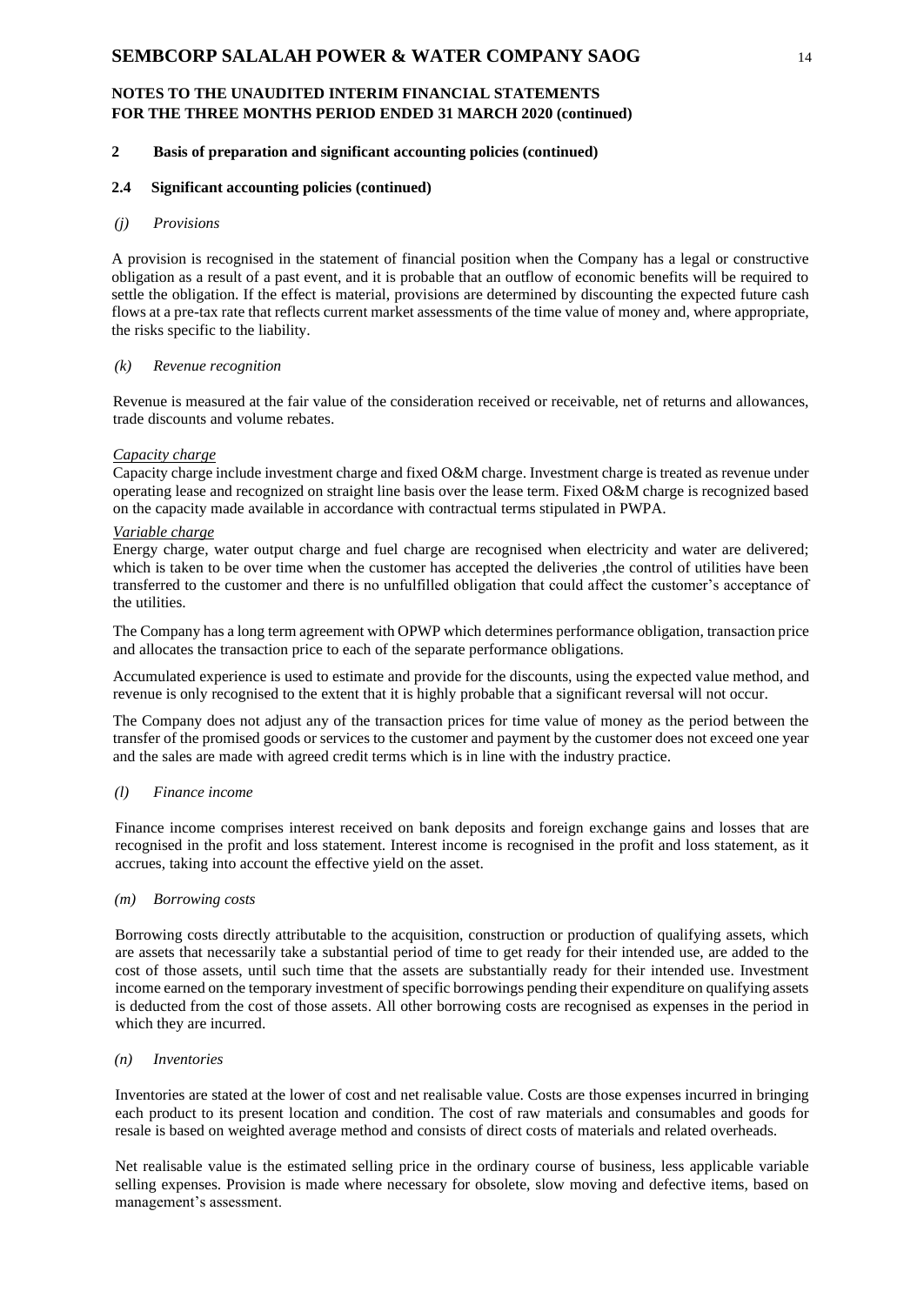**NOTES TO THE UNAUDITED INTERIM FINANCIAL STATEMENTS FOR THE THREE MONTHS PERIOD ENDED 31 MARCH 2020 (continued)**

## 2 Basis of preparation and significant accounting policies (continued)

### 2.4 Significant accounting policies (continued)

*(j) Provisions*

A provision is recognised in the statement of financial position when the Company has a legal or constructive obligation as a result of a past event, and it is probable that an outflow of economic benefits will be required to settle the obligation. If the effect is material, provisions are determined by discounting the expected future cash flows at a pre-tax rate that reflects current market assessments of the time value of money and, where appropriate, the risks specific to the liability.

*(k) Revenue recognition*

Revenue is measured at the fair value of the consideration received or receivable, net of returns and allowances, trade discounts and volume rebates.

*Capacity charge*

Capacity charge include investment charge and fixed O&M charge. Investment charge is treated as revenue under operating lease and recognized on straight line basis over the lease term. Fixed O&M charge is recognized based on the capacity made available in accordance with contractual terms stipulated in PWPA.

*Variable charge*

Energy charge, water output charge and fuel charge are recognised when electricity and water are delivered; which is taken to be over time when the customer has accepted the deliveries ,the control of utilities have been transferred to the customer and there is no unfulfilled obligation that could affect the customer's acceptance of the utilities.

The Company has a long term agreement with OPWP which determines performance obligation, transaction price and allocates the transaction price to each of the separate performance obligations.

Accumulated experience is used to estimate and provide for the discounts, using the expected value method, and revenue is only recognised to the extent that it is highly probable that a significant reversal will not occur.

The Company does not adjust any of the transaction prices for time value of money as the period between the transfer of the promised goods or services to the customer and payment by the customer does not exceed one year and the sales are made with agreed credit terms which is in line with the industry practice.

*(l) Finance income*

Finance income comprises interest received on bank deposits and foreign exchange gains and losses that are recognised in the profit and loss statement. Interest income is recognised in the profit and loss statement, as it accrues, taking into account the effective yield on the asset.

*(m) Borrowing costs*

Borrowing costs directly attributable to the acquisition, construction or production of qualifying assets, which are assets that necessarily take a substantial period of time to get ready for their intended use, are added to the cost of those assets, until such time that the assets are substantially ready for their intended use. Investment income earned on the temporary investment of specific borrowings pending their expenditure on qualifying assets is deducted from the cost of those assets. All other borrowing costs are recognised as expenses in the period in which they are incurred.

*(n) Inventories*

Inventories are stated at the lower of cost and net realisable value. Costs are those expenses incurred in bringing each product to its present location and condition. The cost of raw materials and consumables and goods for resale is based on weighted average method and consists of direct costs of materials and related overheads.

Net realisable value is the estimated selling price in the ordinary course of business, less applicable variable selling expenses. Provision is made where necessary for obsolete, slow moving and defective items, based on management's assessment.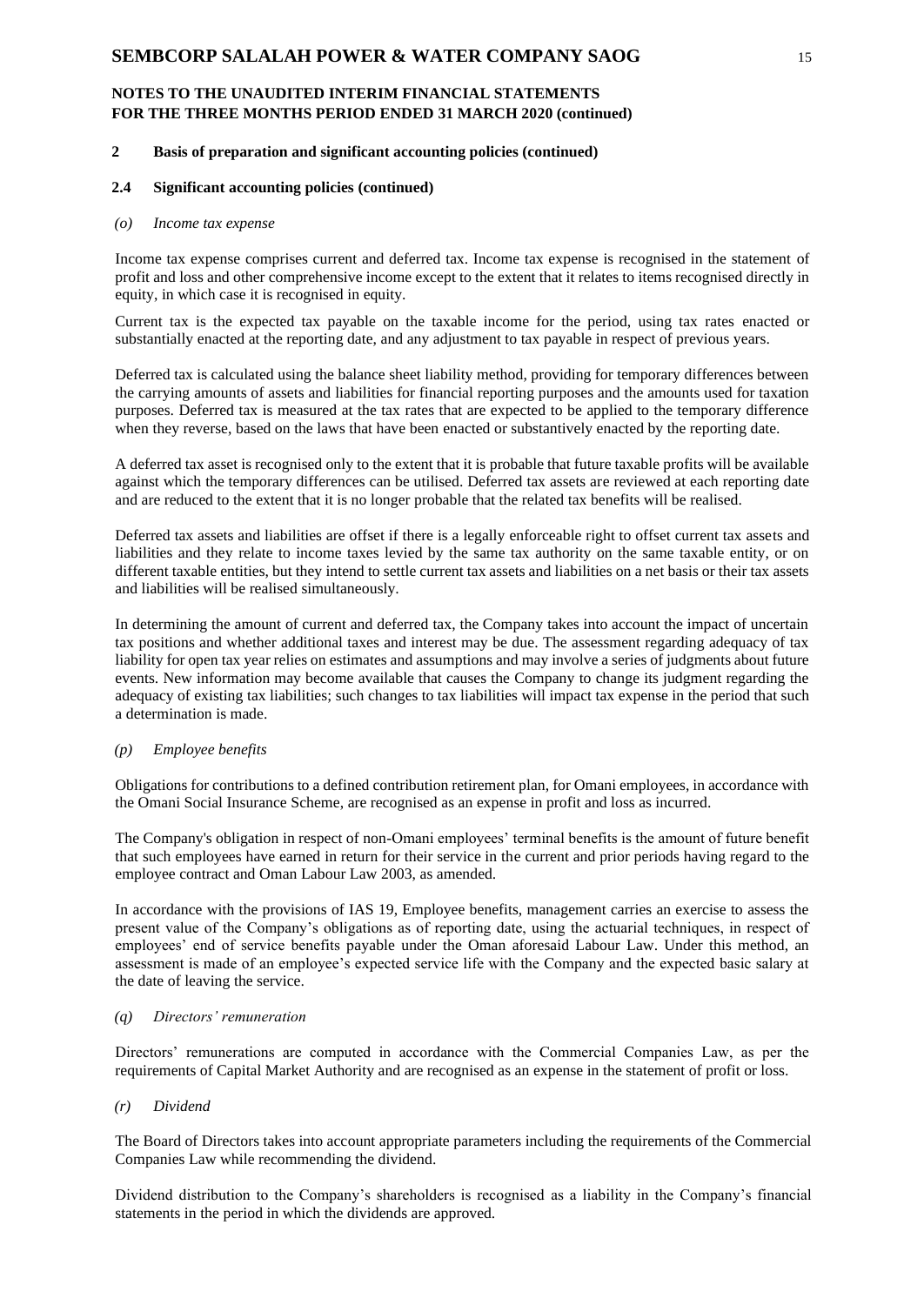## 2 Basis of preparation and significant accounting policies (continued)

### 2.4 Significant accounting policies (continued)

*(o) Income tax expense*

Income tax expense comprises current and deferred tax. Income tax expense is recognised in the statement of profit and loss and other comprehensive income except to the extent that it relates to items recognised directly in equity, in which case it is recognised in equity.

Current tax is the expected tax payable on the taxable income for the period, using tax rates enacted or substantially enacted at the reporting date, and any adjustment to tax payable in respect of previous years.

Deferred tax is calculated using the balance sheet liability method, providing for temporary differences between the carrying amounts of assets and liabilities for financial reporting purposes and the amounts used for taxation purposes. Deferred tax is measured at the tax rates that are expected to be applied to the temporary difference when they reverse, based on the laws that have been enacted or substantively enacted by the reporting date.

A deferred tax asset is recognised only to the extent that it is probable that future taxable profits will be available against which the temporary differences can be utilised. Deferred tax assets are reviewed at each reporting date and are reduced to the extent that it is no longer probable that the related tax benefits will be realised.

Deferred tax assets and liabilities are offset if there is a legally enforceable right to offset current tax assets and liabilities and they relate to income taxes levied by the same tax authority on the same taxable entity, or on different taxable entities, but they intend to settle current tax assets and liabilities on a net basis or their tax assets and liabilities will be realised simultaneously.

In determining the amount of current and deferred tax, the Company takes into account the impact of uncertain tax positions and whether additional taxes and interest may be due. The assessment regarding adequacy of tax liability for open tax year relies on estimates and assumptions and may involve a series of judgments about future events. New information may become available that causes the Company to change its judgment regarding the adequacy of existing tax liabilities; such changes to tax liabilities will impact tax expense in the period that such a determination is made.

*(p) Employee benefits*

Obligations for contributions to a defined contribution retirement plan, for Omani employees, in accordance with the Omani Social Insurance Scheme, are recognised as an expense in profit and loss as incurred.

The Company's obligation in respect of non-Omani employees' terminal benefits is the amount of future benefit that such employees have earned in return for their service in the current and prior periods having regard to the employee contract and Oman Labour Law 2003, as amended.

In accordance with the provisions of IAS 19, Employee benefits, management carries an exercise to assess the present value of the Company's obligations as of reporting date, using the actuarial techniques, in respect of employees' end of service benefits payable under the Oman aforesaid Labour Law. Under this method, an assessment is made of an employee's expected service life with the Company and the expected basic salary at the date of leaving the service.

*(q) Directors' remuneration*

Directors' remunerations are computed in accordance with the Commercial Companies Law, as per the requirements of Capital Market Authority and are recognised as an expense in the statement of profit or loss.

*(r) Dividend*

The Board of Directors takes into account appropriate parameters including the requirements of the Commercial Companies Law while recommending the dividend.

Dividend distribution to the Company's shareholders is recognised as a liability in the Company's financial statements in the period in which the dividends are approved.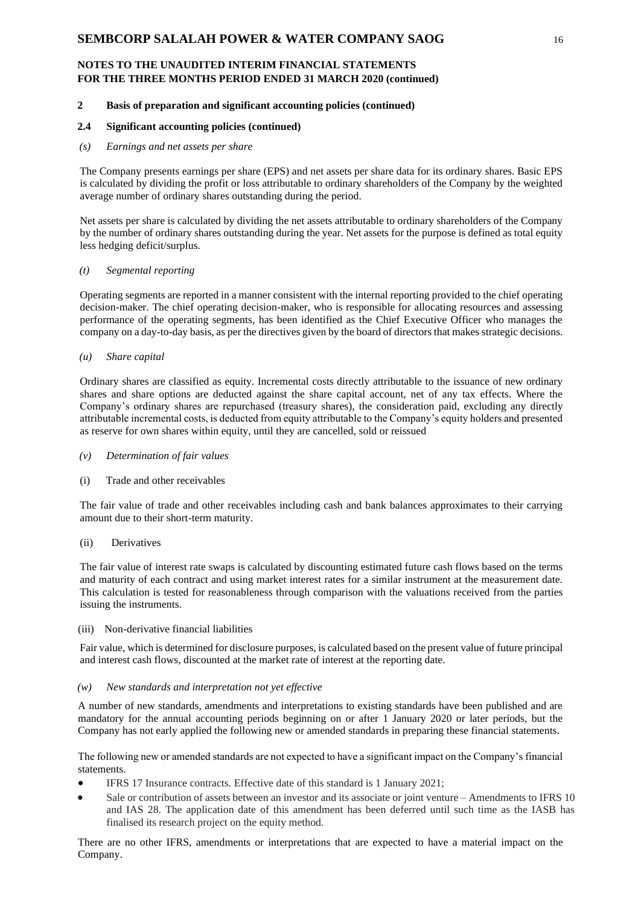## 2 Basis of preparation and significant accounting policies (continued)

### 2.4 Significant accounting policies (continued)

*(s) Earnings and net assets per share*

The Company presents earnings per share (EPS) and net assets per share data for its ordinary shares. Basic EPS is calculated by dividing the profit or loss attributable to ordinary shareholders of the Company by the weighted average number of ordinary shares outstanding during the period.

Net assets per share is calculated by dividing the net assets attributable to ordinary shareholders of the Company by the number of ordinary shares outstanding during the year. Net assets for the purpose is defined as total equity less hedging deficit/surplus.

*(t) Segmental reporting*

Operating segments are reported in a manner consistent with the internal reporting provided to the chief operating decision-maker. The chief operating decision-maker, who is responsible for allocating resources and assessing performance of the operating segments, has been identified as the Chief Executive Officer who manages the company on a day-to-day basis, as per the directives given by the board of directors that makes strategic decisions.

*(u) Share capital*

Ordinary shares are classified as equity. Incremental costs directly attributable to the issuance of new ordinary shares and share options are deducted against the share capital account, net of any tax effects. Where the Company's ordinary shares are repurchased (treasury shares), the consideration paid, excluding any directly attributable incremental costs, is deducted from equity attributable to the Company's equity holders and presented as reserve for own shares within equity, until they are cancelled, sold or reissued

*(v) Determination of fair values*

(i) Trade and other receivables

The fair value of trade and other receivables including cash and bank balances approximates to their carrying amount due to their short-term maturity.

(ii) Derivatives

The fair value of interest rate swaps is calculated by discounting estimated future cash flows based on the terms and maturity of each contract and using market interest rates for a similar instrument at the measurement date. This calculation is tested for reasonableness through comparison with the valuations received from the parties issuing the instruments.

(iii) Non-derivative financial liabilities

Fair value, which is determined for disclosure purposes, is calculated based on the present value of future principal and interest cash flows, discounted at the market rate of interest at the reporting date.

*(w) New standards and interpretation not yet effective*

A number of new standards, amendments and interpretations to existing standards have been published and are mandatory for the annual accounting periods beginning on or after 1 January 2020 or later periods, but the Company has not early applied the following new or amended standards in preparing these financial statements.

The following new or amended standards are not expected to have a significant impact on the Company's financial statements.

- IFRS 17 Insurance contracts. Effective date of this standard is 1 January 2021;
- Sale or contribution of assets between an investor and its associate or joint venture – Amendments to IFRS 10 and IAS 28. The application date of this amendment has been deferred until such time as the IASB has finalised its research project on the equity method.

There are no other IFRS, amendments or interpretations that are expected to have a material impact on the Company.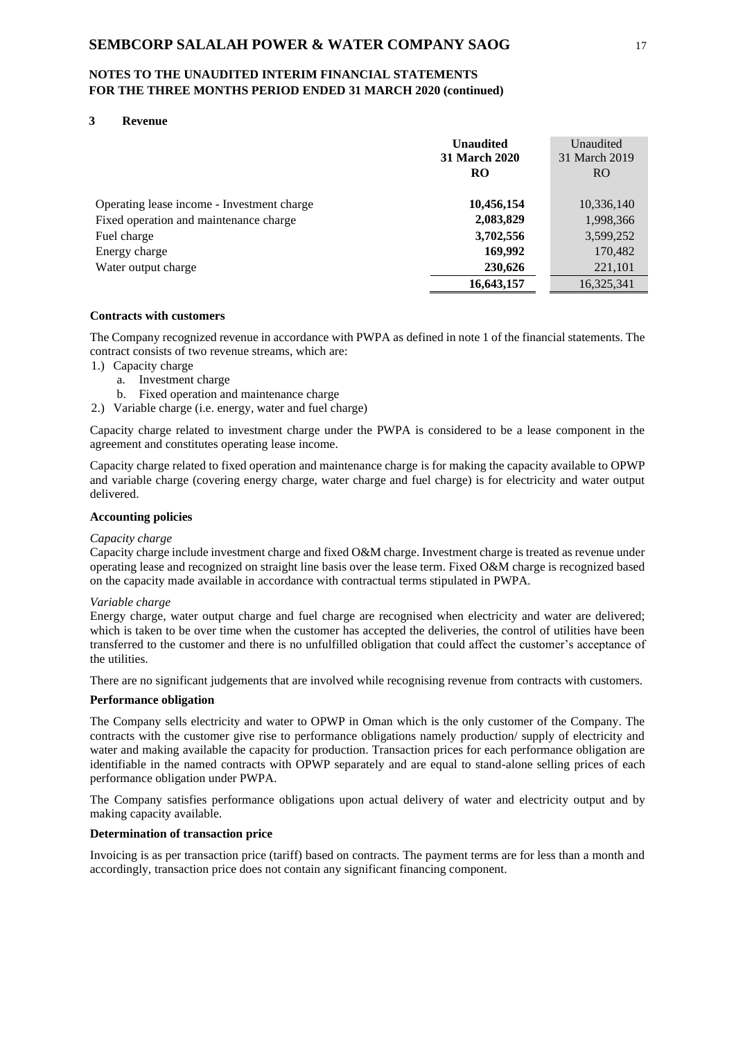## 3 Revenue

| | Unaudited 31 March 2020 RO | Unaudited 31 March 2019 RO |
|---|---|---|
| Operating lease income - Investment charge | **10,456,154** | 10,336,140 |
| Fixed operation and maintenance charge | **2,083,829** | 1,998,366 |
| Fuel charge | **3,702,556** | 3,599,252 |
| Energy charge | **169,992** | 170,482 |
| Water output charge | **230,626** | 221,101 |
| | **16,643,157** | 16,325,341 |

### Contracts with customers

The Company recognized revenue in accordance with PWPA as defined in note 1 of the financial statements. The contract consists of two revenue streams, which are:

1.) Capacity charge
   a. Investment charge
   b. Fixed operation and maintenance charge
2.) Variable charge (i.e. energy, water and fuel charge)

Capacity charge related to investment charge under the PWPA is considered to be a lease component in the agreement and constitutes operating lease income.

Capacity charge related to fixed operation and maintenance charge is for making the capacity available to OPWP and variable charge (covering energy charge, water charge and fuel charge) is for electricity and water output delivered.

### Accounting policies

*Capacity charge*

Capacity charge include investment charge and fixed O&M charge. Investment charge is treated as revenue under operating lease and recognized on straight line basis over the lease term. Fixed O&M charge is recognized based on the capacity made available in accordance with contractual terms stipulated in PWPA.

*Variable charge*

Energy charge, water output charge and fuel charge are recognised when electricity and water are delivered; which is taken to be over time when the customer has accepted the deliveries, the control of utilities have been transferred to the customer and there is no unfulfilled obligation that could affect the customer's acceptance of the utilities.

There are no significant judgements that are involved while recognising revenue from contracts with customers.

### Performance obligation

The Company sells electricity and water to OPWP in Oman which is the only customer of the Company. The contracts with the customer give rise to performance obligations namely production/ supply of electricity and water and making available the capacity for production. Transaction prices for each performance obligation are identifiable in the named contracts with OPWP separately and are equal to stand-alone selling prices of each performance obligation under PWPA.

The Company satisfies performance obligations upon actual delivery of water and electricity output and by making capacity available.

### Determination of transaction price

Invoicing is as per transaction price (tariff) based on contracts. The payment terms are for less than a month and accordingly, transaction price does not contain any significant financing component.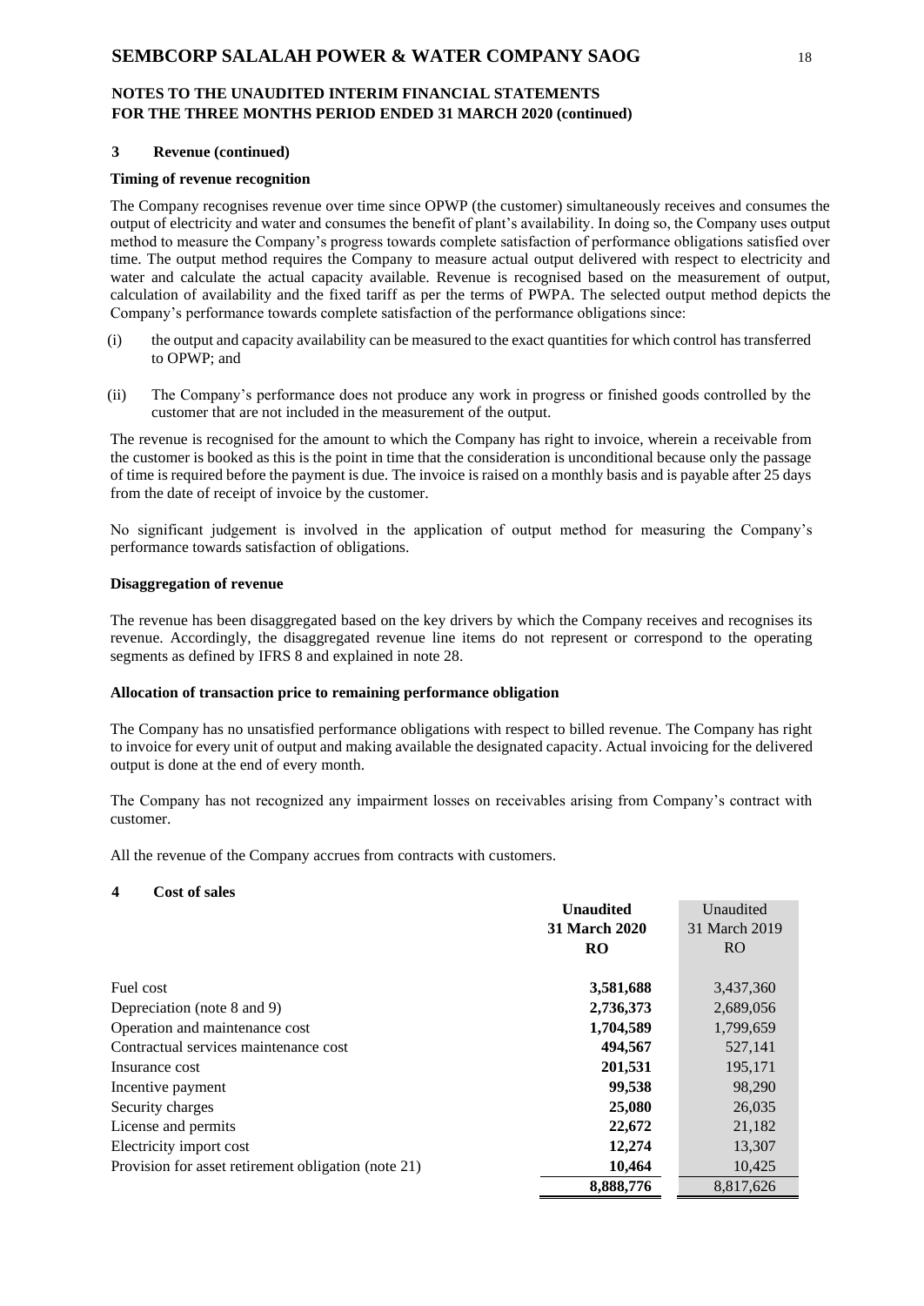**NOTES TO THE UNAUDITED INTERIM FINANCIAL STATEMENTS FOR THE THREE MONTHS PERIOD ENDED 31 MARCH 2020 (continued)**

## 3 Revenue (continued)

### Timing of revenue recognition

The Company recognises revenue over time since OPWP (the customer) simultaneously receives and consumes the output of electricity and water and consumes the benefit of plant's availability. In doing so, the Company uses output method to measure the Company's progress towards complete satisfaction of performance obligations satisfied over time. The output method requires the Company to measure actual output delivered with respect to electricity and water and calculate the actual capacity available. Revenue is recognised based on the measurement of output, calculation of availability and the fixed tariff as per the terms of PWPA. The selected output method depicts the Company's performance towards complete satisfaction of the performance obligations since:

(i) the output and capacity availability can be measured to the exact quantities for which control has transferred to OPWP; and

(ii) The Company's performance does not produce any work in progress or finished goods controlled by the customer that are not included in the measurement of the output.

The revenue is recognised for the amount to which the Company has right to invoice, wherein a receivable from the customer is booked as this is the point in time that the consideration is unconditional because only the passage of time is required before the payment is due. The invoice is raised on a monthly basis and is payable after 25 days from the date of receipt of invoice by the customer.

No significant judgement is involved in the application of output method for measuring the Company's performance towards satisfaction of obligations.

### Disaggregation of revenue

The revenue has been disaggregated based on the key drivers by which the Company receives and recognises its revenue. Accordingly, the disaggregated revenue line items do not represent or correspond to the operating segments as defined by IFRS 8 and explained in note 28.

### Allocation of transaction price to remaining performance obligation

The Company has no unsatisfied performance obligations with respect to billed revenue. The Company has right to invoice for every unit of output and making available the designated capacity. Actual invoicing for the delivered output is done at the end of every month.

The Company has not recognized any impairment losses on receivables arising from Company's contract with customer.

All the revenue of the Company accrues from contracts with customers.

## 4 Cost of sales

| | **Unaudited 31 March 2020 RO** | Unaudited 31 March 2019 RO |
|---|---|---|
| Fuel cost | **3,581,688** | 3,437,360 |
| Depreciation (note 8 and 9) | **2,736,373** | 2,689,056 |
| Operation and maintenance cost | **1,704,589** | 1,799,659 |
| Contractual services maintenance cost | **494,567** | 527,141 |
| Insurance cost | **201,531** | 195,171 |
| Incentive payment | **99,538** | 98,290 |
| Security charges | **25,080** | 26,035 |
| License and permits | **22,672** | 21,182 |
| Electricity import cost | **12,274** | 13,307 |
| Provision for asset retirement obligation (note 21) | **10,464** | 10,425 |
| | **8,888,776** | 8,817,626 |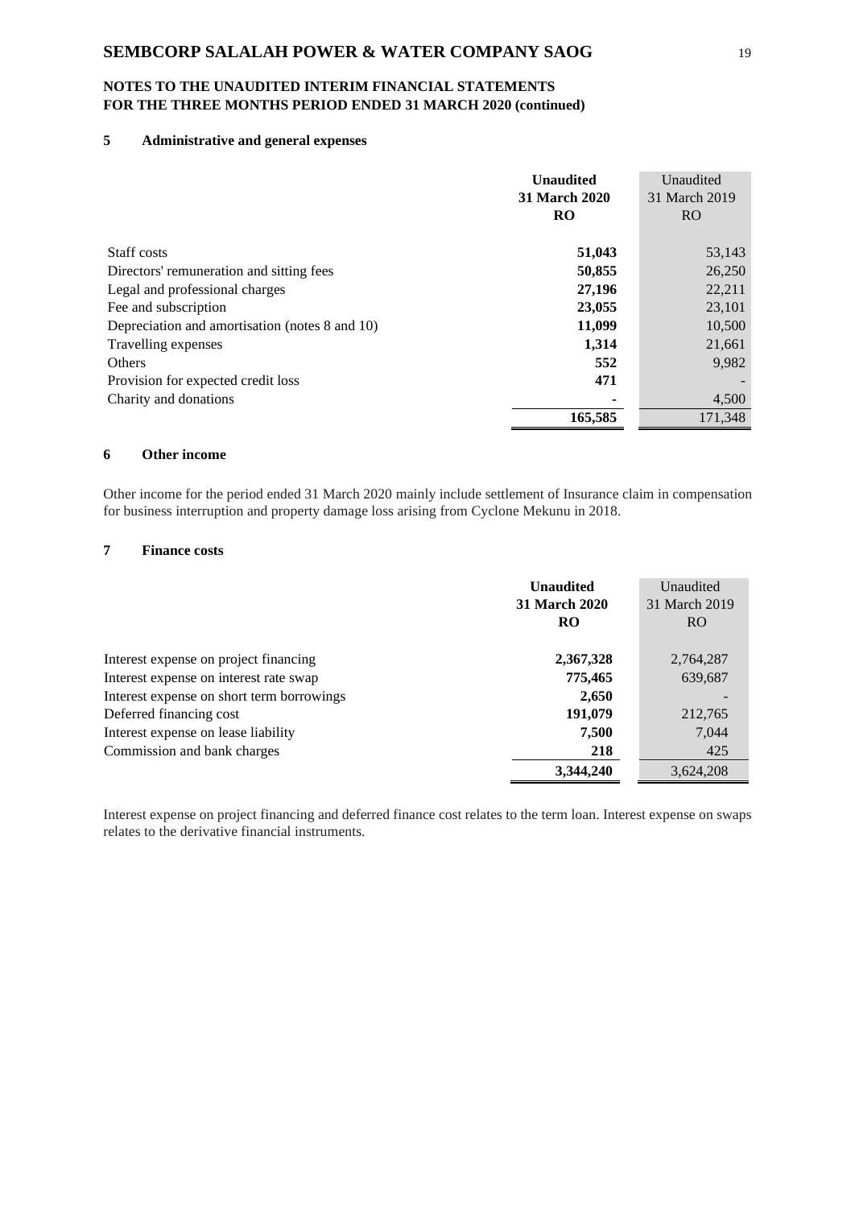# SEMBCORP SALALAH POWER & WATER COMPANY SAOG

## NOTES TO THE UNAUDITED INTERIM FINANCIAL STATEMENTS FOR THE THREE MONTHS PERIOD ENDED 31 MARCH 2020 (continued)

### 5 Administrative and general expenses

| | **Unaudited 31 March 2020 RO** | Unaudited 31 March 2019 RO |
|---|---|---|
| Staff costs | **51,043** | 53,143 |
| Directors' remuneration and sitting fees | **50,855** | 26,250 |
| Legal and professional charges | **27,196** | 22,211 |
| Fee and subscription | **23,055** | 23,101 |
| Depreciation and amortisation (notes 8 and 10) | **11,099** | 10,500 |
| Travelling expenses | **1,314** | 21,661 |
| Others | **552** | 9,982 |
| Provision for expected credit loss | **471** | - |
| Charity and donations | **-** | 4,500 |
| | **165,585** | 171,348 |

### 6 Other income

Other income for the period ended 31 March 2020 mainly include settlement of Insurance claim in compensation for business interruption and property damage loss arising from Cyclone Mekunu in 2018.

### 7 Finance costs

| | **Unaudited 31 March 2020 RO** | Unaudited 31 March 2019 RO |
|---|---|---|
| Interest expense on project financing | **2,367,328** | 2,764,287 |
| Interest expense on interest rate swap | **775,465** | 639,687 |
| Interest expense on short term borrowings | **2,650** | - |
| Deferred financing cost | **191,079** | 212,765 |
| Interest expense on lease liability | **7,500** | 7,044 |
| Commission and bank charges | **218** | 425 |
| | **3,344,240** | 3,624,208 |

Interest expense on project financing and deferred finance cost relates to the term loan. Interest expense on swaps relates to the derivative financial instruments.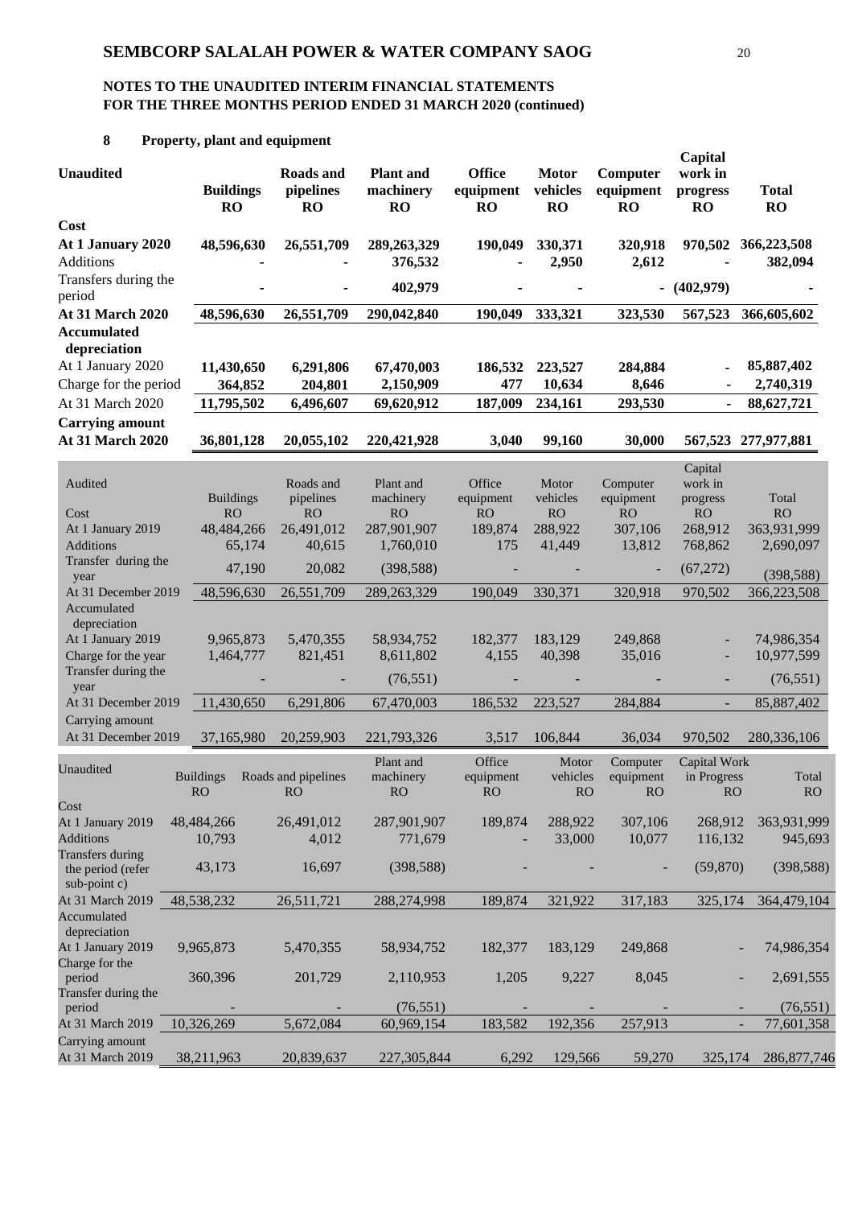## NOTES TO THE UNAUDITED INTERIM FINANCIAL STATEMENTS FOR THE THREE MONTHS PERIOD ENDED 31 MARCH 2020 (continued)

### 8 Property, plant and equipment

| **Unaudited** | **Buildings RO** | **Roads and pipelines RO** | **Plant and machinery RO** | **Office equipment RO** | **Motor vehicles RO** | **Computer equipment RO** | **Capital work in progress RO** | **Total RO** |
|---|---|---|---|---|---|---|---|---|
| **Cost** | | | | | | | | |
| **At 1 January 2020** | **48,596,630** | **26,551,709** | **289,263,329** | **190,049** | **330,371** | **320,918** | **970,502** | **366,223,508** |
| Additions | **-** | **-** | **376,532** | **-** | **2,950** | **2,612** | **-** | **382,094** |
| Transfers during the period | **-** | **-** | **402,979** | **-** | **-** | **-** | **(402,979)** | **-** |
| **At 31 March 2020** | **48,596,630** | **26,551,709** | **290,042,840** | **190,049** | **333,321** | **323,530** | **567,523** | **366,605,602** |
| **Accumulated depreciation** | | | | | | | | |
| At 1 January 2020 | **11,430,650** | **6,291,806** | **67,470,003** | **186,532** | **223,527** | **284,884** | **-** | **85,887,402** |
| Charge for the period | **364,852** | **204,801** | **2,150,909** | **477** | **10,634** | **8,646** | **-** | **2,740,319** |
| At 31 March 2020 | **11,795,502** | **6,496,607** | **69,620,912** | **187,009** | **234,161** | **293,530** | **-** | **88,627,721** |
| **Carrying amount** | | | | | | | | |
| **At 31 March 2020** | **36,801,128** | **20,055,102** | **220,421,928** | **3,040** | **99,160** | **30,000** | **567,523** | **277,977,881** |

| Audited | Buildings RO | Roads and pipelines RO | Plant and machinery RO | Office equipment RO | Motor vehicles RO | Computer equipment RO | Capital work in progress RO | Total RO |
|---|---|---|---|---|---|---|---|---|
| Cost | | | | | | | | |
| At 1 January 2019 | 48,484,266 | 26,491,012 | 287,901,907 | 189,874 | 288,922 | 307,106 | 268,912 | 363,931,999 |
| Additions | 65,174 | 40,615 | 1,760,010 | 175 | 41,449 | 13,812 | 768,862 | 2,690,097 |
| Transfer during the year | 47,190 | 20,082 | (398,588) | - | - | - | (67,272) | (398,588) |
| At 31 December 2019 | 48,596,630 | 26,551,709 | 289,263,329 | 190,049 | 330,371 | 320,918 | 970,502 | 366,223,508 |
| Accumulated depreciation | | | | | | | | |
| At 1 January 2019 | 9,965,873 | 5,470,355 | 58,934,752 | 182,377 | 183,129 | 249,868 | - | 74,986,354 |
| Charge for the year | 1,464,777 | 821,451 | 8,611,802 | 4,155 | 40,398 | 35,016 | - | 10,977,599 |
| Transfer during the year | - | - | (76,551) | - | - | - | - | (76,551) |
| At 31 December 2019 | 11,430,650 | 6,291,806 | 67,470,003 | 186,532 | 223,527 | 284,884 | - | 85,887,402 |
| Carrying amount | | | | | | | | |
| At 31 December 2019 | 37,165,980 | 20,259,903 | 221,793,326 | 3,517 | 106,844 | 36,034 | 970,502 | 280,336,106 |

| Unaudited | Buildings RO | Roads and pipelines RO | Plant and machinery RO | Office equipment RO | Motor vehicles RO | Computer equipment RO | Capital Work in Progress RO | Total RO |
|---|---|---|---|---|---|---|---|---|
| Cost | | | | | | | | |
| At 1 January 2019 | 48,484,266 | 26,491,012 | 287,901,907 | 189,874 | 288,922 | 307,106 | 268,912 | 363,931,999 |
| Additions | 10,793 | 4,012 | 771,679 | - | 33,000 | 10,077 | 116,132 | 945,693 |
| Transfers during the period (refer sub-point c) | 43,173 | 16,697 | (398,588) | - | - | - | (59,870) | (398,588) |
| At 31 March 2019 | 48,538,232 | 26,511,721 | 288,274,998 | 189,874 | 321,922 | 317,183 | 325,174 | 364,479,104 |
| Accumulated depreciation | | | | | | | | |
| At 1 January 2019 | 9,965,873 | 5,470,355 | 58,934,752 | 182,377 | 183,129 | 249,868 | - | 74,986,354 |
| Charge for the period | 360,396 | 201,729 | 2,110,953 | 1,205 | 9,227 | 8,045 | - | 2,691,555 |
| Transfer during the period | - | - | (76,551) | - | - | - | - | (76,551) |
| At 31 March 2019 | 10,326,269 | 5,672,084 | 60,969,154 | 183,582 | 192,356 | 257,913 | - | 77,601,358 |
| Carrying amount | | | | | | | | |
| At 31 March 2019 | 38,211,963 | 20,839,637 | 227,305,844 | 6,292 | 129,566 | 59,270 | 325,174 | 286,877,746 |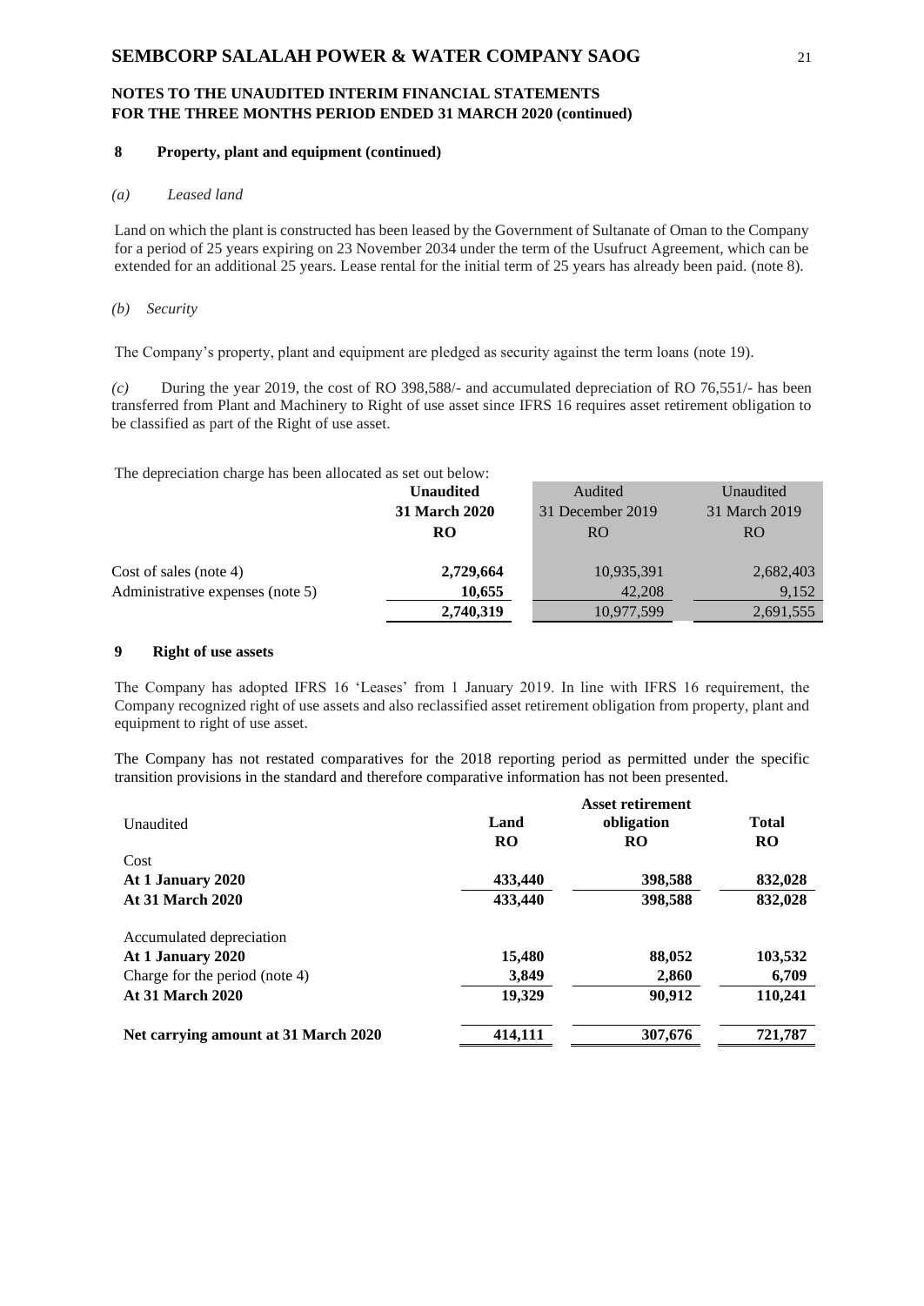## 8 Property, plant and equipment (continued)

*(a) Leased land*

Land on which the plant is constructed has been leased by the Government of Sultanate of Oman to the Company for a period of 25 years expiring on 23 November 2034 under the term of the Usufruct Agreement, which can be extended for an additional 25 years. Lease rental for the initial term of 25 years has already been paid. (note 8).

*(b) Security*

The Company's property, plant and equipment are pledged as security against the term loans (note 19).

*(c)* During the year 2019, the cost of RO 398,588/- and accumulated depreciation of RO 76,551/- has been transferred from Plant and Machinery to Right of use asset since IFRS 16 requires asset retirement obligation to be classified as part of the Right of use asset.

The depreciation charge has been allocated as set out below:

| | **Unaudited 31 March 2020 RO** | Audited 31 December 2019 RO | Unaudited 31 March 2019 RO |
|---|---|---|---|
| Cost of sales (note 4) | **2,729,664** | 10,935,391 | 2,682,403 |
| Administrative expenses (note 5) | **10,655** | 42,208 | 9,152 |
| | **2,740,319** | 10,977,599 | 2,691,555 |

## 9 Right of use assets

The Company has adopted IFRS 16 'Leases' from 1 January 2019. In line with IFRS 16 requirement, the Company recognized right of use assets and also reclassified asset retirement obligation from property, plant and equipment to right of use asset.

The Company has not restated comparatives for the 2018 reporting period as permitted under the specific transition provisions in the standard and therefore comparative information has not been presented.

| Unaudited | **Land RO** | **Asset retirement obligation RO** | **Total RO** |
|---|---|---|---|
| Cost | | | |
| **At 1 January 2020** | **433,440** | **398,588** | **832,028** |
| **At 31 March 2020** | **433,440** | **398,588** | **832,028** |
| | | | |
| Accumulated depreciation | | | |
| **At 1 January 2020** | **15,480** | **88,052** | **103,532** |
| Charge for the period (note 4) | **3,849** | **2,860** | **6,709** |
| **At 31 March 2020** | **19,329** | **90,912** | **110,241** |
| | | | |
| **Net carrying amount at 31 March 2020** | **414,111** | **307,676** | **721,787** |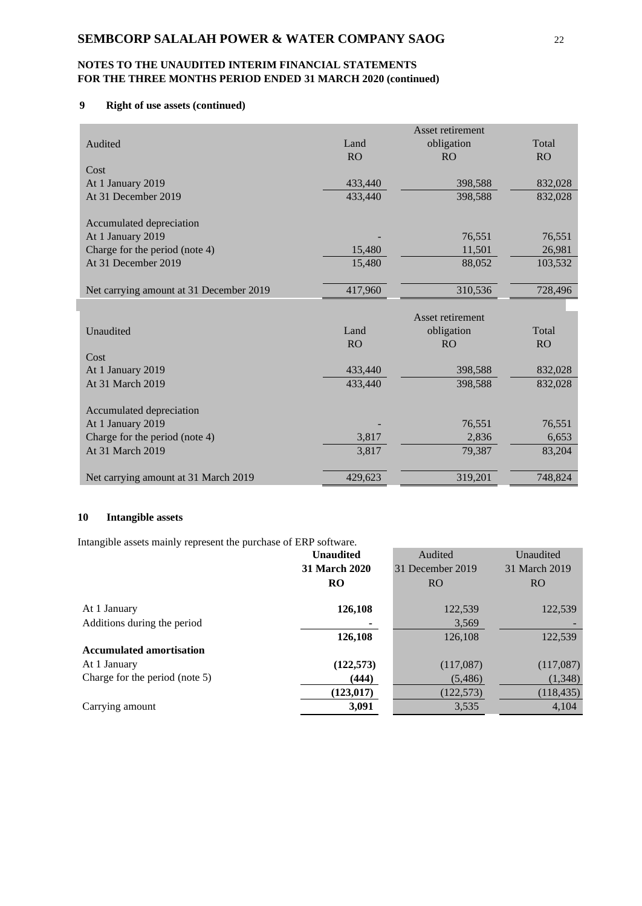**NOTES TO THE UNAUDITED INTERIM FINANCIAL STATEMENTS**
**FOR THE THREE MONTHS PERIOD ENDED 31 MARCH 2020 (continued)**

### 9 Right of use assets (continued)

| Audited | Land<br>RO | Asset retirement obligation<br>RO | Total<br>RO |
|---|---|---|---|
| Cost | | | |
| At 1 January 2019 | 433,440 | 398,588 | 832,028 |
| At 31 December 2019 | 433,440 | 398,588 | 832,028 |
| | | | |
| Accumulated depreciation | | | |
| At 1 January 2019 | - | 76,551 | 76,551 |
| Charge for the period (note 4) | 15,480 | 11,501 | 26,981 |
| At 31 December 2019 | 15,480 | 88,052 | 103,532 |
| | | | |
| Net carrying amount at 31 December 2019 | 417,960 | 310,536 | 728,496 |

| Unaudited | Land<br>RO | Asset retirement obligation<br>RO | Total<br>RO |
|---|---|---|---|
| Cost | | | |
| At 1 January 2019 | 433,440 | 398,588 | 832,028 |
| At 31 March 2019 | 433,440 | 398,588 | 832,028 |
| | | | |
| Accumulated depreciation | | | |
| At 1 January 2019 | - | 76,551 | 76,551 |
| Charge for the period (note 4) | 3,817 | 2,836 | 6,653 |
| At 31 March 2019 | 3,817 | 79,387 | 83,204 |
| | | | |
| Net carrying amount at 31 March 2019 | 429,623 | 319,201 | 748,824 |

### 10 Intangible assets

Intangible assets mainly represent the purchase of ERP software.

| | **Unaudited**<br>**31 March 2020**<br>**RO** | Audited<br>31 December 2019<br>RO | Unaudited<br>31 March 2019<br>RO |
|---|---|---|---|
| At 1 January | **126,108** | 122,539 | 122,539 |
| Additions during the period | **-** | 3,569 | - |
| | **126,108** | 126,108 | 122,539 |
| **Accumulated amortisation** | | | |
| At 1 January | **(122,573)** | (117,087) | (117,087) |
| Charge for the period (note 5) | **(444)** | (5,486) | (1,348) |
| | **(123,017)** | (122,573) | (118,435) |
| Carrying amount | **3,091** | 3,535 | 4,104 |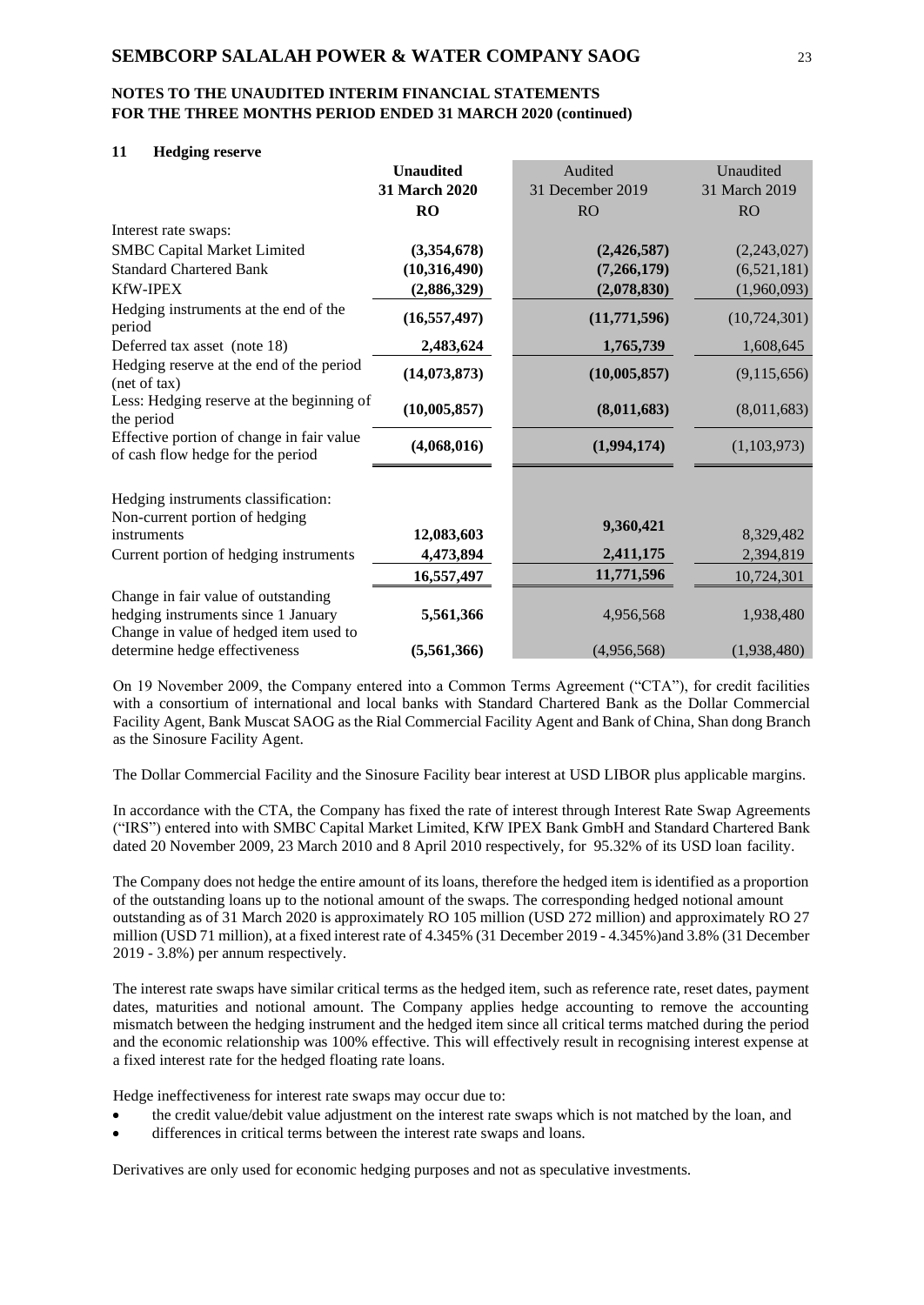## 11 Hedging reserve

| | **Unaudited 31 March 2020** | Audited 31 December 2019 | Unaudited 31 March 2019 |
|---|---|---|---|
| | **RO** | RO | RO |
| Interest rate swaps: | | | |
| SMBC Capital Market Limited | **(3,354,678)** | **(2,426,587)** | (2,243,027) |
| Standard Chartered Bank | **(10,316,490)** | **(7,266,179)** | (6,521,181) |
| KfW-IPEX | **(2,886,329)** | **(2,078,830)** | (1,960,093) |
| Hedging instruments at the end of the period | **(16,557,497)** | **(11,771,596)** | (10,724,301) |
| Deferred tax asset (note 18) | **2,483,624** | **1,765,739** | 1,608,645 |
| Hedging reserve at the end of the period (net of tax) | **(14,073,873)** | **(10,005,857)** | (9,115,656) |
| Less: Hedging reserve at the beginning of the period | **(10,005,857)** | **(8,011,683)** | (8,011,683) |
| Effective portion of change in fair value of cash flow hedge for the period | **(4,068,016)** | **(1,994,174)** | (1,103,973) |
| | | | |
| Hedging instruments classification: | | | |
| Non-current portion of hedging instruments | **12,083,603** | **9,360,421** | 8,329,482 |
| Current portion of hedging instruments | **4,473,894** | **2,411,175** | 2,394,819 |
| | **16,557,497** | **11,771,596** | 10,724,301 |
| Change in fair value of outstanding hedging instruments since 1 January | **5,561,366** | 4,956,568 | 1,938,480 |
| Change in value of hedged item used to determine hedge effectiveness | **(5,561,366)** | (4,956,568) | (1,938,480) |

On 19 November 2009, the Company entered into a Common Terms Agreement ("CTA"), for credit facilities with a consortium of international and local banks with Standard Chartered Bank as the Dollar Commercial Facility Agent, Bank Muscat SAOG as the Rial Commercial Facility Agent and Bank of China, Shan dong Branch as the Sinosure Facility Agent.

The Dollar Commercial Facility and the Sinosure Facility bear interest at USD LIBOR plus applicable margins.

In accordance with the CTA, the Company has fixed the rate of interest through Interest Rate Swap Agreements ("IRS") entered into with SMBC Capital Market Limited, KfW IPEX Bank GmbH and Standard Chartered Bank dated 20 November 2009, 23 March 2010 and 8 April 2010 respectively, for 95.32% of its USD loan facility.

The Company does not hedge the entire amount of its loans, therefore the hedged item is identified as a proportion of the outstanding loans up to the notional amount of the swaps. The corresponding hedged notional amount outstanding as of 31 March 2020 is approximately RO 105 million (USD 272 million) and approximately RO 27 million (USD 71 million), at a fixed interest rate of 4.345% (31 December 2019 - 4.345%)and 3.8% (31 December 2019 - 3.8%) per annum respectively.

The interest rate swaps have similar critical terms as the hedged item, such as reference rate, reset dates, payment dates, maturities and notional amount. The Company applies hedge accounting to remove the accounting mismatch between the hedging instrument and the hedged item since all critical terms matched during the period and the economic relationship was 100% effective. This will effectively result in recognising interest expense at a fixed interest rate for the hedged floating rate loans.

Hedge ineffectiveness for interest rate swaps may occur due to:

- the credit value/debit value adjustment on the interest rate swaps which is not matched by the loan, and
- differences in critical terms between the interest rate swaps and loans.

Derivatives are only used for economic hedging purposes and not as speculative investments.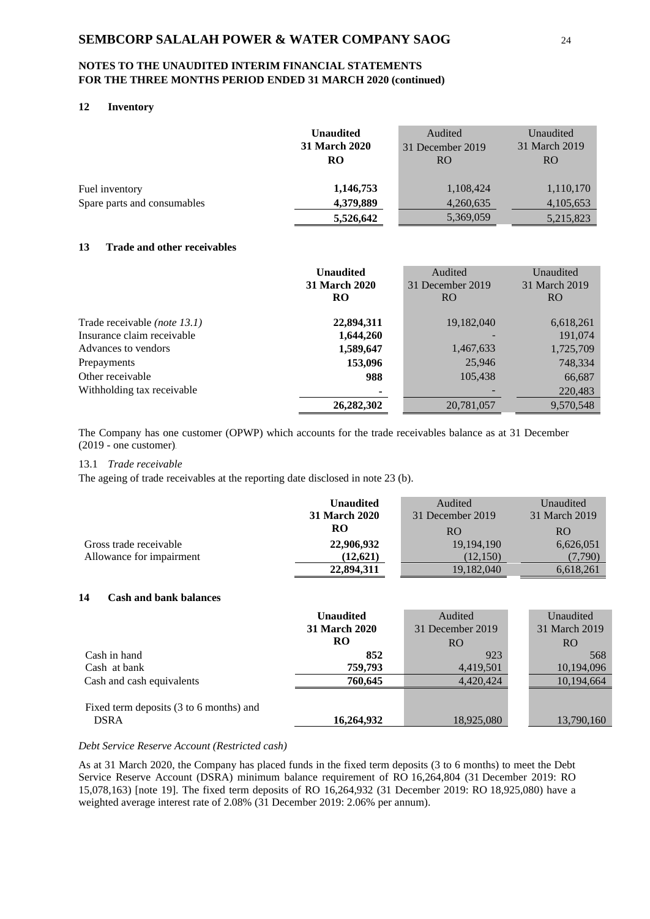## NOTES TO THE UNAUDITED INTERIM FINANCIAL STATEMENTS FOR THE THREE MONTHS PERIOD ENDED 31 MARCH 2020 (continued)

### 12 Inventory

| | Unaudited 31 March 2020 RO | Audited 31 December 2019 RO | Unaudited 31 March 2019 RO |
|---|---|---|---|
| Fuel inventory | **1,146,753** | 1,108,424 | 1,110,170 |
| Spare parts and consumables | **4,379,889** | 4,260,635 | 4,105,653 |
| | **5,526,642** | 5,369,059 | 5,215,823 |

### 13 Trade and other receivables

| | Unaudited 31 March 2020 RO | Audited 31 December 2019 RO | Unaudited 31 March 2019 RO |
|---|---|---|---|
| Trade receivable *(note 13.1)* | **22,894,311** | 19,182,040 | 6,618,261 |
| Insurance claim receivable | **1,644,260** | - | 191,074 |
| Advances to vendors | **1,589,647** | 1,467,633 | 1,725,709 |
| Prepayments | **153,096** | 25,946 | 748,334 |
| Other receivable | **988** | 105,438 | 66,687 |
| Withholding tax receivable | **-** | - | 220,483 |
| | **26,282,302** | 20,781,057 | 9,570,548 |

The Company has one customer (OPWP) which accounts for the trade receivables balance as at 31 December (2019 - one customer).

13.1 *Trade receivable*

The ageing of trade receivables at the reporting date disclosed in note 23 (b).

| | Unaudited 31 March 2020 RO | Audited 31 December 2019 RO | Unaudited 31 March 2019 RO |
|---|---|---|---|
| Gross trade receivable | **22,906,932** | 19,194,190 | 6,626,051 |
| Allowance for impairment | **(12,621)** | (12,150) | (7,790) |
| | **22,894,311** | 19,182,040 | 6,618,261 |

### 14 Cash and bank balances

| | Unaudited 31 March 2020 RO | Audited 31 December 2019 RO | Unaudited 31 March 2019 RO |
|---|---|---|---|
| Cash in hand | **852** | 923 | 568 |
| Cash at bank | **759,793** | 4,419,501 | 10,194,096 |
| Cash and cash equivalents | **760,645** | 4,420,424 | 10,194,664 |
| Fixed term deposits (3 to 6 months) and DSRA | **16,264,932** | 18,925,080 | 13,790,160 |

*Debt Service Reserve Account (Restricted cash)*

As at 31 March 2020, the Company has placed funds in the fixed term deposits (3 to 6 months) to meet the Debt Service Reserve Account (DSRA) minimum balance requirement of RO 16,264,804 (31 December 2019: RO 15,078,163) [note 19]. The fixed term deposits of RO 16,264,932 (31 December 2019: RO 18,925,080) have a weighted average interest rate of 2.08% (31 December 2019: 2.06% per annum).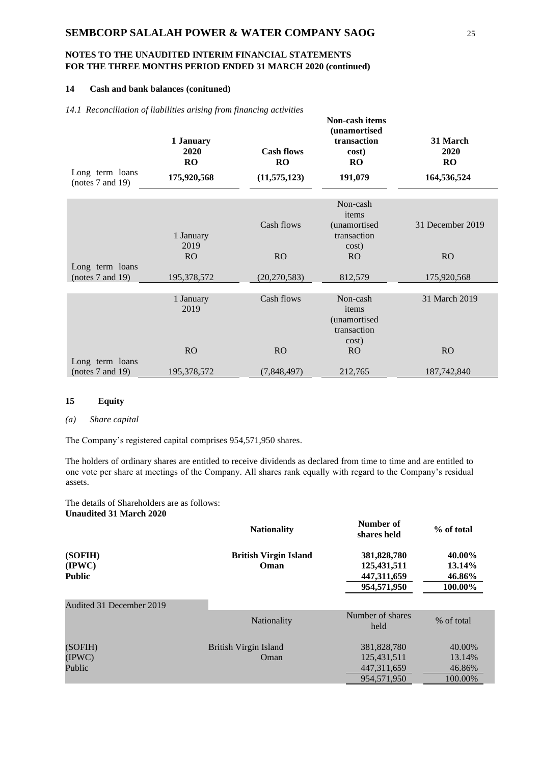## NOTES TO THE UNAUDITED INTERIM FINANCIAL STATEMENTS FOR THE THREE MONTHS PERIOD ENDED 31 MARCH 2020 (continued)

### 14 Cash and bank balances (conitUned)

*14.1 Reconciliation of liabilities arising from financing activities*

| | 1 January 2020 RO | Cash flows RO | Non-cash items (unamortised transaction cost) RO | 31 March 2020 RO |
|---|---|---|---|---|
| Long term loans (notes 7 and 19) | **175,920,568** | **(11,575,123)** | **191,079** | **164,536,524** |

| | 1 January 2019 RO | Cash flows RO | Non-cash items (unamortised transaction cost) RO | 31 December 2019 RO |
|---|---|---|---|---|
| Long term loans (notes 7 and 19) | 195,378,572 | (20,270,583) | 812,579 | 175,920,568 |

| | 1 January 2019 RO | Cash flows RO | Non-cash items (unamortised transaction cost) RO | 31 March 2019 RO |
|---|---|---|---|---|
| Long term loans (notes 7 and 19) | 195,378,572 | (7,848,497) | 212,765 | 187,742,840 |

### 15 Equity

*(a) Share capital*

The Company's registered capital comprises 954,571,950 shares.

The holders of ordinary shares are entitled to receive dividends as declared from time to time and are entitled to one vote per share at meetings of the Company. All shares rank equally with regard to the Company's residual assets.

The details of Shareholders are as follows:

**Unaudited 31 March 2020**

| | Nationality | Number of shares held | % of total |
|---|---|---|---|
| **(SOFIH)** | **British Virgin Island** | **381,828,780** | **40.00%** |
| **(IPWC)** | **Oman** | **125,431,511** | **13.14%** |
| **Public** | | **447,311,659** | **46.86%** |
| | | **954,571,950** | **100.00%** |

Audited 31 December 2019

| | Nationality | Number of shares held | % of total |
|---|---|---|---|
| (SOFIH) | British Virgin Island | 381,828,780 | 40.00% |
| (IPWC) | Oman | 125,431,511 | 13.14% |
| Public | | 447,311,659 | 46.86% |
| | | 954,571,950 | 100.00% |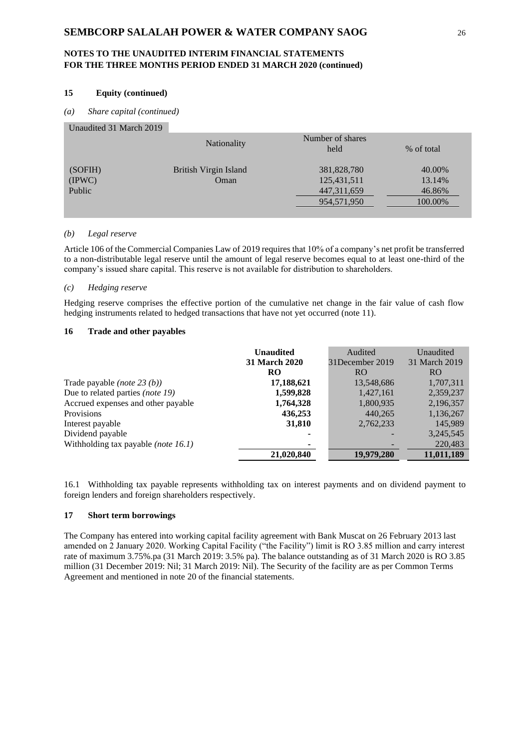## 15 Equity (continued)

### *(a) Share capital (continued)*

Unaudited 31 March 2019

| | Nationality | Number of shares held | % of total |
|---|---|---|---|
| (SOFIH) | British Virgin Island | 381,828,780 | 40.00% |
| (IPWC) | Oman | 125,431,511 | 13.14% |
| Public | | 447,311,659 | 46.86% |
| | | 954,571,950 | 100.00% |

### *(b) Legal reserve*

Article 106 of the Commercial Companies Law of 2019 requires that 10% of a company's net profit be transferred to a non-distributable legal reserve until the amount of legal reserve becomes equal to at least one-third of the company's issued share capital. This reserve is not available for distribution to shareholders.

### *(c) Hedging reserve*

Hedging reserve comprises the effective portion of the cumulative net change in the fair value of cash flow hedging instruments related to hedged transactions that have not yet occurred (note 11).

## 16 Trade and other payables

| | **Unaudited 31 March 2020 RO** | Audited 31December 2019 RO | Unaudited 31 March 2019 RO |
|---|---|---|---|
| Trade payable *(note 23 (b))* | **17,188,621** | 13,548,686 | 1,707,311 |
| Due to related parties *(note 19)* | **1,599,828** | 1,427,161 | 2,359,237 |
| Accrued expenses and other payable | **1,764,328** | 1,800,935 | 2,196,357 |
| Provisions | **436,253** | 440,265 | 1,136,267 |
| Interest payable | **31,810** | 2,762,233 | 145,989 |
| Dividend payable | **-** | - | 3,245,545 |
| Withholding tax payable *(note 16.1)* | **-** | - | 220,483 |
| | **21,020,840** | **19,979,280** | **11,011,189** |

16.1 Withholding tax payable represents withholding tax on interest payments and on dividend payment to foreign lenders and foreign shareholders respectively.

## 17 Short term borrowings

The Company has entered into working capital facility agreement with Bank Muscat on 26 February 2013 last amended on 2 January 2020. Working Capital Facility ("the Facility") limit is RO 3.85 million and carry interest rate of maximum 3.75%.pa (31 March 2019: 3.5% pa). The balance outstanding as of 31 March 2020 is RO 3.85 million (31 December 2019: Nil; 31 March 2019: Nil). The Security of the facility are as per Common Terms Agreement and mentioned in note 20 of the financial statements.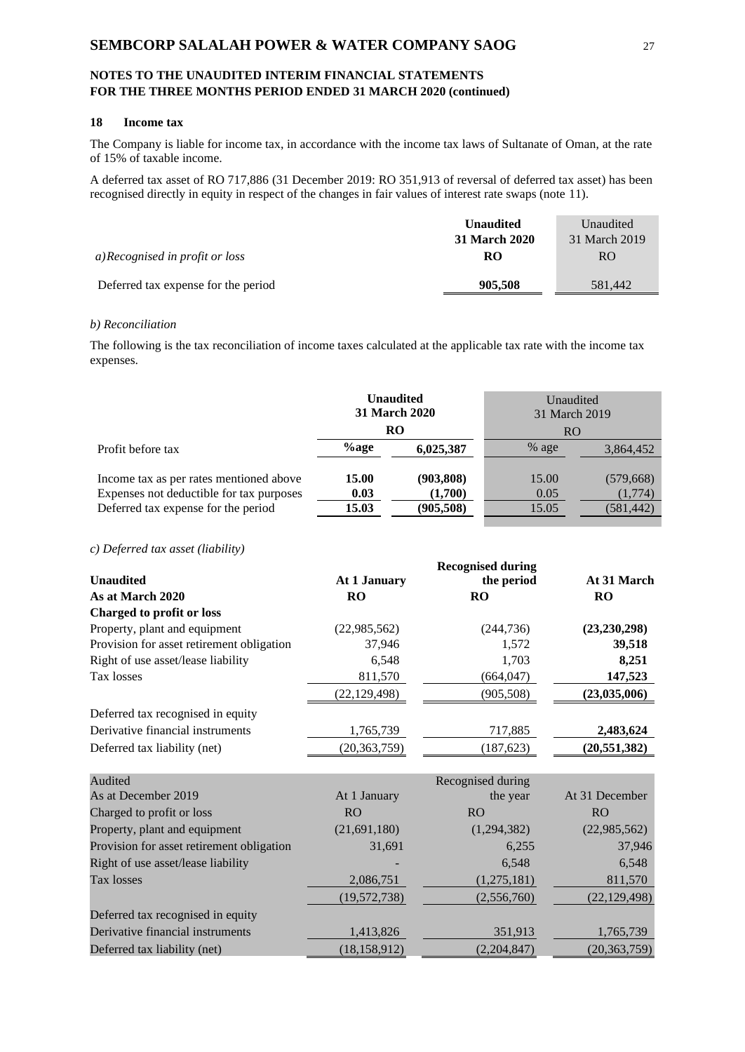**NOTES TO THE UNAUDITED INTERIM FINANCIAL STATEMENTS FOR THE THREE MONTHS PERIOD ENDED 31 MARCH 2020 (continued)**

## 18 Income tax

The Company is liable for income tax, in accordance with the income tax laws of Sultanate of Oman, at the rate of 15% of taxable income.

A deferred tax asset of RO 717,886 (31 December 2019: RO 351,913 of reversal of deferred tax asset) has been recognised directly in equity in respect of the changes in fair values of interest rate swaps (note 11).

| *a) Recognised in profit or loss* | **Unaudited 31 March 2020 RO** | Unaudited 31 March 2019 RO |
|---|---|---|
| Deferred tax expense for the period | **905,508** | 581,442 |

*b) Reconciliation*

The following is the tax reconciliation of income taxes calculated at the applicable tax rate with the income tax expenses.

| | **Unaudited 31 March 2020** | | Unaudited 31 March 2019 | |
|---|---|---|---|---|
| | **RO** | | RO | |
| Profit before tax | **%age** | **6,025,387** | % age | 3,864,452 |
| Income tax as per rates mentioned above | **15.00** | **(903,808)** | 15.00 | (579,668) |
| Expenses not deductible for tax purposes | **0.03** | **(1,700)** | 0.05 | (1,774) |
| Deferred tax expense for the period | **15.03** | **(905,508)** | 15.05 | (581,442) |

*c) Deferred tax asset (liability)*

| **Unaudited** | **At 1 January** | **Recognised during the period** | **At 31 March** |
|---|---|---|---|
| **As at March 2020** | **RO** | **RO** | **RO** |
| **Charged to profit or loss** | | | |
| Property, plant and equipment | (22,985,562) | (244,736) | **(23,230,298)** |
| Provision for asset retirement obligation | 37,946 | 1,572 | **39,518** |
| Right of use asset/lease liability | 6,548 | 1,703 | **8,251** |
| Tax losses | 811,570 | (664,047) | **147,523** |
| | (22,129,498) | (905,508) | **(23,035,006)** |
| Deferred tax recognised in equity | | | |
| Derivative financial instruments | 1,765,739 | 717,885 | **2,483,624** |
| Deferred tax liability (net) | (20,363,759) | (187,623) | **(20,551,382)** |

| Audited | At 1 January | Recognised during the year | At 31 December |
|---|---|---|---|
| As at December 2019 | | | |
| Charged to profit or loss | RO | RO | RO |
| Property, plant and equipment | (21,691,180) | (1,294,382) | (22,985,562) |
| Provision for asset retirement obligation | 31,691 | 6,255 | 37,946 |
| Right of use asset/lease liability | - | 6,548 | 6,548 |
| Tax losses | 2,086,751 | (1,275,181) | 811,570 |
| | (19,572,738) | (2,556,760) | (22,129,498) |
| Deferred tax recognised in equity | | | |
| Derivative financial instruments | 1,413,826 | 351,913 | 1,765,739 |
| Deferred tax liability (net) | (18,158,912) | (2,204,847) | (20,363,759) |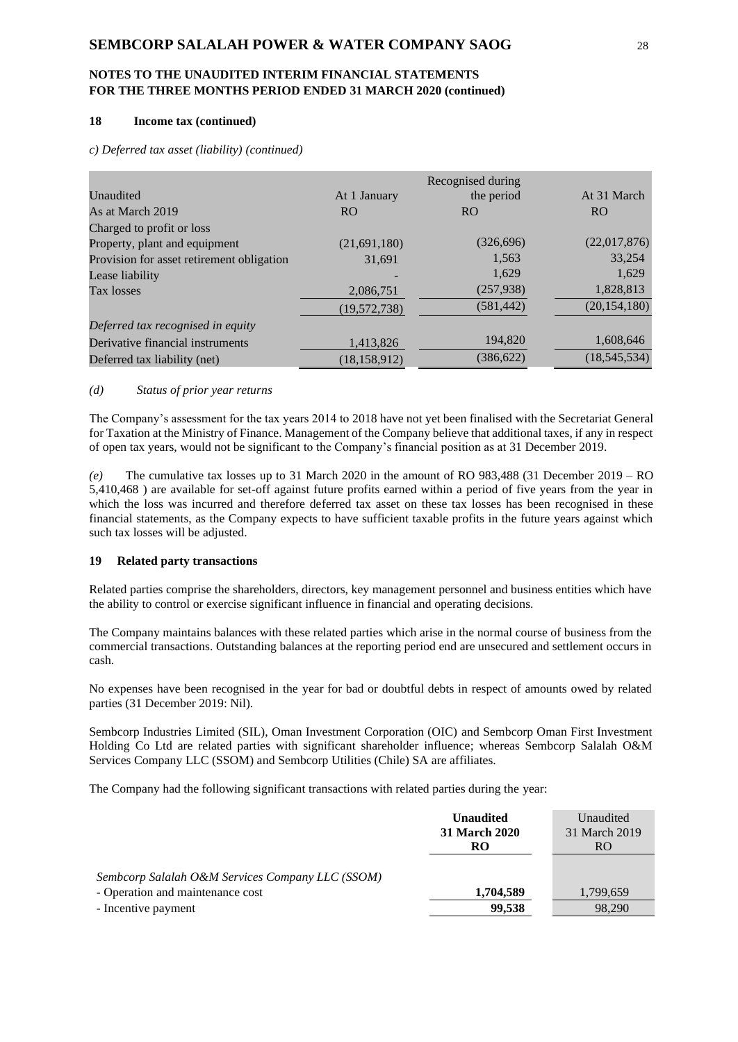# SEMBCORP SALALAH POWER & WATER COMPANY SAOG

## NOTES TO THE UNAUDITED INTERIM FINANCIAL STATEMENTS FOR THE THREE MONTHS PERIOD ENDED 31 MARCH 2020 (continued)

### 18 Income tax (continued)

*c) Deferred tax asset (liability) (continued)*

| Unaudited<br>As at March 2019 | At 1 January<br>RO | Recognised during the period<br>RO | At 31 March<br>RO |
|---|---|---|---|
| Charged to profit or loss | | | |
| Property, plant and equipment | (21,691,180) | (326,696) | (22,017,876) |
| Provision for asset retirement obligation | 31,691 | 1,563 | 33,254 |
| Lease liability | - | 1,629 | 1,629 |
| Tax losses | 2,086,751 | (257,938) | 1,828,813 |
| | (19,572,738) | (581,442) | (20,154,180) |
| *Deferred tax recognised in equity* | | | |
| Derivative financial instruments | 1,413,826 | 194,820 | 1,608,646 |
| Deferred tax liability (net) | (18,158,912) | (386,622) | (18,545,534) |

*(d) Status of prior year returns*

The Company's assessment for the tax years 2014 to 2018 have not yet been finalised with the Secretariat General for Taxation at the Ministry of Finance. Management of the Company believe that additional taxes, if any in respect of open tax years, would not be significant to the Company's financial position as at 31 December 2019.

*(e)* The cumulative tax losses up to 31 March 2020 in the amount of RO 983,488 (31 December 2019 – RO 5,410,468 ) are available for set-off against future profits earned within a period of five years from the year in which the loss was incurred and therefore deferred tax asset on these tax losses has been recognised in these financial statements, as the Company expects to have sufficient taxable profits in the future years against which such tax losses will be adjusted.

### 19 Related party transactions

Related parties comprise the shareholders, directors, key management personnel and business entities which have the ability to control or exercise significant influence in financial and operating decisions.

The Company maintains balances with these related parties which arise in the normal course of business from the commercial transactions. Outstanding balances at the reporting period end are unsecured and settlement occurs in cash.

No expenses have been recognised in the year for bad or doubtful debts in respect of amounts owed by related parties (31 December 2019: Nil).

Sembcorp Industries Limited (SIL), Oman Investment Corporation (OIC) and Sembcorp Oman First Investment Holding Co Ltd are related parties with significant shareholder influence; whereas Sembcorp Salalah O&M Services Company LLC (SSOM) and Sembcorp Utilities (Chile) SA are affiliates.

The Company had the following significant transactions with related parties during the year:

| | **Unaudited<br>31 March 2020<br>RO** | Unaudited<br>31 March 2019<br>RO |
|---|---|---|
| *Sembcorp Salalah O&M Services Company LLC (SSOM)* | | |
| - Operation and maintenance cost | **1,704,589** | 1,799,659 |
| - Incentive payment | **99,538** | 98,290 |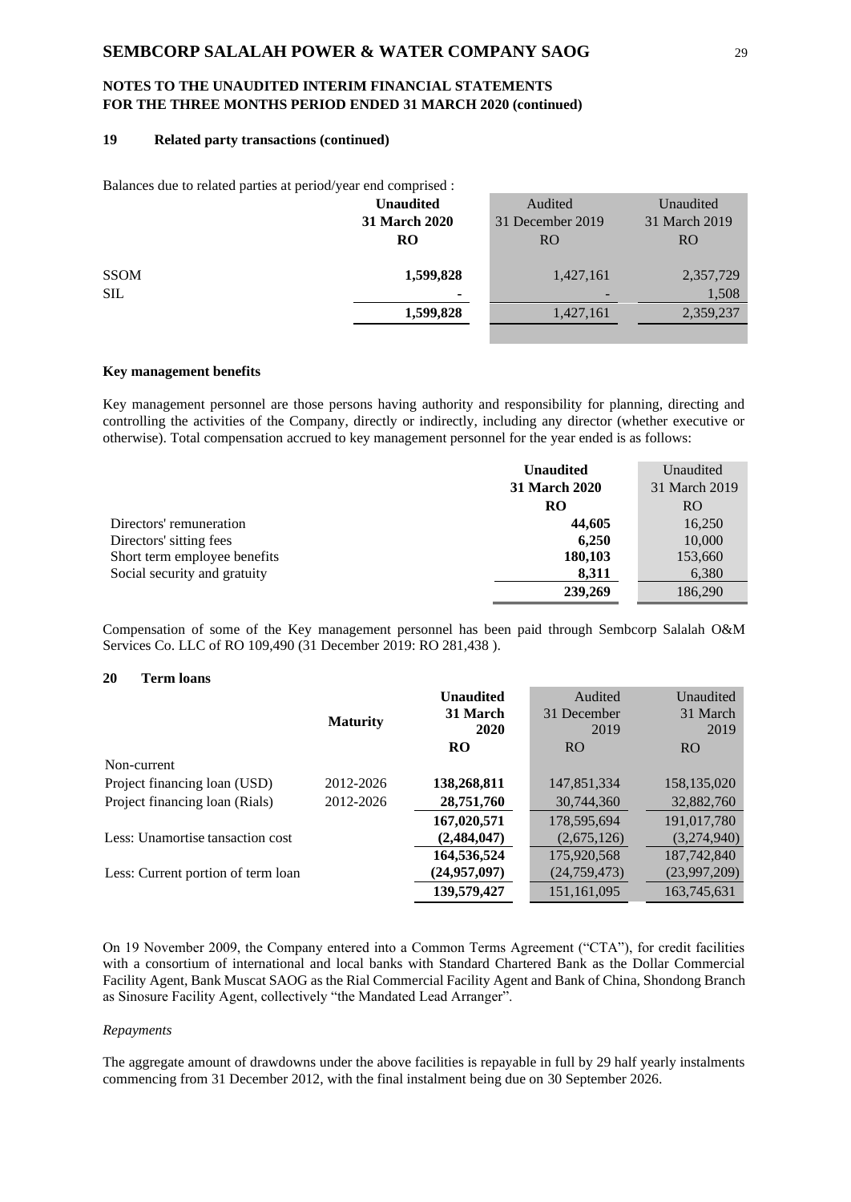**NOTES TO THE UNAUDITED INTERIM FINANCIAL STATEMENTS FOR THE THREE MONTHS PERIOD ENDED 31 MARCH 2020 (continued)**

### 19 Related party transactions (continued)

Balances due to related parties at period/year end comprised :

| | **Unaudited 31 March 2020 RO** | Audited 31 December 2019 RO | Unaudited 31 March 2019 RO |
|---|---|---|---|
| SSOM | **1,599,828** | 1,427,161 | 2,357,729 |
| SIL | **-** | - | 1,508 |
| | **1,599,828** | 1,427,161 | 2,359,237 |

**Key management benefits**

Key management personnel are those persons having authority and responsibility for planning, directing and controlling the activities of the Company, directly or indirectly, including any director (whether executive or otherwise). Total compensation accrued to key management personnel for the year ended is as follows:

| | **Unaudited 31 March 2020 RO** | Unaudited 31 March 2019 RO |
|---|---|---|
| Directors' remuneration | **44,605** | 16,250 |
| Directors' sitting fees | **6,250** | 10,000 |
| Short term employee benefits | **180,103** | 153,660 |
| Social security and gratuity | **8,311** | 6,380 |
| | **239,269** | 186,290 |

Compensation of some of the Key management personnel has been paid through Sembcorp Salalah O&M Services Co. LLC of RO 109,490 (31 December 2019: RO 281,438 ).

### 20 Term loans

| | **Maturity** | **Unaudited 31 March 2020 RO** | Audited 31 December 2019 RO | Unaudited 31 March 2019 RO |
|---|---|---|---|---|
| Non-current | | | | |
| Project financing loan (USD) | 2012-2026 | **138,268,811** | 147,851,334 | 158,135,020 |
| Project financing loan (Rials) | 2012-2026 | **28,751,760** | 30,744,360 | 32,882,760 |
| | | **167,020,571** | 178,595,694 | 191,017,780 |
| Less: Unamortise tansaction cost | | **(2,484,047)** | (2,675,126) | (3,274,940) |
| | | **164,536,524** | 175,920,568 | 187,742,840 |
| Less: Current portion of term loan | | **(24,957,097)** | (24,759,473) | (23,997,209) |
| | | **139,579,427** | 151,161,095 | 163,745,631 |

On 19 November 2009, the Company entered into a Common Terms Agreement ("CTA"), for credit facilities with a consortium of international and local banks with Standard Chartered Bank as the Dollar Commercial Facility Agent, Bank Muscat SAOG as the Rial Commercial Facility Agent and Bank of China, Shondong Branch as Sinosure Facility Agent, collectively "the Mandated Lead Arranger".

*Repayments*

The aggregate amount of drawdowns under the above facilities is repayable in full by 29 half yearly instalments commencing from 31 December 2012, with the final instalment being due on 30 September 2026.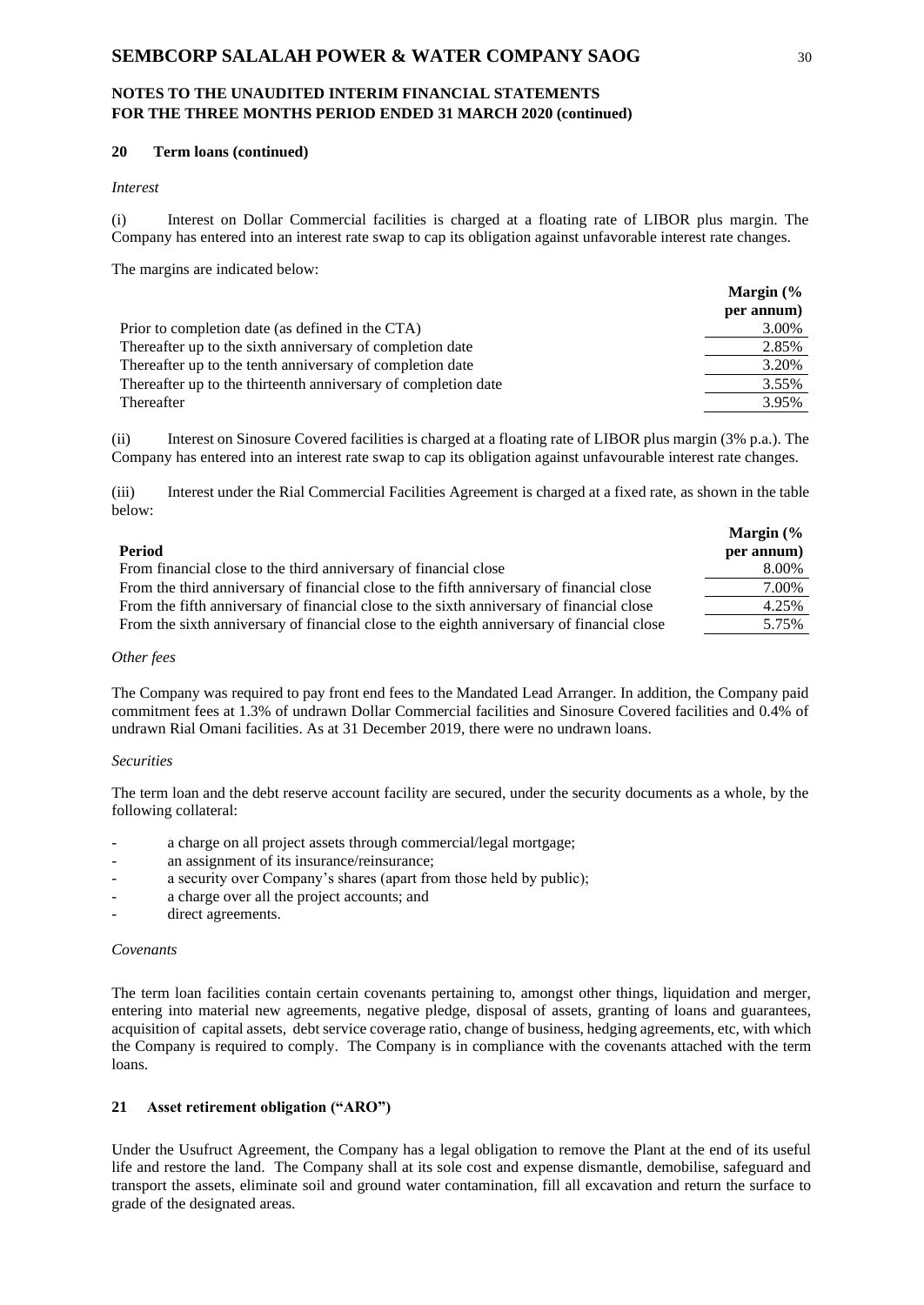**SEMBCORP SALALAH POWER & WATER COMPANY SAOG**

**NOTES TO THE UNAUDITED INTERIM FINANCIAL STATEMENTS FOR THE THREE MONTHS PERIOD ENDED 31 MARCH 2020 (continued)**

**20 Term loans (continued)**

*Interest*

(i) Interest on Dollar Commercial facilities is charged at a floating rate of LIBOR plus margin. The Company has entered into an interest rate swap to cap its obligation against unfavorable interest rate changes.

The margins are indicated below:

| | Margin (% per annum) |
|---|---|
| Prior to completion date (as defined in the CTA) | 3.00% |
| Thereafter up to the sixth anniversary of completion date | 2.85% |
| Thereafter up to the tenth anniversary of completion date | 3.20% |
| Thereafter up to the thirteenth anniversary of completion date | 3.55% |
| Thereafter | 3.95% |

(ii) Interest on Sinosure Covered facilities is charged at a floating rate of LIBOR plus margin (3% p.a.). The Company has entered into an interest rate swap to cap its obligation against unfavourable interest rate changes.

(iii) Interest under the Rial Commercial Facilities Agreement is charged at a fixed rate, as shown in the table below:

| Period | Margin (% per annum) |
|---|---|
| From financial close to the third anniversary of financial close | 8.00% |
| From the third anniversary of financial close to the fifth anniversary of financial close | 7.00% |
| From the fifth anniversary of financial close to the sixth anniversary of financial close | 4.25% |
| From the sixth anniversary of financial close to the eighth anniversary of financial close | 5.75% |

*Other fees*

The Company was required to pay front end fees to the Mandated Lead Arranger. In addition, the Company paid commitment fees at 1.3% of undrawn Dollar Commercial facilities and Sinosure Covered facilities and 0.4% of undrawn Rial Omani facilities. As at 31 December 2019, there were no undrawn loans.

*Securities*

The term loan and the debt reserve account facility are secured, under the security documents as a whole, by the following collateral:

- a charge on all project assets through commercial/legal mortgage;
- an assignment of its insurance/reinsurance;
- a security over Company's shares (apart from those held by public);
- a charge over all the project accounts; and
- direct agreements.

*Covenants*

The term loan facilities contain certain covenants pertaining to, amongst other things, liquidation and merger, entering into material new agreements, negative pledge, disposal of assets, granting of loans and guarantees, acquisition of capital assets, debt service coverage ratio, change of business, hedging agreements, etc, with which the Company is required to comply. The Company is in compliance with the covenants attached with the term loans.

**21 Asset retirement obligation ("ARO")**

Under the Usufruct Agreement, the Company has a legal obligation to remove the Plant at the end of its useful life and restore the land. The Company shall at its sole cost and expense dismantle, demobilise, safeguard and transport the assets, eliminate soil and ground water contamination, fill all excavation and return the surface to grade of the designated areas.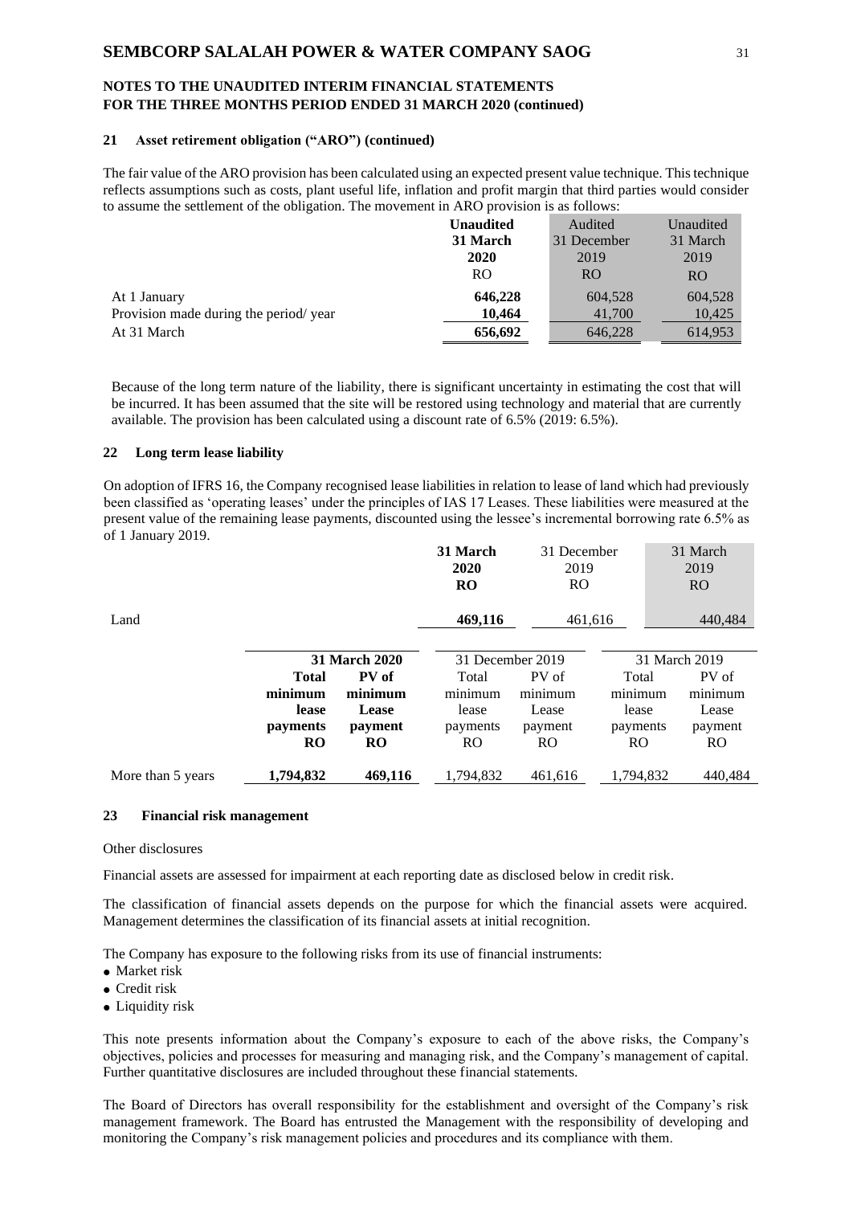## 21 Asset retirement obligation ("ARO") (continued)

The fair value of the ARO provision has been calculated using an expected present value technique. This technique reflects assumptions such as costs, plant useful life, inflation and profit margin that third parties would consider to assume the settlement of the obligation. The movement in ARO provision is as follows:

| | **Unaudited 31 March 2020 RO** | Audited 31 December 2019 RO | Unaudited 31 March 2019 RO |
|---|---|---|---|
| At 1 January | **646,228** | 604,528 | 604,528 |
| Provision made during the period/ year | **10,464** | 41,700 | 10,425 |
| At 31 March | **656,692** | 646,228 | 614,953 |

Because of the long term nature of the liability, there is significant uncertainty in estimating the cost that will be incurred. It has been assumed that the site will be restored using technology and material that are currently available. The provision has been calculated using a discount rate of 6.5% (2019: 6.5%).

## 22 Long term lease liability

On adoption of IFRS 16, the Company recognised lease liabilities in relation to lease of land which had previously been classified as 'operating leases' under the principles of IAS 17 Leases. These liabilities were measured at the present value of the remaining lease payments, discounted using the lessee's incremental borrowing rate 6.5% as of 1 January 2019.

| | **31 March 2020 RO** | 31 December 2019 RO | 31 March 2019 RO |
|---|---|---|---|
| Land | **469,116** | 461,616 | 440,484 |

| | **31 March 2020** | | 31 December 2019 | | 31 March 2019 | |
|---|---|---|---|---|---|---|
| | **Total minimum lease payments RO** | **PV of minimum Lease payment RO** | Total minimum lease payments RO | PV of minimum Lease payment RO | Total minimum lease payments RO | PV of minimum Lease payment RO |
| More than 5 years | **1,794,832** | **469,116** | 1,794,832 | 461,616 | 1,794,832 | 440,484 |

## 23 Financial risk management

Other disclosures

Financial assets are assessed for impairment at each reporting date as disclosed below in credit risk.

The classification of financial assets depends on the purpose for which the financial assets were acquired. Management determines the classification of its financial assets at initial recognition.

The Company has exposure to the following risks from its use of financial instruments:

- Market risk
- Credit risk
- Liquidity risk

This note presents information about the Company's exposure to each of the above risks, the Company's objectives, policies and processes for measuring and managing risk, and the Company's management of capital. Further quantitative disclosures are included throughout these financial statements.

The Board of Directors has overall responsibility for the establishment and oversight of the Company's risk management framework. The Board has entrusted the Management with the responsibility of developing and monitoring the Company's risk management policies and procedures and its compliance with them.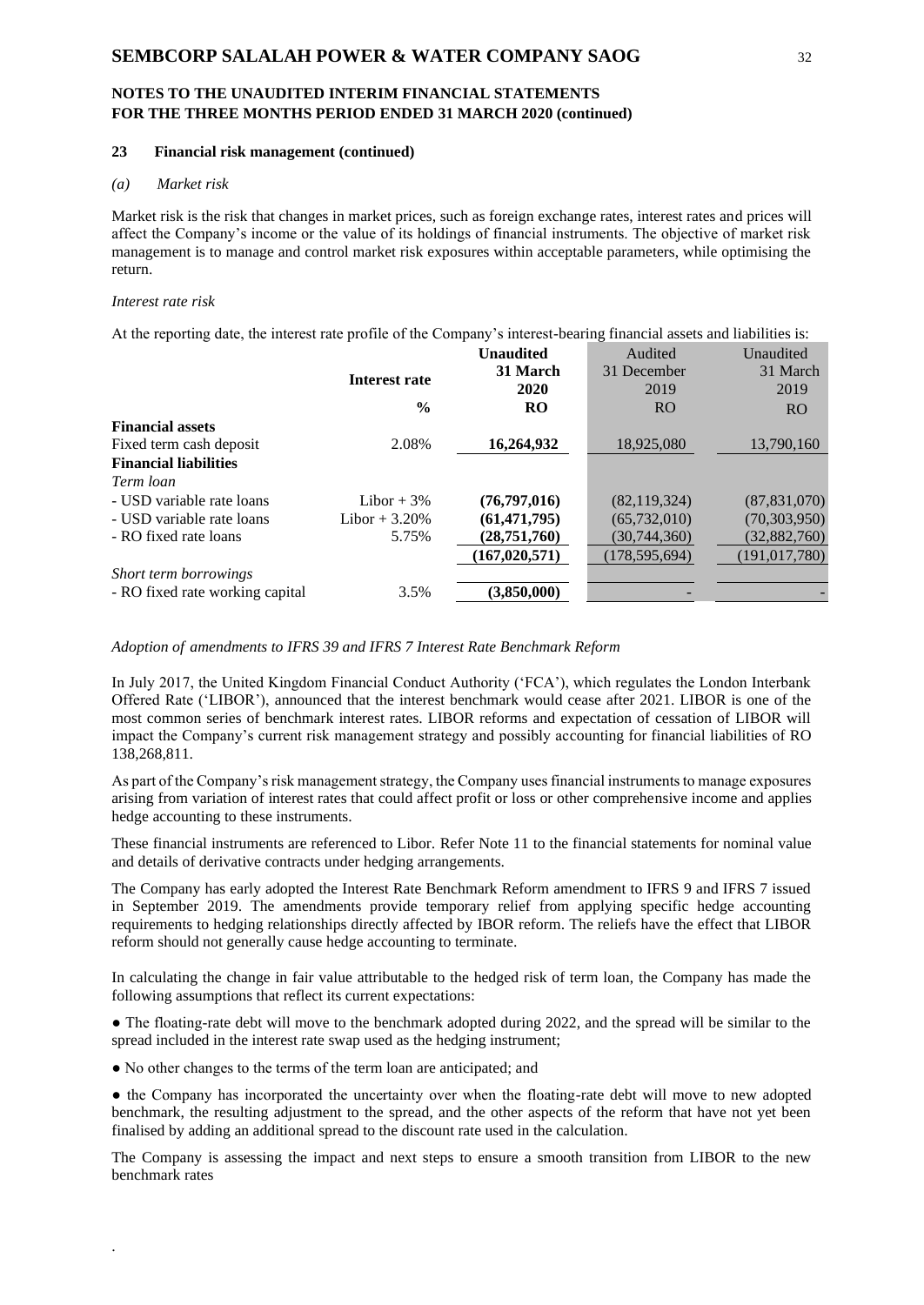## 23 Financial risk management (continued)

### *(a) Market risk*

Market risk is the risk that changes in market prices, such as foreign exchange rates, interest rates and prices will affect the Company's income or the value of its holdings of financial instruments. The objective of market risk management is to manage and control market risk exposures within acceptable parameters, while optimising the return.

*Interest rate risk*

At the reporting date, the interest rate profile of the Company's interest-bearing financial assets and liabilities is:

| | Interest rate | Unaudited 31 March 2020 | Audited 31 December 2019 | Unaudited 31 March 2019 |
|---|---|---|---|---|
| | % | RO | RO | RO |
| **Financial assets** | | | | |
| Fixed term cash deposit | 2.08% | 16,264,932 | 18,925,080 | 13,790,160 |
| **Financial liabilities** | | | | |
| *Term loan* | | | | |
| - USD variable rate loans | Libor + 3% | (76,797,016) | (82,119,324) | (87,831,070) |
| - USD variable rate loans | Libor + 3.20% | (61,471,795) | (65,732,010) | (70,303,950) |
| - RO fixed rate loans | 5.75% | (28,751,760) | (30,744,360) | (32,882,760) |
| | | (167,020,571) | (178,595,694) | (191,017,780) |
| *Short term borrowings* | | | | |
| - RO fixed rate working capital | 3.5% | (3,850,000) | - | - |

*Adoption of amendments to IFRS 39 and IFRS 7 Interest Rate Benchmark Reform*

In July 2017, the United Kingdom Financial Conduct Authority ('FCA'), which regulates the London Interbank Offered Rate ('LIBOR'), announced that the interest benchmark would cease after 2021. LIBOR is one of the most common series of benchmark interest rates. LIBOR reforms and expectation of cessation of LIBOR will impact the Company's current risk management strategy and possibly accounting for financial liabilities of RO 138,268,811.

As part of the Company's risk management strategy, the Company uses financial instruments to manage exposures arising from variation of interest rates that could affect profit or loss or other comprehensive income and applies hedge accounting to these instruments.

These financial instruments are referenced to Libor. Refer Note 11 to the financial statements for nominal value and details of derivative contracts under hedging arrangements.

The Company has early adopted the Interest Rate Benchmark Reform amendment to IFRS 9 and IFRS 7 issued in September 2019. The amendments provide temporary relief from applying specific hedge accounting requirements to hedging relationships directly affected by IBOR reform. The reliefs have the effect that LIBOR reform should not generally cause hedge accounting to terminate.

In calculating the change in fair value attributable to the hedged risk of term loan, the Company has made the following assumptions that reflect its current expectations:

● The floating-rate debt will move to the benchmark adopted during 2022, and the spread will be similar to the spread included in the interest rate swap used as the hedging instrument;

● No other changes to the terms of the term loan are anticipated; and

● the Company has incorporated the uncertainty over when the floating-rate debt will move to new adopted benchmark, the resulting adjustment to the spread, and the other aspects of the reform that have not yet been finalised by adding an additional spread to the discount rate used in the calculation.

The Company is assessing the impact and next steps to ensure a smooth transition from LIBOR to the new benchmark rates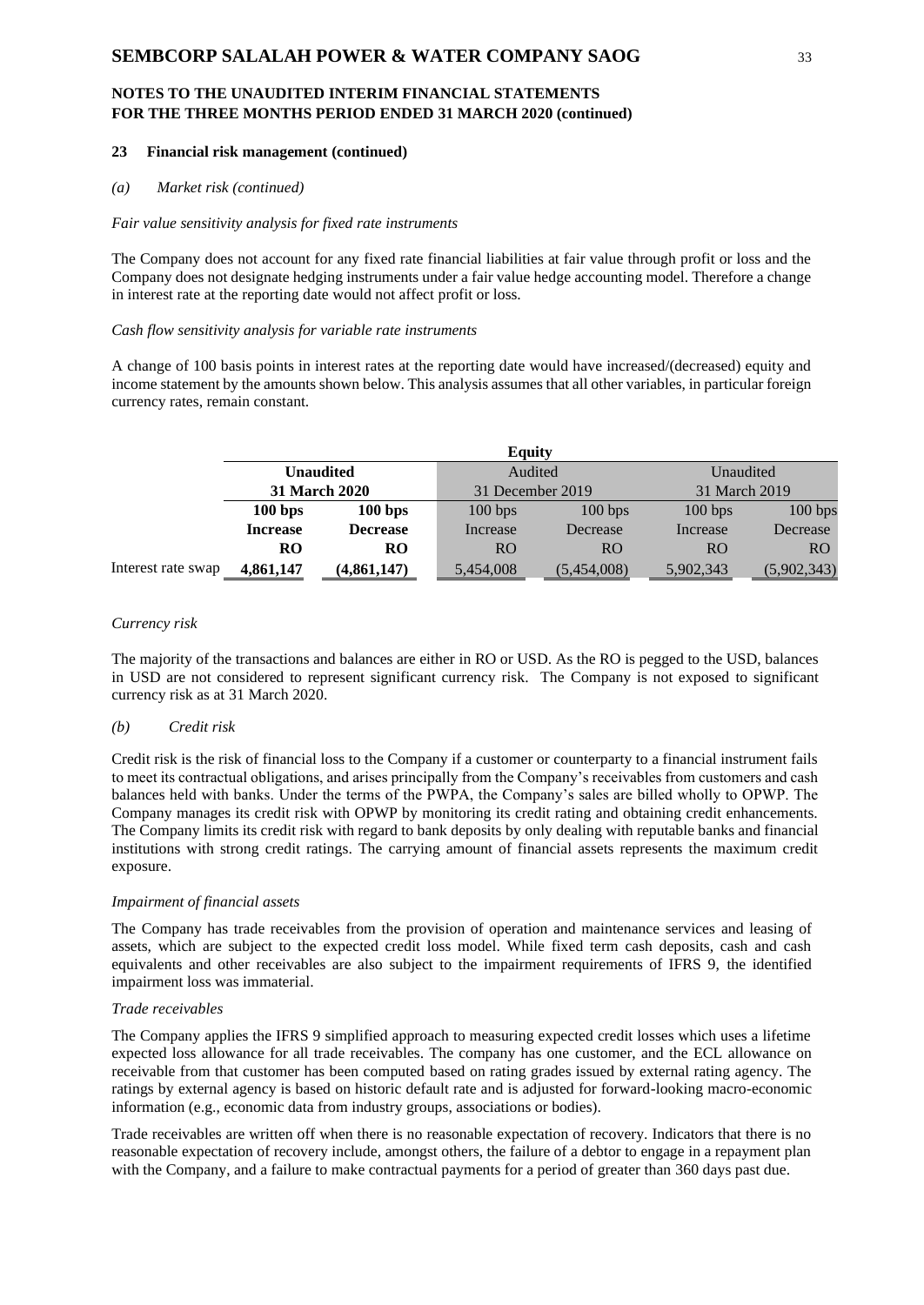**NOTES TO THE UNAUDITED INTERIM FINANCIAL STATEMENTS FOR THE THREE MONTHS PERIOD ENDED 31 MARCH 2020 (continued)**

### 23 Financial risk management (continued)

*(a) Market risk (continued)*

*Fair value sensitivity analysis for fixed rate instruments*

The Company does not account for any fixed rate financial liabilities at fair value through profit or loss and the Company does not designate hedging instruments under a fair value hedge accounting model. Therefore a change in interest rate at the reporting date would not affect profit or loss.

*Cash flow sensitivity analysis for variable rate instruments*

A change of 100 basis points in interest rates at the reporting date would have increased/(decreased) equity and income statement by the amounts shown below. This analysis assumes that all other variables, in particular foreign currency rates, remain constant.

| | **Equity** | | | | | |
|---|---|---|---|---|---|---|
| | **Unaudited** | | Audited | | Unaudited | |
| | **31 March 2020** | | 31 December 2019 | | 31 March 2019 | |
| | **100 bps Increase** | **100 bps Decrease** | 100 bps Increase | 100 bps Decrease | 100 bps Increase | 100 bps Decrease |
| | **RO** | **RO** | RO | RO | RO | RO |
| Interest rate swap | **4,861,147** | **(4,861,147)** | 5,454,008 | (5,454,008) | 5,902,343 | (5,902,343) |

*Currency risk*

The majority of the transactions and balances are either in RO or USD. As the RO is pegged to the USD, balances in USD are not considered to represent significant currency risk. The Company is not exposed to significant currency risk as at 31 March 2020.

*(b) Credit risk*

Credit risk is the risk of financial loss to the Company if a customer or counterparty to a financial instrument fails to meet its contractual obligations, and arises principally from the Company's receivables from customers and cash balances held with banks. Under the terms of the PWPA, the Company's sales are billed wholly to OPWP. The Company manages its credit risk with OPWP by monitoring its credit rating and obtaining credit enhancements. The Company limits its credit risk with regard to bank deposits by only dealing with reputable banks and financial institutions with strong credit ratings. The carrying amount of financial assets represents the maximum credit exposure.

*Impairment of financial assets*

The Company has trade receivables from the provision of operation and maintenance services and leasing of assets, which are subject to the expected credit loss model. While fixed term cash deposits, cash and cash equivalents and other receivables are also subject to the impairment requirements of IFRS 9, the identified impairment loss was immaterial.

*Trade receivables*

The Company applies the IFRS 9 simplified approach to measuring expected credit losses which uses a lifetime expected loss allowance for all trade receivables. The company has one customer, and the ECL allowance on receivable from that customer has been computed based on rating grades issued by external rating agency. The ratings by external agency is based on historic default rate and is adjusted for forward-looking macro-economic information (e.g., economic data from industry groups, associations or bodies).

Trade receivables are written off when there is no reasonable expectation of recovery. Indicators that there is no reasonable expectation of recovery include, amongst others, the failure of a debtor to engage in a repayment plan with the Company, and a failure to make contractual payments for a period of greater than 360 days past due.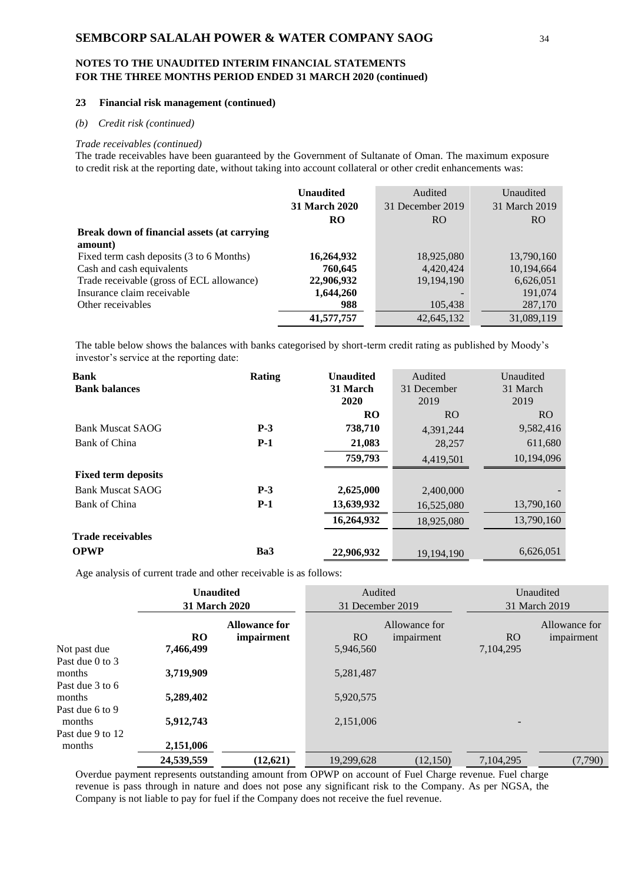## NOTES TO THE UNAUDITED INTERIM FINANCIAL STATEMENTS FOR THE THREE MONTHS PERIOD ENDED 31 MARCH 2020 (continued)

### 23 Financial risk management (continued)

*(b) Credit risk (continued)*

*Trade receivables (continued)*

The trade receivables have been guaranteed by the Government of Sultanate of Oman. The maximum exposure to credit risk at the reporting date, without taking into account collateral or other credit enhancements was:

| | **Unaudited 31 March 2020** | Audited 31 December 2019 | Unaudited 31 March 2019 |
|---|---|---|---|
| | **RO** | RO | RO |
| **Break down of financial assets (at carrying amount)** | | | |
| Fixed term cash deposits (3 to 6 Months) | **16,264,932** | 18,925,080 | 13,790,160 |
| Cash and cash equivalents | **760,645** | 4,420,424 | 10,194,664 |
| Trade receivable (gross of ECL allowance) | **22,906,932** | 19,194,190 | 6,626,051 |
| Insurance claim receivable | **1,644,260** | - | 191,074 |
| Other receivables | **988** | 105,438 | 287,170 |
| | **41,577,757** | 42,645,132 | 31,089,119 |

The table below shows the balances with banks categorised by short-term credit rating as published by Moody's investor's service at the reporting date:

| **Bank** | **Rating** | **Unaudited 31 March 2020** | Audited 31 December 2019 | Unaudited 31 March 2019 |
|---|---|---|---|---|
| **Bank balances** | | **RO** | RO | RO |
| Bank Muscat SAOG | **P-3** | **738,710** | 4,391,244 | 9,582,416 |
| Bank of China | **P-1** | **21,083** | 28,257 | 611,680 |
| | | **759,793** | 4,419,501 | 10,194,096 |
| **Fixed term deposits** | | | | |
| Bank Muscat SAOG | **P-3** | **2,625,000** | 2,400,000 | - |
| Bank of China | **P-1** | **13,639,932** | 16,525,080 | 13,790,160 |
| | | **16,264,932** | 18,925,080 | 13,790,160 |
| **Trade receivables** | | | | |
| **OPWP** | **Ba3** | **22,906,932** | 19,194,190 | 6,626,051 |

Age analysis of current trade and other receivable is as follows:

| | **Unaudited 31 March 2020** | | Audited 31 December 2019 | | Unaudited 31 March 2019 | |
|---|---|---|---|---|---|---|
| | **RO** | **Allowance for impairment** | RO | Allowance for impairment | RO | Allowance for impairment |
| Not past due | **7,466,499** | | 5,946,560 | | 7,104,295 | |
| Past due 0 to 3 months | **3,719,909** | | 5,281,487 | | | |
| Past due 3 to 6 months | **5,289,402** | | 5,920,575 | | | |
| Past due 6 to 9 months | **5,912,743** | | 2,151,006 | | - | |
| Past due 9 to 12 months | **2,151,006** | | | | | |
| | **24,539,559** | **(12,621)** | 19,299,628 | (12,150) | 7,104,295 | (7,790) |

Overdue payment represents outstanding amount from OPWP on account of Fuel Charge revenue. Fuel charge revenue is pass through in nature and does not pose any significant risk to the Company. As per NGSA, the Company is not liable to pay for fuel if the Company does not receive the fuel revenue.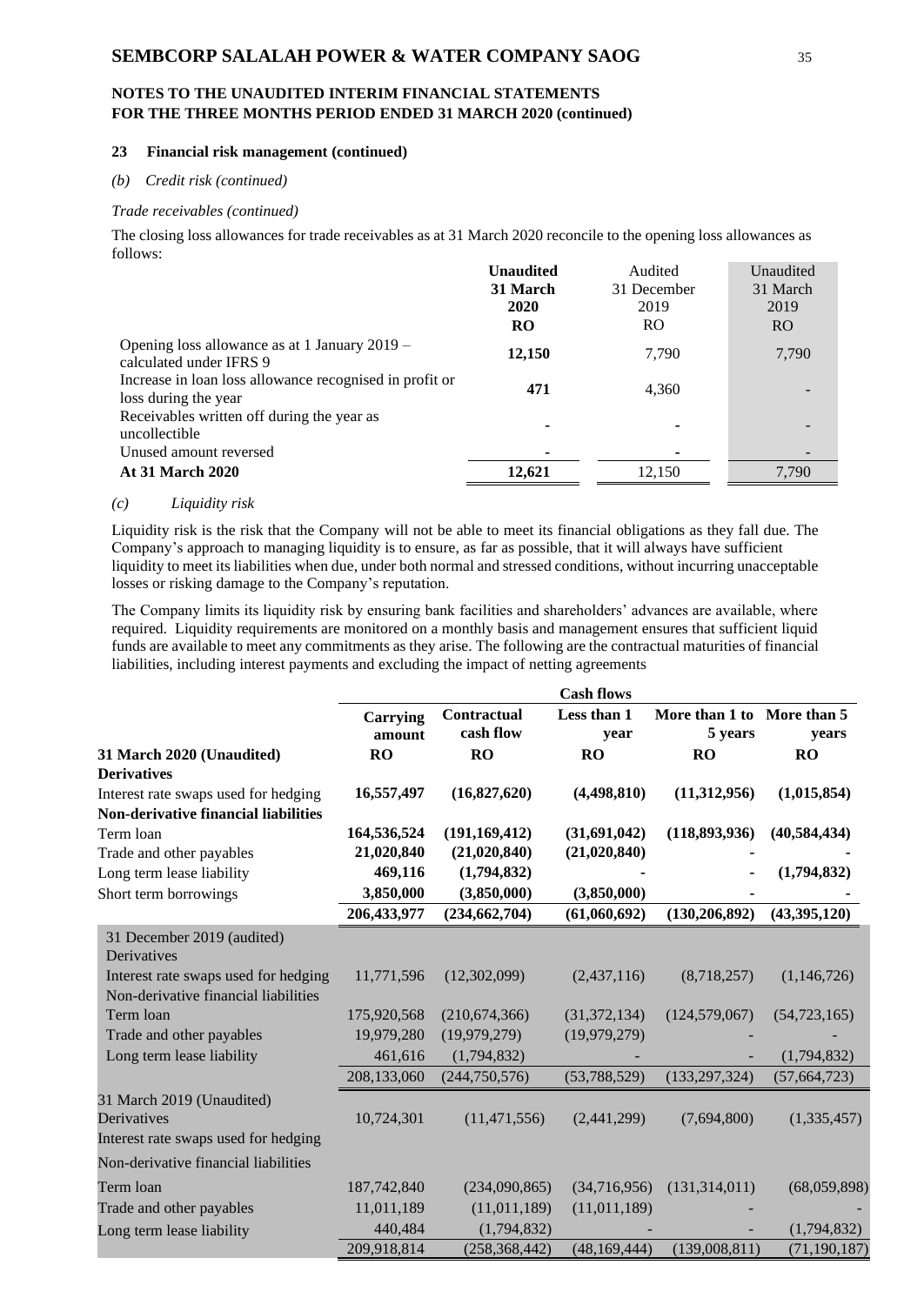**NOTES TO THE UNAUDITED INTERIM FINANCIAL STATEMENTS FOR THE THREE MONTHS PERIOD ENDED 31 MARCH 2020 (continued)**

### 23 Financial risk management (continued)

*(b) Credit risk (continued)*

*Trade receivables (continued)*

The closing loss allowances for trade receivables as at 31 March 2020 reconcile to the opening loss allowances as follows:

| | **Unaudited 31 March 2020 RO** | Audited 31 December 2019 RO | Unaudited 31 March 2019 RO |
|---|---|---|---|
| Opening loss allowance as at 1 January 2019 – calculated under IFRS 9 | **12,150** | 7,790 | 7,790 |
| Increase in loan loss allowance recognised in profit or loss during the year | **471** | 4,360 | - |
| Receivables written off during the year as uncollectible | **-** | - | - |
| Unused amount reversed | **-** | - | - |
| **At 31 March 2020** | **12,621** | 12,150 | 7,790 |

*(c) Liquidity risk*

Liquidity risk is the risk that the Company will not be able to meet its financial obligations as they fall due. The Company's approach to managing liquidity is to ensure, as far as possible, that it will always have sufficient liquidity to meet its liabilities when due, under both normal and stressed conditions, without incurring unacceptable losses or risking damage to the Company's reputation.

The Company limits its liquidity risk by ensuring bank facilities and shareholders' advances are available, where required. Liquidity requirements are monitored on a monthly basis and management ensures that sufficient liquid funds are available to meet any commitments as they arise. The following are the contractual maturities of financial liabilities, including interest payments and excluding the impact of netting agreements

| | | | **Cash flows** | | |
|---|---|---|---|---|---|
| | **Carrying amount** | **Contractual cash flow** | **Less than 1 year** | **More than 1 to 5 years** | **More than 5 years** |
| **31 March 2020 (Unaudited)** | **RO** | **RO** | **RO** | **RO** | **RO** |
| **Derivatives** | | | | | |
| Interest rate swaps used for hedging | **16,557,497** | **(16,827,620)** | **(4,498,810)** | **(11,312,956)** | **(1,015,854)** |
| **Non-derivative financial liabilities** | | | | | |
| Term loan | **164,536,524** | **(191,169,412)** | **(31,691,042)** | **(118,893,936)** | **(40,584,434)** |
| Trade and other payables | **21,020,840** | **(21,020,840)** | **(21,020,840)** | **-** | **-** |
| Long term lease liability | **469,116** | **(1,794,832)** | **-** | **-** | **(1,794,832)** |
| Short term borrowings | **3,850,000** | **(3,850,000)** | **(3,850,000)** | **-** | **-** |
| | **206,433,977** | **(234,662,704)** | **(61,060,692)** | **(130,206,892)** | **(43,395,120)** |
| 31 December 2019 (audited) | | | | | |
| Derivatives | | | | | |
| Interest rate swaps used for hedging | 11,771,596 | (12,302,099) | (2,437,116) | (8,718,257) | (1,146,726) |
| Non-derivative financial liabilities | | | | | |
| Term loan | 175,920,568 | (210,674,366) | (31,372,134) | (124,579,067) | (54,723,165) |
| Trade and other payables | 19,979,280 | (19,979,279) | (19,979,279) | - | - |
| Long term lease liability | 461,616 | (1,794,832) | - | - | (1,794,832) |
| | 208,133,060 | (244,750,576) | (53,788,529) | (133,297,324) | (57,664,723) |
| 31 March 2019 (Unaudited) | | | | | |
| Derivatives | 10,724,301 | (11,471,556) | (2,441,299) | (7,694,800) | (1,335,457) |
| Interest rate swaps used for hedging | | | | | |
| Non-derivative financial liabilities | | | | | |
| Term loan | 187,742,840 | (234,090,865) | (34,716,956) | (131,314,011) | (68,059,898) |
| Trade and other payables | 11,011,189 | (11,011,189) | (11,011,189) | - | - |
| Long term lease liability | 440,484 | (1,794,832) | - | - | (1,794,832) |
| | 209,918,814 | (258,368,442) | (48,169,444) | (139,008,811) | (71,190,187) |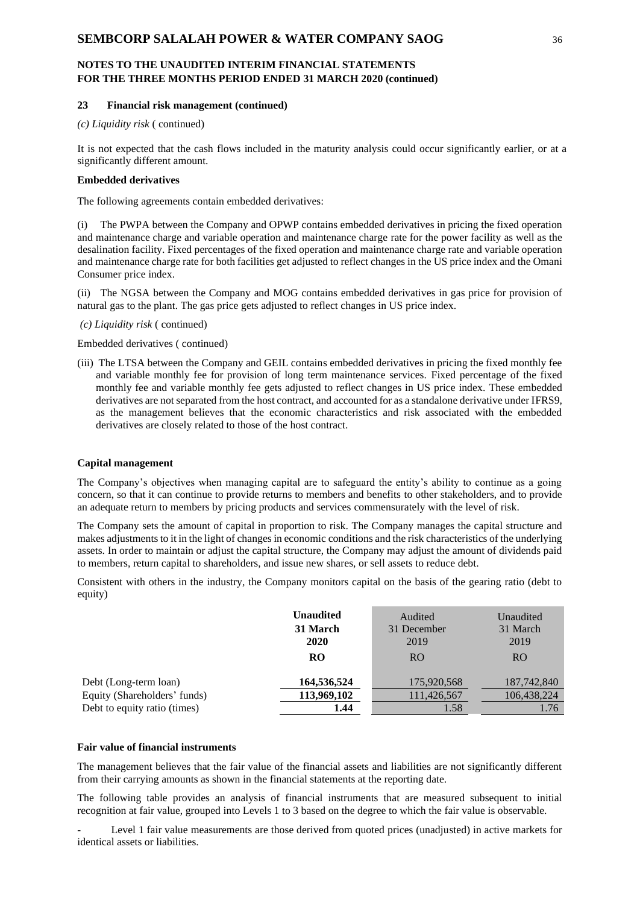**23 Financial risk management (continued)**

*(c) Liquidity risk* ( continued)

It is not expected that the cash flows included in the maturity analysis could occur significantly earlier, or at a significantly different amount.

**Embedded derivatives**

The following agreements contain embedded derivatives:

(i) The PWPA between the Company and OPWP contains embedded derivatives in pricing the fixed operation and maintenance charge and variable operation and maintenance charge rate for the power facility as well as the desalination facility. Fixed percentages of the fixed operation and maintenance charge rate and variable operation and maintenance charge rate for both facilities get adjusted to reflect changes in the US price index and the Omani Consumer price index.

(ii) The NGSA between the Company and MOG contains embedded derivatives in gas price for provision of natural gas to the plant. The gas price gets adjusted to reflect changes in US price index.

*(c) Liquidity risk* ( continued)

Embedded derivatives ( continued)

(iii) The LTSA between the Company and GEIL contains embedded derivatives in pricing the fixed monthly fee and variable monthly fee for provision of long term maintenance services. Fixed percentage of the fixed monthly fee and variable monthly fee gets adjusted to reflect changes in US price index. These embedded derivatives are not separated from the host contract, and accounted for as a standalone derivative under IFRS9, as the management believes that the economic characteristics and risk associated with the embedded derivatives are closely related to those of the host contract.

**Capital management**

The Company's objectives when managing capital are to safeguard the entity's ability to continue as a going concern, so that it can continue to provide returns to members and benefits to other stakeholders, and to provide an adequate return to members by pricing products and services commensurately with the level of risk.

The Company sets the amount of capital in proportion to risk. The Company manages the capital structure and makes adjustments to it in the light of changes in economic conditions and the risk characteristics of the underlying assets. In order to maintain or adjust the capital structure, the Company may adjust the amount of dividends paid to members, return capital to shareholders, and issue new shares, or sell assets to reduce debt.

Consistent with others in the industry, the Company monitors capital on the basis of the gearing ratio (debt to equity)

| | **Unaudited 31 March 2020** | Audited 31 December 2019 | Unaudited 31 March 2019 |
|---|---|---|---|
| | **RO** | RO | RO |
| Debt (Long-term loan) | **164,536,524** | 175,920,568 | 187,742,840 |
| Equity (Shareholders' funds) | **113,969,102** | 111,426,567 | 106,438,224 |
| Debt to equity ratio (times) | **1.44** | 1.58 | 1.76 |

**Fair value of financial instruments**

The management believes that the fair value of the financial assets and liabilities are not significantly different from their carrying amounts as shown in the financial statements at the reporting date.

The following table provides an analysis of financial instruments that are measured subsequent to initial recognition at fair value, grouped into Levels 1 to 3 based on the degree to which the fair value is observable.

- Level 1 fair value measurements are those derived from quoted prices (unadjusted) in active markets for identical assets or liabilities.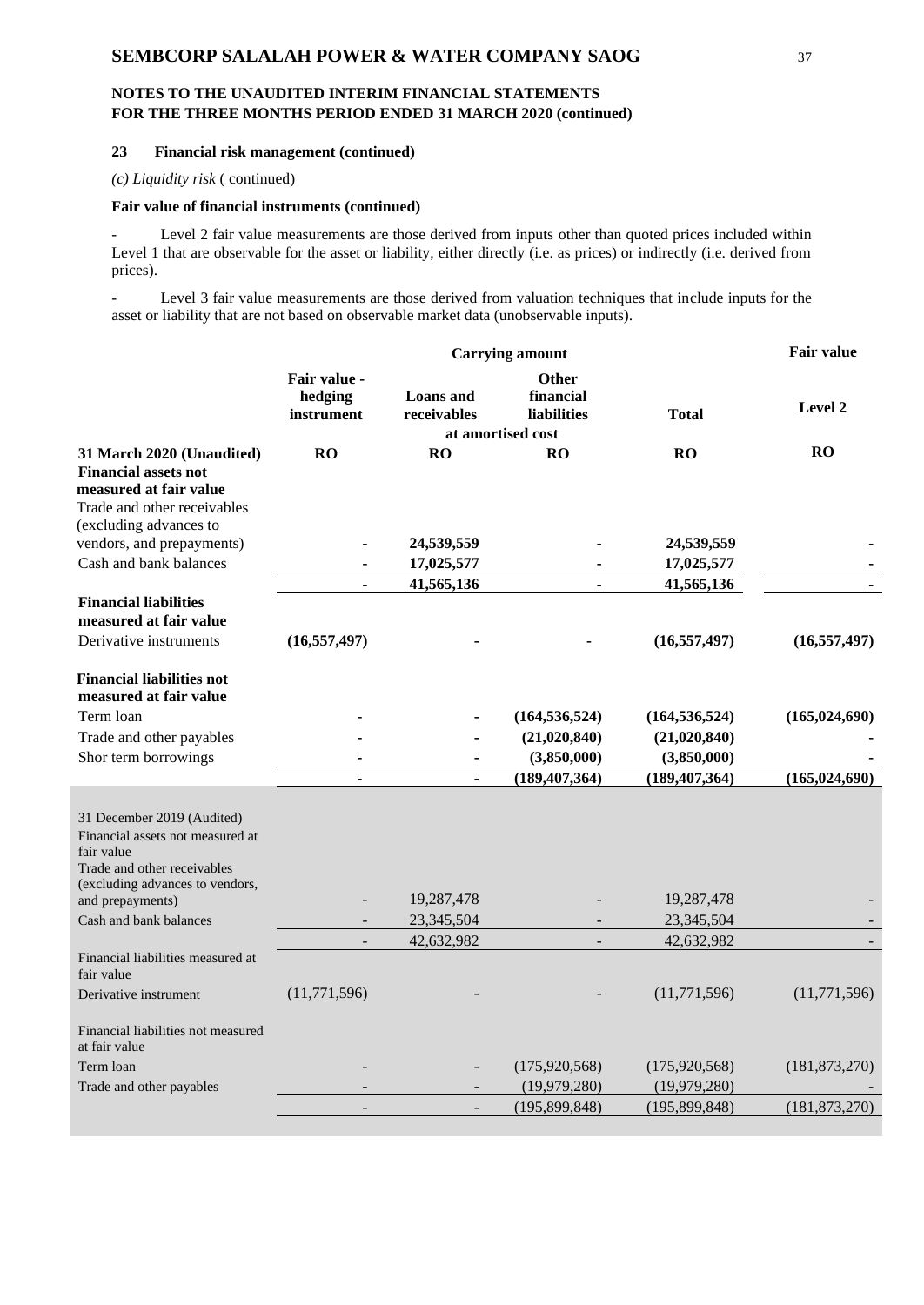**NOTES TO THE UNAUDITED INTERIM FINANCIAL STATEMENTS FOR THE THREE MONTHS PERIOD ENDED 31 MARCH 2020 (continued)**

### 23 Financial risk management (continued)

*(c) Liquidity risk* ( continued)

**Fair value of financial instruments (continued)**

- Level 2 fair value measurements are those derived from inputs other than quoted prices included within Level 1 that are observable for the asset or liability, either directly (i.e. as prices) or indirectly (i.e. derived from prices).

- Level 3 fair value measurements are those derived from valuation techniques that include inputs for the asset or liability that are not based on observable market data (unobservable inputs).

| | Carrying amount | | | | Fair value |
|---|---|---|---|---|---|
| | Fair value - hedging instrument | Loans and receivables | Other financial liabilities | Total | Level 2 |
| | | at amortised cost | | | |
| **31 March 2020 (Unaudited)** | **RO** | **RO** | **RO** | **RO** | **RO** |
| **Financial assets not measured at fair value** | | | | | |
| Trade and other receivables (excluding advances to vendors, and prepayments) | **-** | **24,539,559** | **-** | **24,539,559** | **-** |
| Cash and bank balances | **-** | **17,025,577** | **-** | **17,025,577** | **-** |
| | **-** | **41,565,136** | **-** | **41,565,136** | **-** |
| **Financial liabilities measured at fair value** | | | | | |
| Derivative instruments | **(16,557,497)** | **-** | **-** | **(16,557,497)** | **(16,557,497)** |
| **Financial liabilities not measured at fair value** | | | | | |
| Term loan | **-** | **-** | **(164,536,524)** | **(164,536,524)** | **(165,024,690)** |
| Trade and other payables | **-** | **-** | **(21,020,840)** | **(21,020,840)** | **-** |
| Shor term borrowings | **-** | **-** | **(3,850,000)** | **(3,850,000)** | **-** |
| | **-** | **-** | **(189,407,364)** | **(189,407,364)** | **(165,024,690)** |
| 31 December 2019 (Audited) | | | | | |
| Financial assets not measured at fair value | | | | | |
| Trade and other receivables (excluding advances to vendors, and prepayments) | - | 19,287,478 | - | 19,287,478 | - |
| Cash and bank balances | - | 23,345,504 | - | 23,345,504 | - |
| | - | 42,632,982 | - | 42,632,982 | - |
| Financial liabilities measured at fair value | | | | | |
| Derivative instrument | (11,771,596) | - | - | (11,771,596) | (11,771,596) |
| Financial liabilities not measured at fair value | | | | | |
| Term loan | - | - | (175,920,568) | (175,920,568) | (181,873,270) |
| Trade and other payables | - | - | (19,979,280) | (19,979,280) | - |
| | - | - | (195,899,848) | (195,899,848) | (181,873,270) |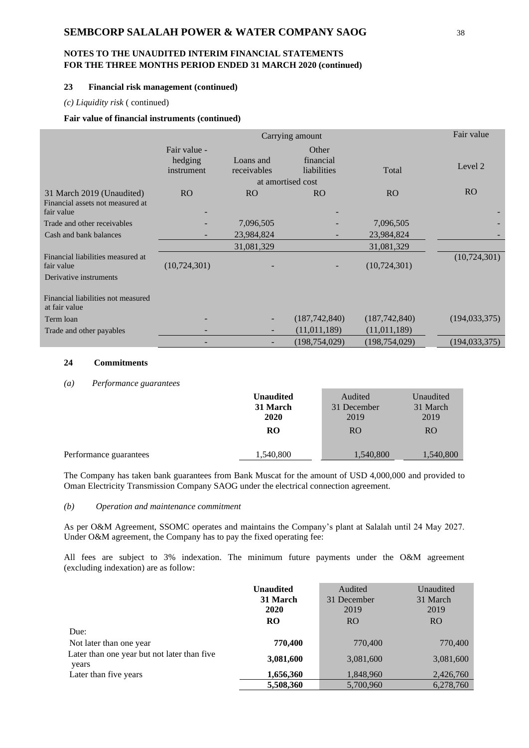**NOTES TO THE UNAUDITED INTERIM FINANCIAL STATEMENTS FOR THE THREE MONTHS PERIOD ENDED 31 MARCH 2020 (continued)**

### 23 Financial risk management (continued)

*(c) Liquidity risk* ( continued)

**Fair value of financial instruments (continued)**

| | Carrying amount | | | | Fair value |
|---|---|---|---|---|---|
| | Fair value - hedging instrument | Loans and receivables | Other financial liabilities | Total | Level 2 |
| | | at amortised cost | | | |
| 31 March 2019 (Unaudited) | RO | RO | RO | RO | RO |
| Financial assets not measured at fair value | - | | - | | - |
| Trade and other receivables | - | 7,096,505 | - | 7,096,505 | - |
| Cash and bank balances | - | 23,984,824 | - | 23,984,824 | - |
| | | 31,081,329 | | 31,081,329 | |
| Financial liabilities measured at fair value | (10,724,301) | - | - | (10,724,301) | (10,724,301) |
| Derivative instruments | | | | | |
| Financial liabilities not measured at fair value | | | | | |
| Term loan | - | - | (187,742,840) | (187,742,840) | (194,033,375) |
| Trade and other payables | - | - | (11,011,189) | (11,011,189) | |
| | - | - | (198,754,029) | (198,754,029) | (194,033,375) |

### 24 Commitments

*(a) Performance guarantees*

| | **Unaudited 31 March 2020** | Audited 31 December 2019 | Unaudited 31 March 2019 |
|---|---|---|---|
| | **RO** | RO | RO |
| Performance guarantees | 1,540,800 | 1,540,800 | 1,540,800 |

The Company has taken bank guarantees from Bank Muscat for the amount of USD 4,000,000 and provided to Oman Electricity Transmission Company SAOG under the electrical connection agreement.

*(b) Operation and maintenance commitment*

As per O&M Agreement, SSOMC operates and maintains the Company's plant at Salalah until 24 May 2027. Under O&M agreement, the Company has to pay the fixed operating fee:

All fees are subject to 3% indexation. The minimum future payments under the O&M agreement (excluding indexation) are as follow:

| | **Unaudited 31 March 2020** | Audited 31 December 2019 | Unaudited 31 March 2019 |
|---|---|---|---|
| | **RO** | RO | RO |
| Due: | | | |
| Not later than one year | **770,400** | 770,400 | 770,400 |
| Later than one year but not later than five years | **3,081,600** | 3,081,600 | 3,081,600 |
| Later than five years | **1,656,360** | 1,848,960 | 2,426,760 |
| | **5,508,360** | 5,700,960 | 6,278,760 |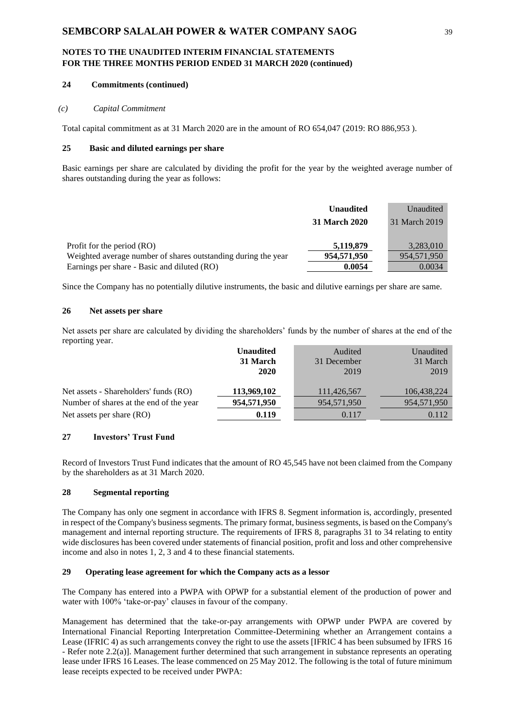## 24 Commitments (continued)

*(c) Capital Commitment*

Total capital commitment as at 31 March 2020 are in the amount of RO 654,047 (2019: RO 886,953 ).

## 25 Basic and diluted earnings per share

Basic earnings per share are calculated by dividing the profit for the year by the weighted average number of shares outstanding during the year as follows:

| | **Unaudited 31 March 2020** | Unaudited 31 March 2019 |
|---|---|---|
| Profit for the period (RO) | **5,119,879** | 3,283,010 |
| Weighted average number of shares outstanding during the year | **954,571,950** | 954,571,950 |
| Earnings per share - Basic and diluted (RO) | **0.0054** | 0.0034 |

Since the Company has no potentially dilutive instruments, the basic and dilutive earnings per share are same.

## 26 Net assets per share

Net assets per share are calculated by dividing the shareholders' funds by the number of shares at the end of the reporting year.

| | **Unaudited 31 March 2020** | Audited 31 December 2019 | Unaudited 31 March 2019 |
|---|---|---|---|
| Net assets - Shareholders' funds (RO) | **113,969,102** | 111,426,567 | 106,438,224 |
| Number of shares at the end of the year | **954,571,950** | 954,571,950 | 954,571,950 |
| Net assets per share (RO) | **0.119** | 0.117 | 0.112 |

## 27 Investors' Trust Fund

Record of Investors Trust Fund indicates that the amount of RO 45,545 have not been claimed from the Company by the shareholders as at 31 March 2020.

## 28 Segmental reporting

The Company has only one segment in accordance with IFRS 8. Segment information is, accordingly, presented in respect of the Company's business segments. The primary format, business segments, is based on the Company's management and internal reporting structure. The requirements of IFRS 8, paragraphs 31 to 34 relating to entity wide disclosures has been covered under statements of financial position, profit and loss and other comprehensive income and also in notes 1, 2, 3 and 4 to these financial statements.

## 29 Operating lease agreement for which the Company acts as a lessor

The Company has entered into a PWPA with OPWP for a substantial element of the production of power and water with 100% 'take-or-pay' clauses in favour of the company.

Management has determined that the take-or-pay arrangements with OPWP under PWPA are covered by International Financial Reporting Interpretation Committee-Determining whether an Arrangement contains a Lease (IFRIC 4) as such arrangements convey the right to use the assets [IFRIC 4 has been subsumed by IFRS 16 - Refer note 2.2(a)]. Management further determined that such arrangement in substance represents an operating lease under IFRS 16 Leases. The lease commenced on 25 May 2012. The following is the total of future minimum lease receipts expected to be received under PWPA: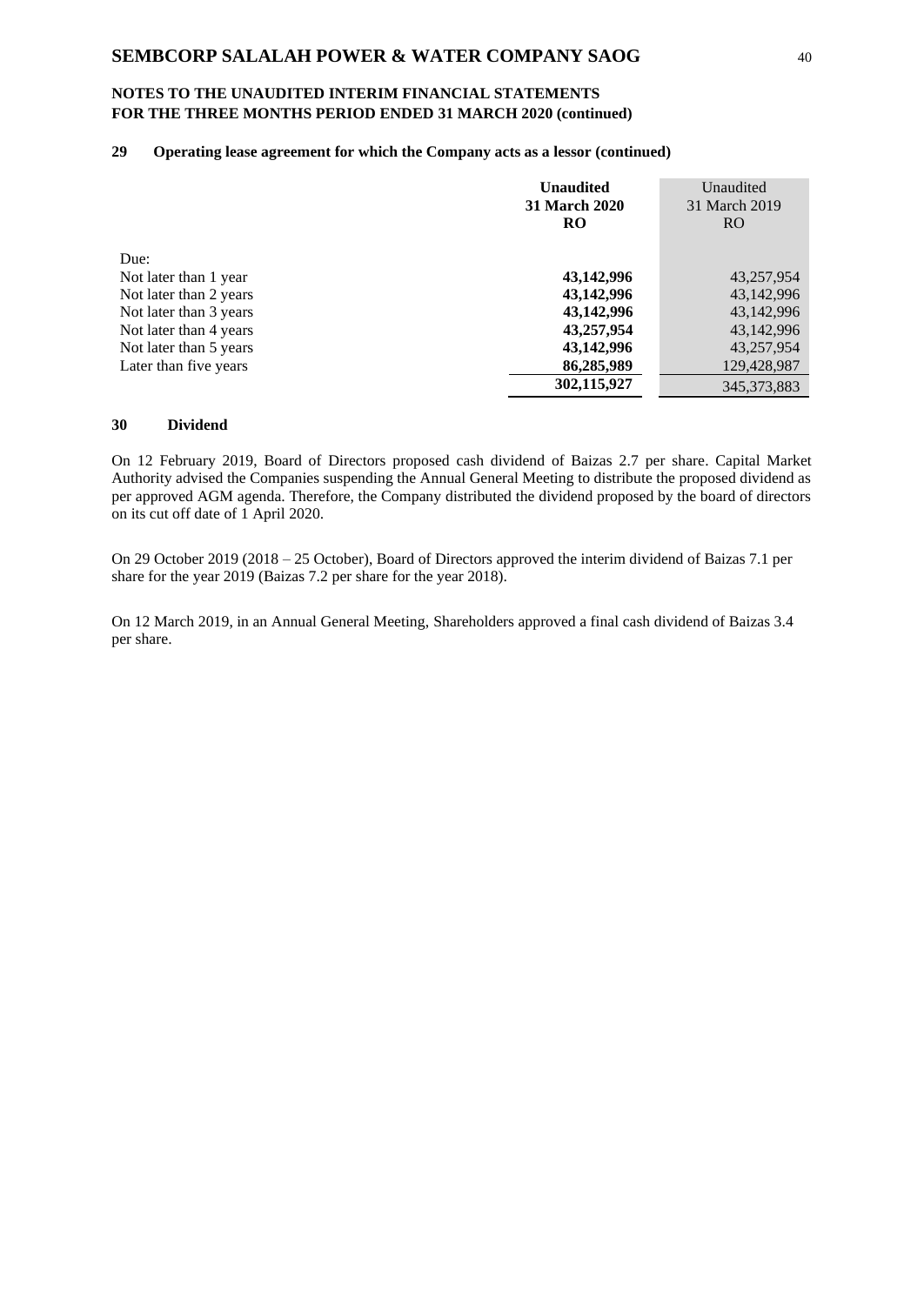## 29 Operating lease agreement for which the Company acts as a lessor (continued)

| | **Unaudited 31 March 2020 RO** | Unaudited 31 March 2019 RO |
|---|---|---|
| Due: | | |
| Not later than 1 year | **43,142,996** | 43,257,954 |
| Not later than 2 years | **43,142,996** | 43,142,996 |
| Not later than 3 years | **43,142,996** | 43,142,996 |
| Not later than 4 years | **43,257,954** | 43,142,996 |
| Not later than 5 years | **43,142,996** | 43,257,954 |
| Later than five years | **86,285,989** | 129,428,987 |
| | **302,115,927** | 345,373,883 |

## 30 Dividend

On 12 February 2019, Board of Directors proposed cash dividend of Baizas 2.7 per share. Capital Market Authority advised the Companies suspending the Annual General Meeting to distribute the proposed dividend as per approved AGM agenda. Therefore, the Company distributed the dividend proposed by the board of directors on its cut off date of 1 April 2020.

On 29 October 2019 (2018 – 25 October), Board of Directors approved the interim dividend of Baizas 7.1 per share for the year 2019 (Baizas 7.2 per share for the year 2018).

On 12 March 2019, in an Annual General Meeting, Shareholders approved a final cash dividend of Baizas 3.4 per share.